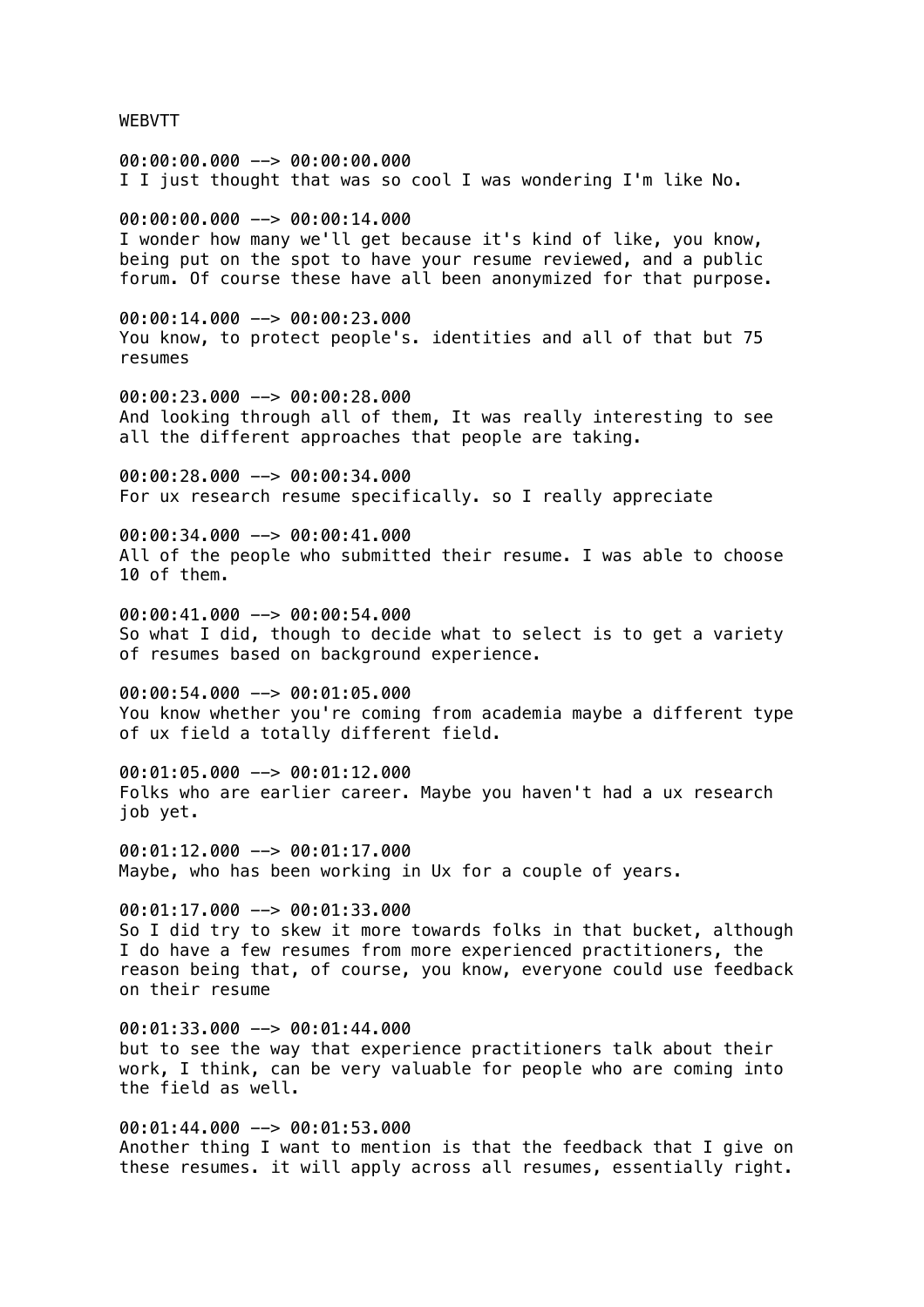WEBVTT

00:00:00.000 --> 00:00:00.000
I I just thought that was so cool I was wondering I'm like No.

00:00:00.000 --> 00:00:14.000
I wonder how many we'll get because it's kind of like, you know, being put on the spot to have your resume reviewed, and a public forum. Of course these have all been anonymized for that purpose.

00:00:14.000 --> 00:00:23.000
You know, to protect people's. identities and all of that but 75 resumes

00:00:23.000 --> 00:00:28.000
And looking through all of them, It was really interesting to see all the different approaches that people are taking.

00:00:28.000 --> 00:00:34.000
For ux research resume specifically. so I really appreciate

00:00:34.000 --> 00:00:41.000
All of the people who submitted their resume. I was able to choose 10 of them.

00:00:41.000 --> 00:00:54.000
So what I did, though to decide what to select is to get a variety of resumes based on background experience.

00:00:54.000 --> 00:01:05.000
You know whether you're coming from academia maybe a different type of ux field a totally different field.

00:01:05.000 --> 00:01:12.000
Folks who are earlier career. Maybe you haven't had a ux research job yet.

00:01:12.000 --> 00:01:17.000
Maybe, who has been working in Ux for a couple of years.

00:01:17.000 --> 00:01:33.000
So I did try to skew it more towards folks in that bucket, although I do have a few resumes from more experienced practitioners, the reason being that, of course, you know, everyone could use feedback on their resume

00:01:33.000 --> 00:01:44.000
but to see the way that experience practitioners talk about their work, I think, can be very valuable for people who are coming into the field as well.

00:01:44.000 --> 00:01:53.000
Another thing I want to mention is that the feedback that I give on these resumes. it will apply across all resumes, essentially right.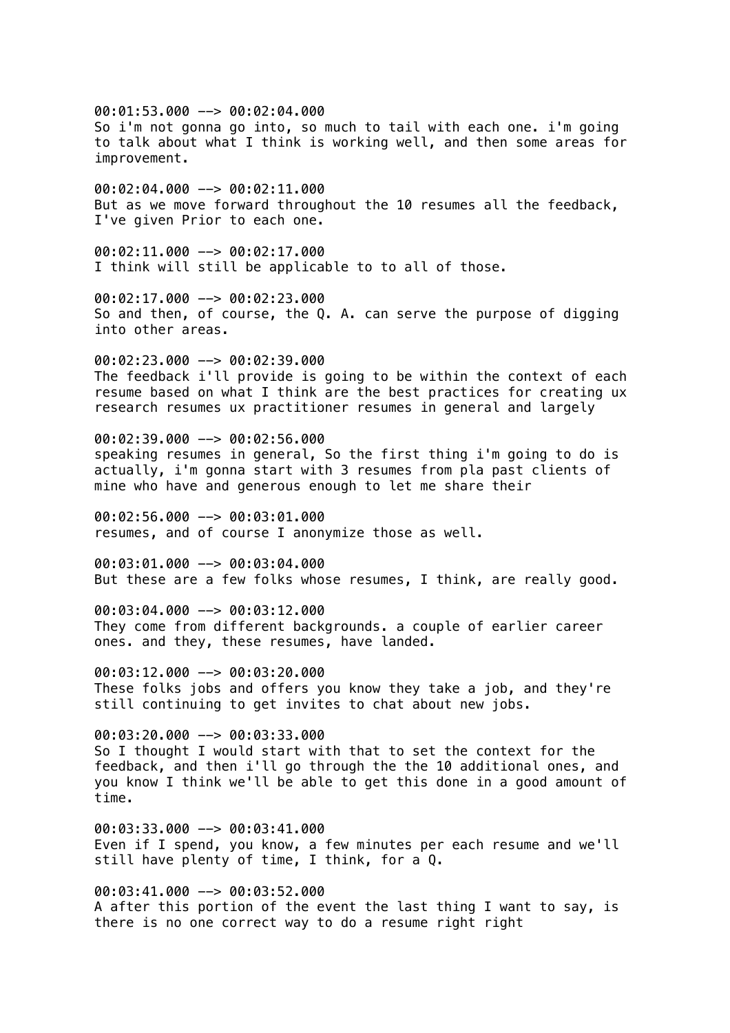00:01:53.000 --> 00:02:04.000
So i'm not gonna go into, so much to tail with each one. i'm going to talk about what I think is working well, and then some areas for improvement.

00:02:04.000 --> 00:02:11.000
But as we move forward throughout the 10 resumes all the feedback, I've given Prior to each one.

00:02:11.000 --> 00:02:17.000
I think will still be applicable to to all of those.

00:02:17.000 --> 00:02:23.000
So and then, of course, the Q. A. can serve the purpose of digging into other areas.

00:02:23.000 --> 00:02:39.000
The feedback i'll provide is going to be within the context of each resume based on what I think are the best practices for creating ux research resumes ux practitioner resumes in general and largely

00:02:39.000 --> 00:02:56.000
speaking resumes in general, So the first thing i'm going to do is actually, i'm gonna start with 3 resumes from pla past clients of mine who have and generous enough to let me share their

00:02:56.000 --> 00:03:01.000
resumes, and of course I anonymize those as well.

00:03:01.000 --> 00:03:04.000
But these are a few folks whose resumes, I think, are really good.

00:03:04.000 --> 00:03:12.000
They come from different backgrounds. a couple of earlier career ones. and they, these resumes, have landed.

00:03:12.000 --> 00:03:20.000
These folks jobs and offers you know they take a job, and they're still continuing to get invites to chat about new jobs.

00:03:20.000 --> 00:03:33.000
So I thought I would start with that to set the context for the feedback, and then i'll go through the the 10 additional ones, and you know I think we'll be able to get this done in a good amount of time.

00:03:33.000 --> 00:03:41.000
Even if I spend, you know, a few minutes per each resume and we'll still have plenty of time, I think, for a Q.

00:03:41.000 --> 00:03:52.000
A after this portion of the event the last thing I want to say, is there is no one correct way to do a resume right right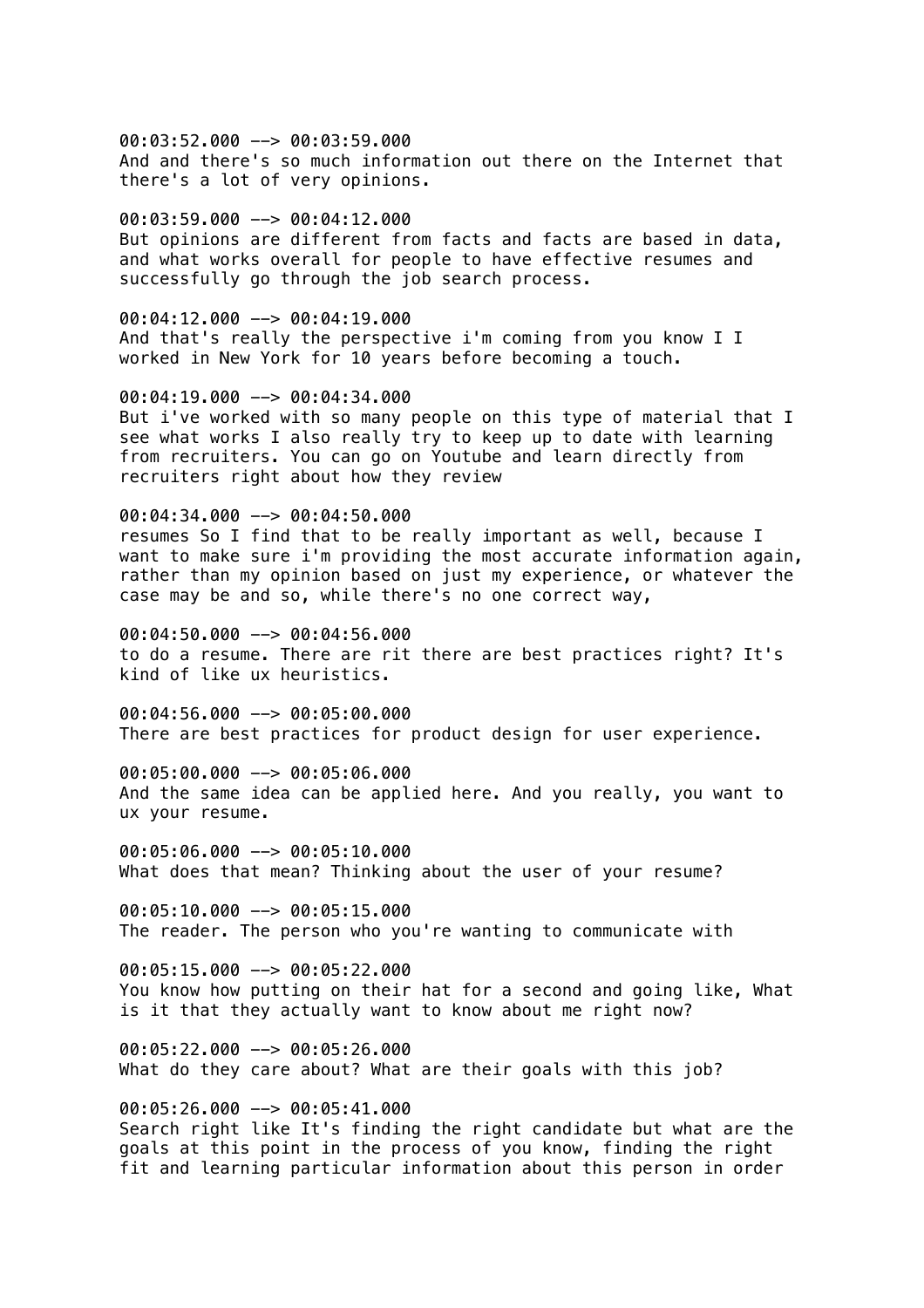00:03:52.000 --> 00:03:59.000
And and there's so much information out there on the Internet that there's a lot of very opinions.

00:03:59.000 --> 00:04:12.000
But opinions are different from facts and facts are based in data, and what works overall for people to have effective resumes and successfully go through the job search process.

00:04:12.000 --> 00:04:19.000
And that's really the perspective i'm coming from you know I I worked in New York for 10 years before becoming a touch.

00:04:19.000 --> 00:04:34.000
But i've worked with so many people on this type of material that I see what works I also really try to keep up to date with learning from recruiters. You can go on Youtube and learn directly from recruiters right about how they review

00:04:34.000 --> 00:04:50.000
resumes So I find that to be really important as well, because I want to make sure i'm providing the most accurate information again, rather than my opinion based on just my experience, or whatever the case may be and so, while there's no one correct way,

00:04:50.000 --> 00:04:56.000
to do a resume. There are rit there are best practices right? It's kind of like ux heuristics.

00:04:56.000 --> 00:05:00.000
There are best practices for product design for user experience.

00:05:00.000 --> 00:05:06.000
And the same idea can be applied here. And you really, you want to ux your resume.

00:05:06.000 --> 00:05:10.000
What does that mean? Thinking about the user of your resume?

00:05:10.000 --> 00:05:15.000
The reader. The person who you're wanting to communicate with

00:05:15.000 --> 00:05:22.000
You know how putting on their hat for a second and going like, What is it that they actually want to know about me right now?

00:05:22.000 --> 00:05:26.000
What do they care about? What are their goals with this job?

00:05:26.000 --> 00:05:41.000
Search right like It's finding the right candidate but what are the goals at this point in the process of you know, finding the right fit and learning particular information about this person in order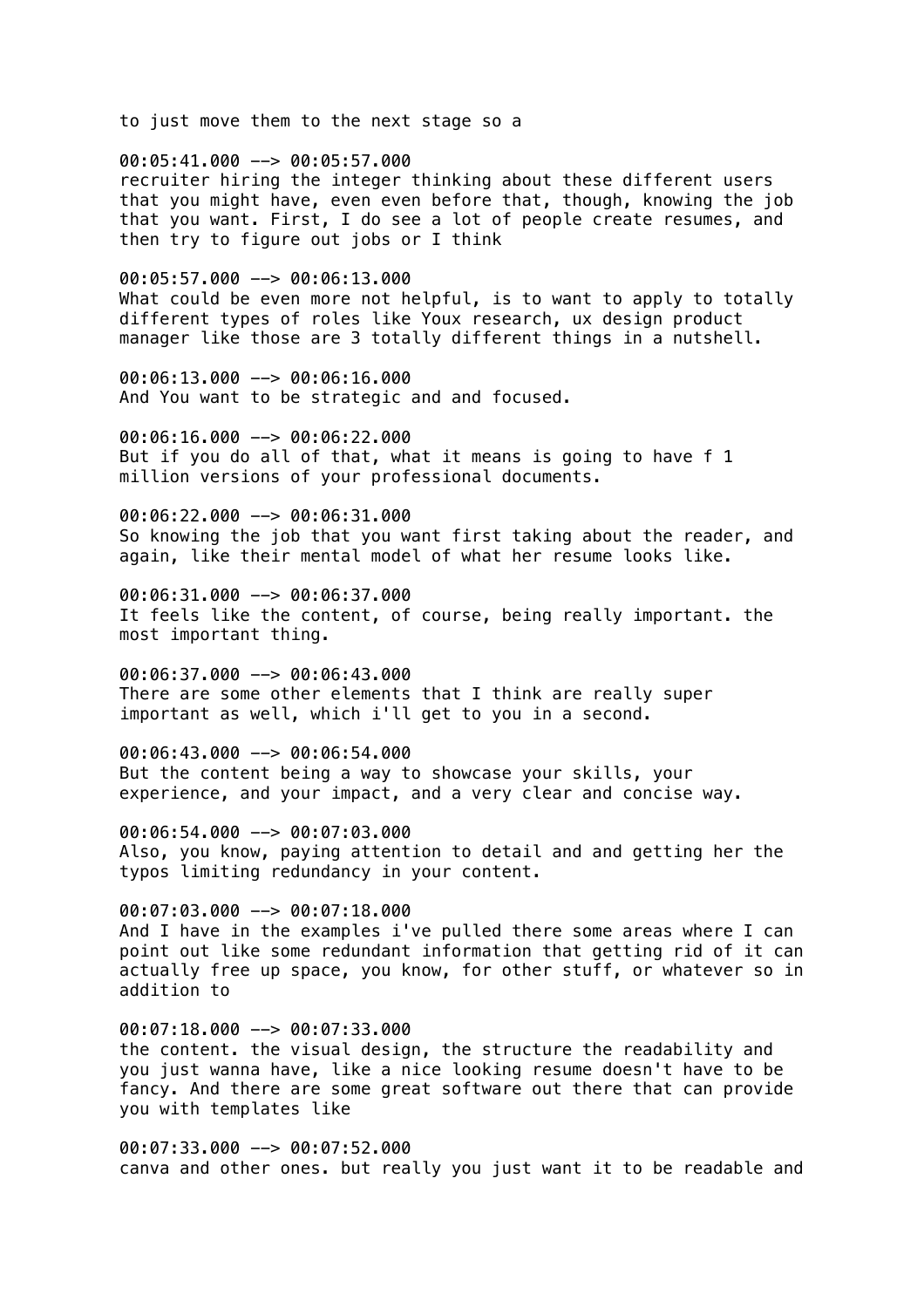to just move them to the next stage so a

00:05:41.000 --> 00:05:57.000
recruiter hiring the integer thinking about these different users that you might have, even even before that, though, knowing the job that you want. First, I do see a lot of people create resumes, and then try to figure out jobs or I think

00:05:57.000 --> 00:06:13.000
What could be even more not helpful, is to want to apply to totally different types of roles like Youx research, ux design product manager like those are 3 totally different things in a nutshell.

00:06:13.000 --> 00:06:16.000
And You want to be strategic and and focused.

00:06:16.000 --> 00:06:22.000
But if you do all of that, what it means is going to have f 1 million versions of your professional documents.

00:06:22.000 --> 00:06:31.000
So knowing the job that you want first taking about the reader, and again, like their mental model of what her resume looks like.

00:06:31.000 --> 00:06:37.000
It feels like the content, of course, being really important. the most important thing.

00:06:37.000 --> 00:06:43.000
There are some other elements that I think are really super important as well, which i'll get to you in a second.

00:06:43.000 --> 00:06:54.000
But the content being a way to showcase your skills, your experience, and your impact, and a very clear and concise way.

00:06:54.000 --> 00:07:03.000
Also, you know, paying attention to detail and and getting her the typos limiting redundancy in your content.

00:07:03.000 --> 00:07:18.000
And I have in the examples i've pulled there some areas where I can point out like some redundant information that getting rid of it can actually free up space, you know, for other stuff, or whatever so in addition to

00:07:18.000 --> 00:07:33.000
the content. the visual design, the structure the readability and you just wanna have, like a nice looking resume doesn't have to be fancy. And there are some great software out there that can provide you with templates like

00:07:33.000 --> 00:07:52.000
canva and other ones. but really you just want it to be readable and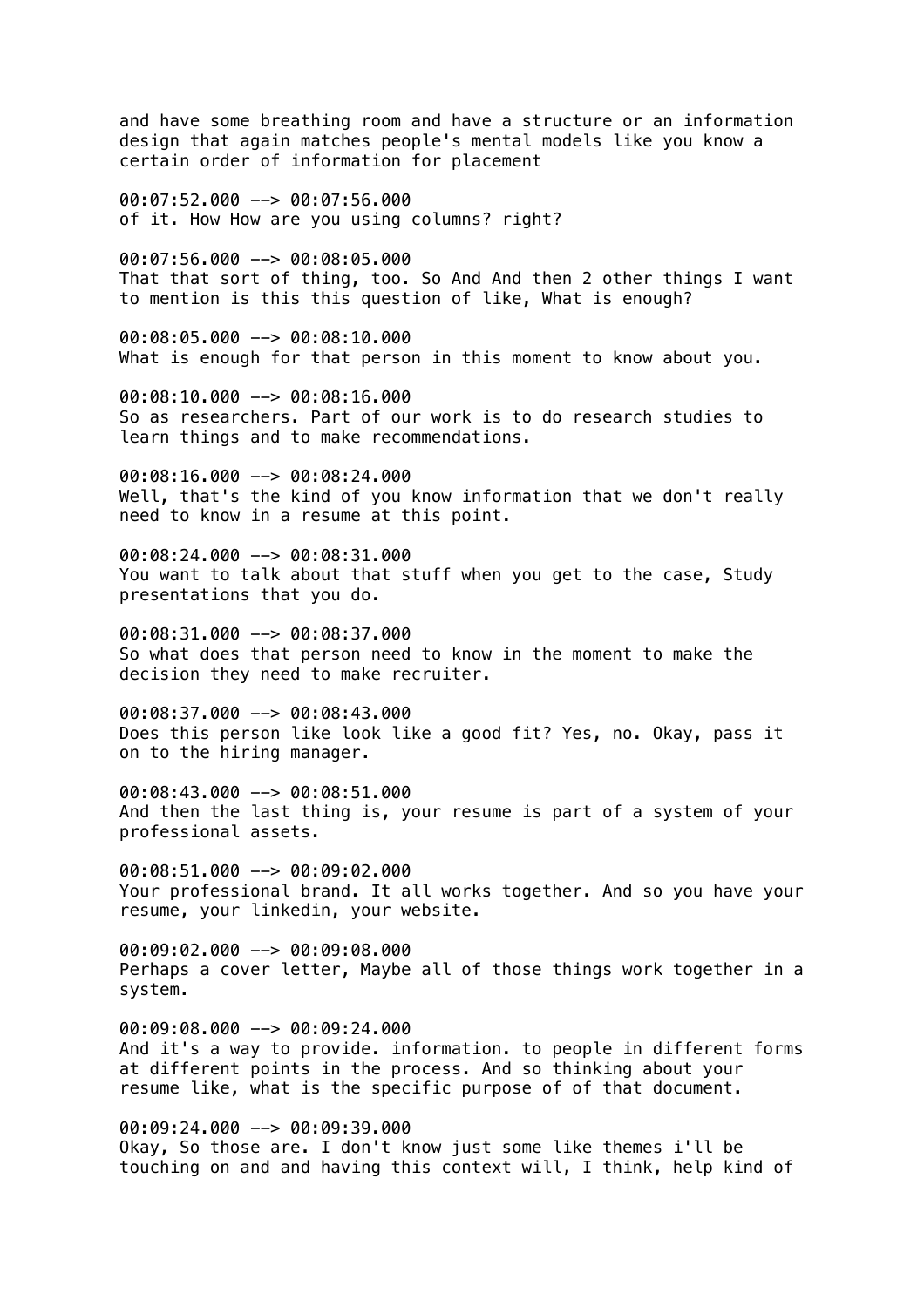and have some breathing room and have a structure or an information design that again matches people's mental models like you know a certain order of information for placement

00:07:52.000 --> 00:07:56.000
of it. How How are you using columns? right?

00:07:56.000 --> 00:08:05.000
That that sort of thing, too. So And And then 2 other things I want to mention is this this question of like, What is enough?

00:08:05.000 --> 00:08:10.000
What is enough for that person in this moment to know about you.

00:08:10.000 --> 00:08:16.000
So as researchers. Part of our work is to do research studies to learn things and to make recommendations.

00:08:16.000 --> 00:08:24.000
Well, that's the kind of you know information that we don't really need to know in a resume at this point.

00:08:24.000 --> 00:08:31.000
You want to talk about that stuff when you get to the case, Study presentations that you do.

00:08:31.000 --> 00:08:37.000
So what does that person need to know in the moment to make the decision they need to make recruiter.

00:08:37.000 --> 00:08:43.000
Does this person like look like a good fit? Yes, no. Okay, pass it on to the hiring manager.

00:08:43.000 --> 00:08:51.000
And then the last thing is, your resume is part of a system of your professional assets.

00:08:51.000 --> 00:09:02.000
Your professional brand. It all works together. And so you have your resume, your linkedin, your website.

00:09:02.000 --> 00:09:08.000
Perhaps a cover letter, Maybe all of those things work together in a system.

00:09:08.000 --> 00:09:24.000
And it's a way to provide. information. to people in different forms at different points in the process. And so thinking about your resume like, what is the specific purpose of of that document.

00:09:24.000 --> 00:09:39.000
Okay, So those are. I don't know just some like themes i'll be touching on and and having this context will, I think, help kind of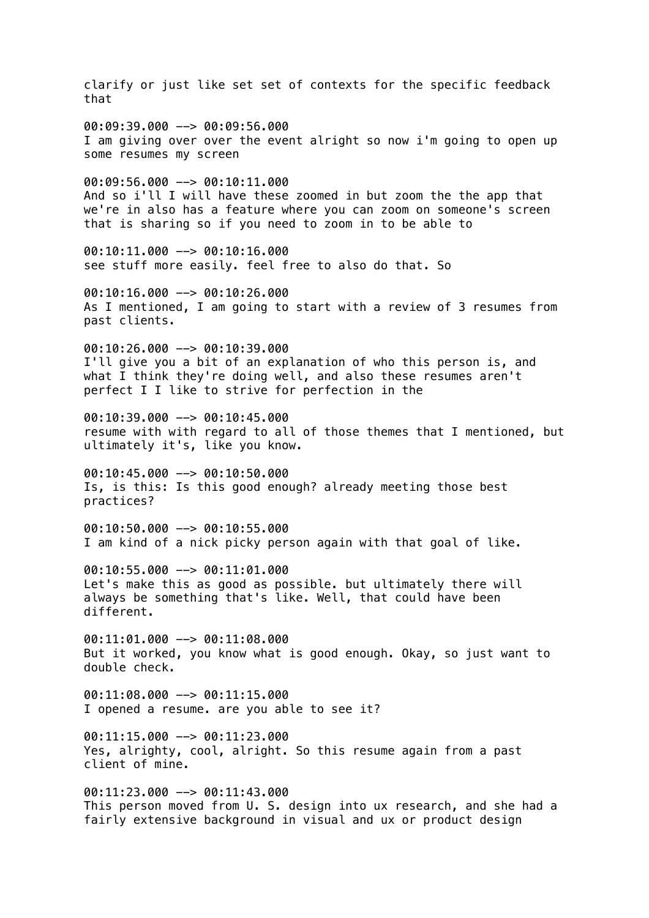clarify or just like set set of contexts for the specific feedback that

00:09:39.000 --> 00:09:56.000
I am giving over over the event alright so now i'm going to open up some resumes my screen

00:09:56.000 --> 00:10:11.000
And so i'll I will have these zoomed in but zoom the the app that we're in also has a feature where you can zoom on someone's screen that is sharing so if you need to zoom in to be able to

00:10:11.000 --> 00:10:16.000
see stuff more easily. feel free to also do that. So

00:10:16.000 --> 00:10:26.000
As I mentioned, I am going to start with a review of 3 resumes from past clients.

00:10:26.000 --> 00:10:39.000
I'll give you a bit of an explanation of who this person is, and what I think they're doing well, and also these resumes aren't perfect I I like to strive for perfection in the

00:10:39.000 --> 00:10:45.000
resume with with regard to all of those themes that I mentioned, but ultimately it's, like you know.

00:10:45.000 --> 00:10:50.000
Is, is this: Is this good enough? already meeting those best practices?

00:10:50.000 --> 00:10:55.000
I am kind of a nick picky person again with that goal of like.

00:10:55.000 --> 00:11:01.000
Let's make this as good as possible. but ultimately there will always be something that's like. Well, that could have been different.

00:11:01.000 --> 00:11:08.000
But it worked, you know what is good enough. Okay, so just want to double check.

00:11:08.000 --> 00:11:15.000
I opened a resume. are you able to see it?

00:11:15.000 --> 00:11:23.000
Yes, alrighty, cool, alright. So this resume again from a past client of mine.

00:11:23.000 --> 00:11:43.000
This person moved from U. S. design into ux research, and she had a fairly extensive background in visual and ux or product design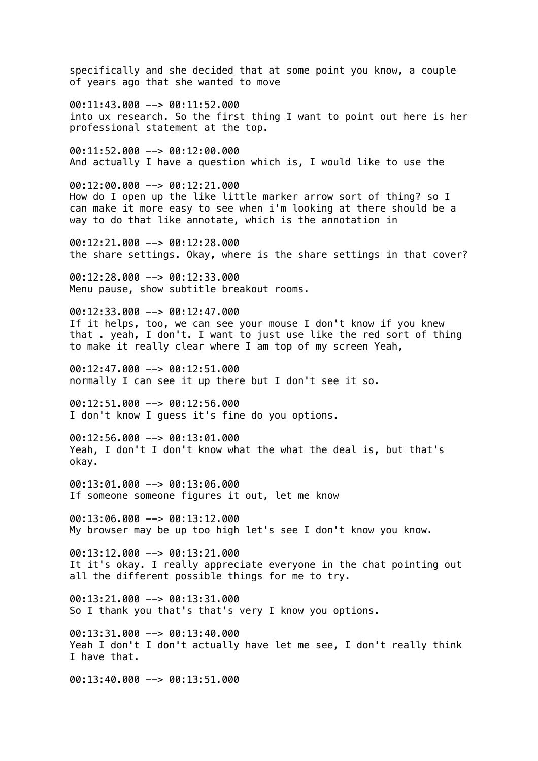specifically and she decided that at some point you know, a couple of years ago that she wanted to move

00:11:43.000 --> 00:11:52.000
into ux research. So the first thing I want to point out here is her professional statement at the top.

00:11:52.000 --> 00:12:00.000
And actually I have a question which is, I would like to use the

00:12:00.000 --> 00:12:21.000
How do I open up the like little marker arrow sort of thing? so I can make it more easy to see when i'm looking at there should be a way to do that like annotate, which is the annotation in

00:12:21.000 --> 00:12:28.000
the share settings. Okay, where is the share settings in that cover?

00:12:28.000 --> 00:12:33.000
Menu pause, show subtitle breakout rooms.

00:12:33.000 --> 00:12:47.000
If it helps, too, we can see your mouse I don't know if you knew that . yeah, I don't. I want to just use like the red sort of thing to make it really clear where I am top of my screen Yeah,

00:12:47.000 --> 00:12:51.000
normally I can see it up there but I don't see it so.

00:12:51.000 --> 00:12:56.000
I don't know I guess it's fine do you options.

00:12:56.000 --> 00:13:01.000
Yeah, I don't I don't know what the what the deal is, but that's okay.

00:13:01.000 --> 00:13:06.000
If someone someone figures it out, let me know

00:13:06.000 --> 00:13:12.000
My browser may be up too high let's see I don't know you know.

00:13:12.000 --> 00:13:21.000
It it's okay. I really appreciate everyone in the chat pointing out all the different possible things for me to try.

00:13:21.000 --> 00:13:31.000
So I thank you that's that's very I know you options.

00:13:31.000 --> 00:13:40.000
Yeah I don't I don't actually have let me see, I don't really think I have that.

00:13:40.000 --> 00:13:51.000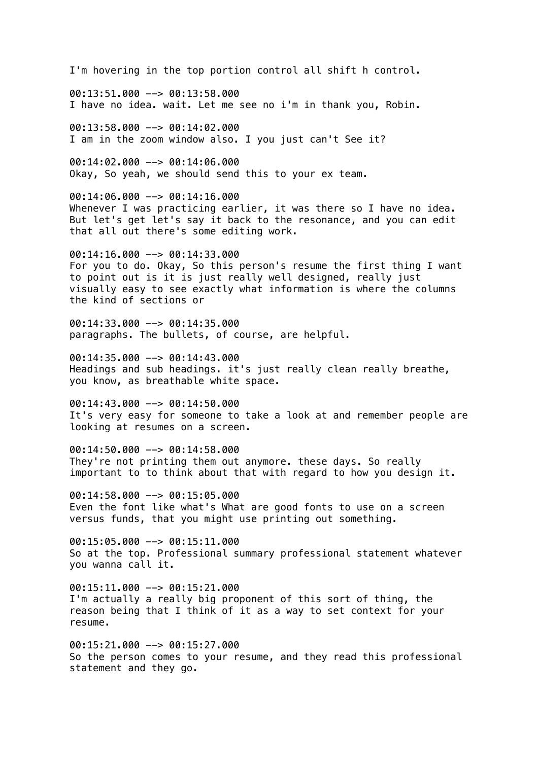I'm hovering in the top portion control all shift h control.

00:13:51.000 --> 00:13:58.000
I have no idea. wait. Let me see no i'm in thank you, Robin.

00:13:58.000 --> 00:14:02.000
I am in the zoom window also. I you just can't See it?

00:14:02.000 --> 00:14:06.000
Okay, So yeah, we should send this to your ex team.

00:14:06.000 --> 00:14:16.000
Whenever I was practicing earlier, it was there so I have no idea. But let's get let's say it back to the resonance, and you can edit that all out there's some editing work.

00:14:16.000 --> 00:14:33.000
For you to do. Okay, So this person's resume the first thing I want to point out is it is just really well designed, really just visually easy to see exactly what information is where the columns the kind of sections or

00:14:33.000 --> 00:14:35.000
paragraphs. The bullets, of course, are helpful.

00:14:35.000 --> 00:14:43.000
Headings and sub headings. it's just really clean really breathe, you know, as breathable white space.

00:14:43.000 --> 00:14:50.000
It's very easy for someone to take a look at and remember people are looking at resumes on a screen.

00:14:50.000 --> 00:14:58.000
They're not printing them out anymore. these days. So really important to to think about that with regard to how you design it.

00:14:58.000 --> 00:15:05.000
Even the font like what's What are good fonts to use on a screen versus funds, that you might use printing out something.

00:15:05.000 --> 00:15:11.000
So at the top. Professional summary professional statement whatever you wanna call it.

00:15:11.000 --> 00:15:21.000
I'm actually a really big proponent of this sort of thing, the reason being that I think of it as a way to set context for your resume.

00:15:21.000 --> 00:15:27.000
So the person comes to your resume, and they read this professional statement and they go.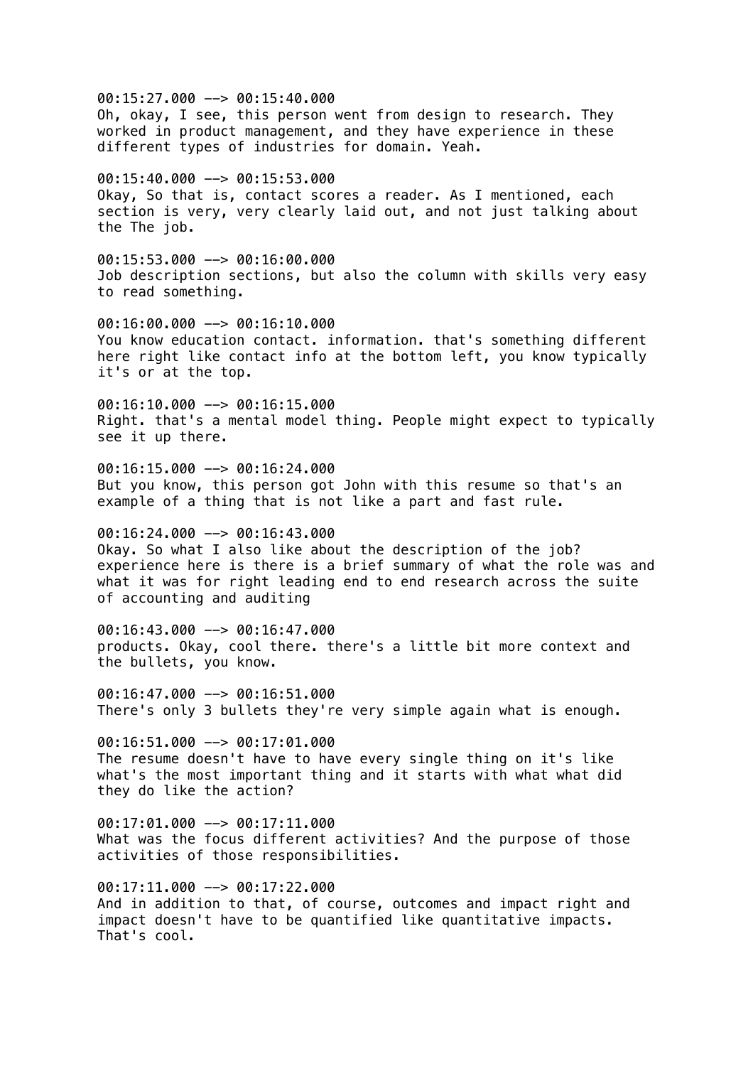00:15:27.000 --> 00:15:40.000
Oh, okay, I see, this person went from design to research. They worked in product management, and they have experience in these different types of industries for domain. Yeah.

00:15:40.000 --> 00:15:53.000
Okay, So that is, contact scores a reader. As I mentioned, each section is very, very clearly laid out, and not just talking about the The job.

00:15:53.000 --> 00:16:00.000
Job description sections, but also the column with skills very easy to read something.

00:16:00.000 --> 00:16:10.000
You know education contact. information. that's something different here right like contact info at the bottom left, you know typically it's or at the top.

00:16:10.000 --> 00:16:15.000
Right. that's a mental model thing. People might expect to typically see it up there.

00:16:15.000 --> 00:16:24.000
But you know, this person got John with this resume so that's an example of a thing that is not like a part and fast rule.

00:16:24.000 --> 00:16:43.000
Okay. So what I also like about the description of the job? experience here is there is a brief summary of what the role was and what it was for right leading end to end research across the suite of accounting and auditing

00:16:43.000 --> 00:16:47.000
products. Okay, cool there. there's a little bit more context and the bullets, you know.

00:16:47.000 --> 00:16:51.000
There's only 3 bullets they're very simple again what is enough.

00:16:51.000 --> 00:17:01.000
The resume doesn't have to have every single thing on it's like what's the most important thing and it starts with what what did they do like the action?

00:17:01.000 --> 00:17:11.000
What was the focus different activities? And the purpose of those activities of those responsibilities.

00:17:11.000 --> 00:17:22.000
And in addition to that, of course, outcomes and impact right and impact doesn't have to be quantified like quantitative impacts. That's cool.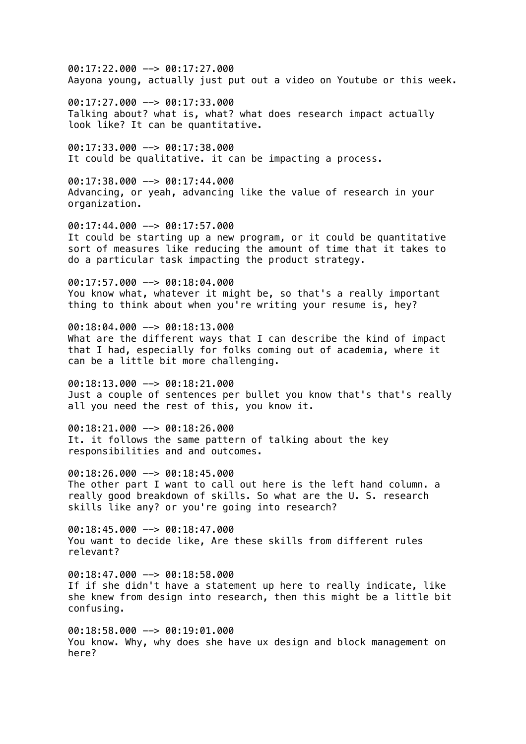00:17:22.000 --> 00:17:27.000
Aayona young, actually just put out a video on Youtube or this week.

00:17:27.000 --> 00:17:33.000
Talking about? what is, what? what does research impact actually look like? It can be quantitative.

00:17:33.000 --> 00:17:38.000
It could be qualitative. it can be impacting a process.

00:17:38.000 --> 00:17:44.000
Advancing, or yeah, advancing like the value of research in your organization.

00:17:44.000 --> 00:17:57.000
It could be starting up a new program, or it could be quantitative sort of measures like reducing the amount of time that it takes to do a particular task impacting the product strategy.

00:17:57.000 --> 00:18:04.000
You know what, whatever it might be, so that's a really important thing to think about when you're writing your resume is, hey?

00:18:04.000 --> 00:18:13.000
What are the different ways that I can describe the kind of impact that I had, especially for folks coming out of academia, where it can be a little bit more challenging.

00:18:13.000 --> 00:18:21.000
Just a couple of sentences per bullet you know that's that's really all you need the rest of this, you know it.

00:18:21.000 --> 00:18:26.000
It. it follows the same pattern of talking about the key responsibilities and and outcomes.

00:18:26.000 --> 00:18:45.000
The other part I want to call out here is the left hand column. a really good breakdown of skills. So what are the U. S. research skills like any? or you're going into research?

00:18:45.000 --> 00:18:47.000
You want to decide like, Are these skills from different rules relevant?

00:18:47.000 --> 00:18:58.000
If if she didn't have a statement up here to really indicate, like she knew from design into research, then this might be a little bit confusing.

00:18:58.000 --> 00:19:01.000
You know. Why, why does she have ux design and block management on here?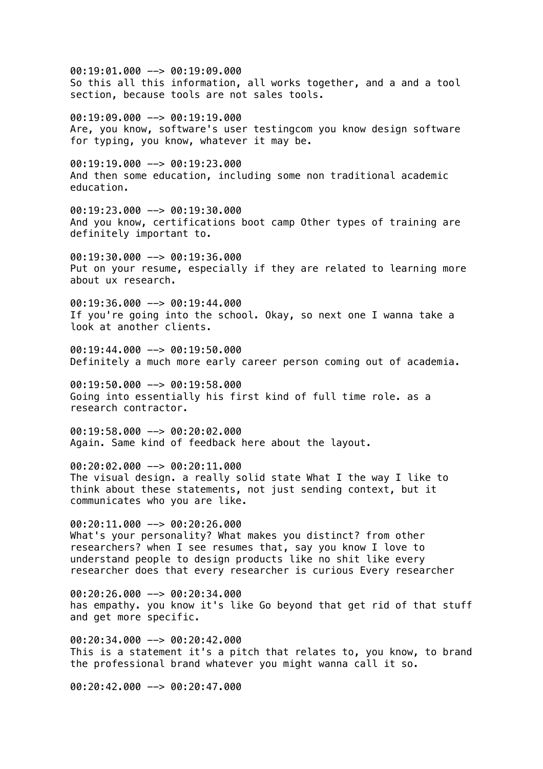00:19:01.000 --> 00:19:09.000
So this all this information, all works together, and a and a tool section, because tools are not sales tools.

00:19:09.000 --> 00:19:19.000
Are, you know, software's user testingcom you know design software for typing, you know, whatever it may be.

00:19:19.000 --> 00:19:23.000
And then some education, including some non traditional academic education.

00:19:23.000 --> 00:19:30.000
And you know, certifications boot camp Other types of training are definitely important to.

00:19:30.000 --> 00:19:36.000
Put on your resume, especially if they are related to learning more about ux research.

00:19:36.000 --> 00:19:44.000
If you're going into the school. Okay, so next one I wanna take a look at another clients.

00:19:44.000 --> 00:19:50.000
Definitely a much more early career person coming out of academia.

00:19:50.000 --> 00:19:58.000
Going into essentially his first kind of full time role. as a research contractor.

00:19:58.000 --> 00:20:02.000
Again. Same kind of feedback here about the layout.

00:20:02.000 --> 00:20:11.000
The visual design. a really solid state What I the way I like to think about these statements, not just sending context, but it communicates who you are like.

00:20:11.000 --> 00:20:26.000
What's your personality? What makes you distinct? from other researchers? when I see resumes that, say you know I love to understand people to design products like no shit like every researcher does that every researcher is curious Every researcher

00:20:26.000 --> 00:20:34.000
has empathy. you know it's like Go beyond that get rid of that stuff and get more specific.

00:20:34.000 --> 00:20:42.000
This is a statement it's a pitch that relates to, you know, to brand the professional brand whatever you might wanna call it so.

00:20:42.000 --> 00:20:47.000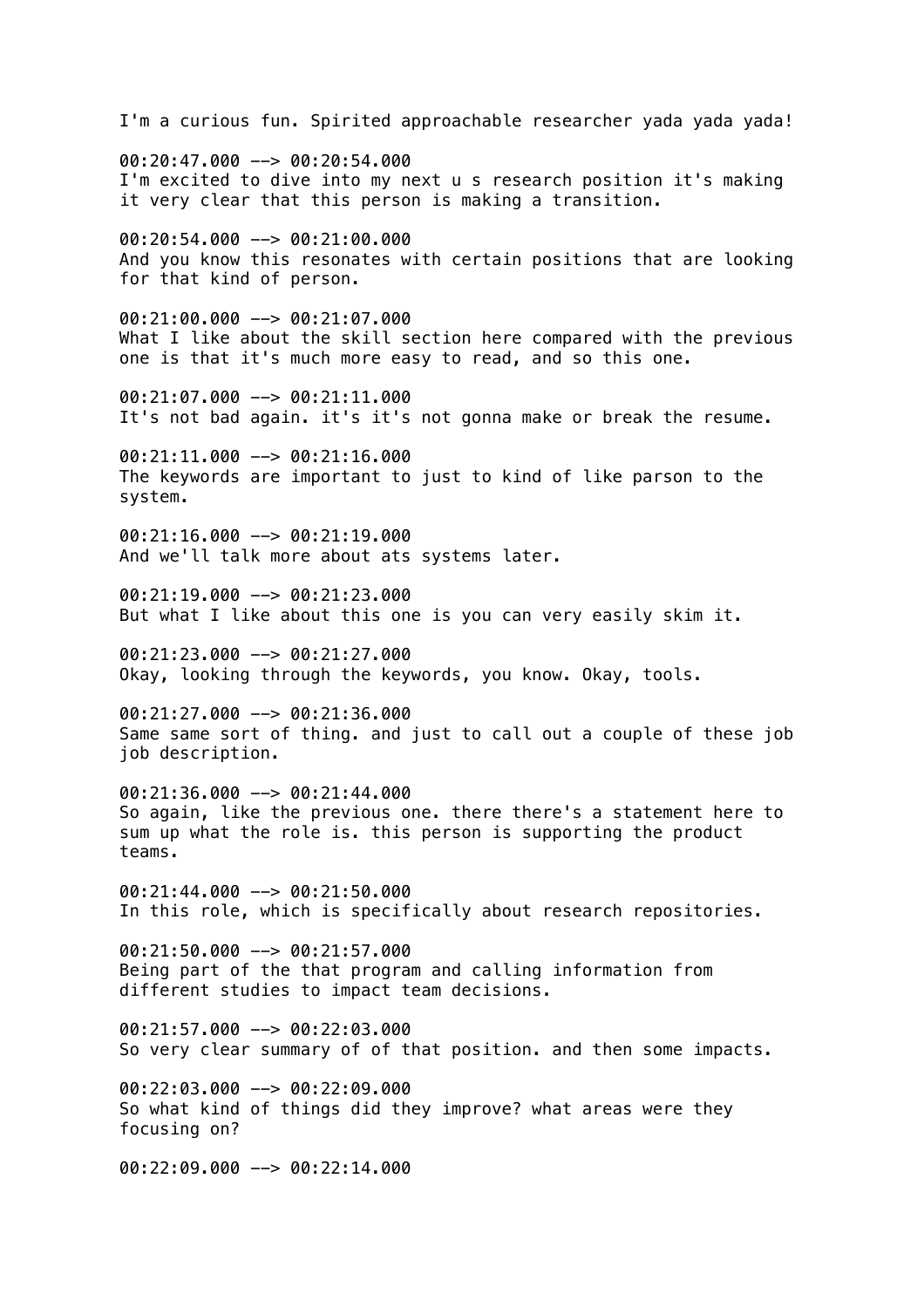I'm a curious fun. Spirited approachable researcher yada yada yada!

00:20:47.000 --> 00:20:54.000
I'm excited to dive into my next u s research position it's making it very clear that this person is making a transition.

00:20:54.000 --> 00:21:00.000
And you know this resonates with certain positions that are looking for that kind of person.

00:21:00.000 --> 00:21:07.000
What I like about the skill section here compared with the previous one is that it's much more easy to read, and so this one.

00:21:07.000 --> 00:21:11.000
It's not bad again. it's it's not gonna make or break the resume.

00:21:11.000 --> 00:21:16.000
The keywords are important to just to kind of like parson to the system.

00:21:16.000 --> 00:21:19.000
And we'll talk more about ats systems later.

00:21:19.000 --> 00:21:23.000
But what I like about this one is you can very easily skim it.

00:21:23.000 --> 00:21:27.000
Okay, looking through the keywords, you know. Okay, tools.

00:21:27.000 --> 00:21:36.000
Same same sort of thing. and just to call out a couple of these job job description.

00:21:36.000 --> 00:21:44.000
So again, like the previous one. there there's a statement here to sum up what the role is. this person is supporting the product teams.

00:21:44.000 --> 00:21:50.000
In this role, which is specifically about research repositories.

00:21:50.000 --> 00:21:57.000
Being part of the that program and calling information from different studies to impact team decisions.

00:21:57.000 --> 00:22:03.000
So very clear summary of of that position. and then some impacts.

00:22:03.000 --> 00:22:09.000
So what kind of things did they improve? what areas were they focusing on?

00:22:09.000 --> 00:22:14.000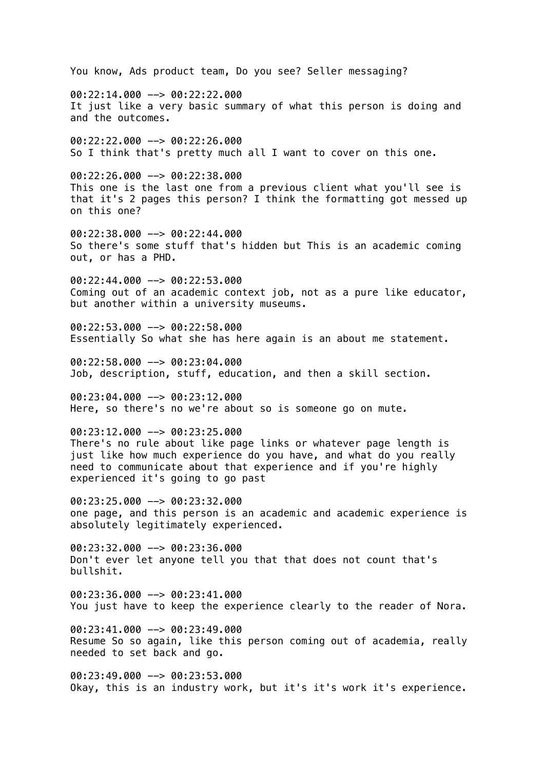You know, Ads product team, Do you see? Seller messaging?

00:22:14.000 --> 00:22:22.000
It just like a very basic summary of what this person is doing and and the outcomes.

00:22:22.000 --> 00:22:26.000
So I think that's pretty much all I want to cover on this one.

00:22:26.000 --> 00:22:38.000
This one is the last one from a previous client what you'll see is that it's 2 pages this person? I think the formatting got messed up on this one?

00:22:38.000 --> 00:22:44.000
So there's some stuff that's hidden but This is an academic coming out, or has a PHD.

00:22:44.000 --> 00:22:53.000
Coming out of an academic context job, not as a pure like educator, but another within a university museums.

00:22:53.000 --> 00:22:58.000
Essentially So what she has here again is an about me statement.

00:22:58.000 --> 00:23:04.000
Job, description, stuff, education, and then a skill section.

00:23:04.000 --> 00:23:12.000
Here, so there's no we're about so is someone go on mute.

00:23:12.000 --> 00:23:25.000
There's no rule about like page links or whatever page length is just like how much experience do you have, and what do you really need to communicate about that experience and if you're highly experienced it's going to go past

00:23:25.000 --> 00:23:32.000
one page, and this person is an academic and academic experience is absolutely legitimately experienced.

00:23:32.000 --> 00:23:36.000
Don't ever let anyone tell you that that does not count that's bullshit.

00:23:36.000 --> 00:23:41.000
You just have to keep the experience clearly to the reader of Nora.

00:23:41.000 --> 00:23:49.000
Resume So so again, like this person coming out of academia, really needed to set back and go.

00:23:49.000 --> 00:23:53.000
Okay, this is an industry work, but it's it's work it's experience.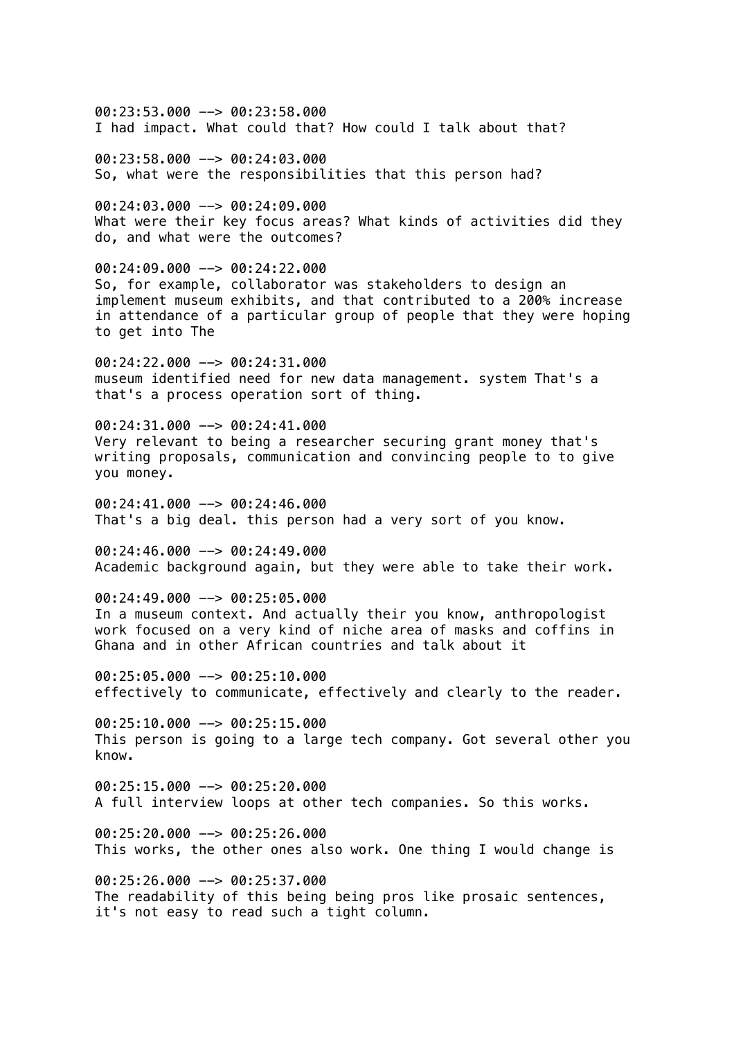00:23:53.000 --> 00:23:58.000
I had impact. What could that? How could I talk about that?

00:23:58.000 --> 00:24:03.000
So, what were the responsibilities that this person had?

00:24:03.000 --> 00:24:09.000
What were their key focus areas? What kinds of activities did they do, and what were the outcomes?

00:24:09.000 --> 00:24:22.000
So, for example, collaborator was stakeholders to design an implement museum exhibits, and that contributed to a 200% increase in attendance of a particular group of people that they were hoping to get into The

00:24:22.000 --> 00:24:31.000
museum identified need for new data management. system That's a that's a process operation sort of thing.

00:24:31.000 --> 00:24:41.000
Very relevant to being a researcher securing grant money that's writing proposals, communication and convincing people to to give you money.

00:24:41.000 --> 00:24:46.000
That's a big deal. this person had a very sort of you know.

00:24:46.000 --> 00:24:49.000
Academic background again, but they were able to take their work.

00:24:49.000 --> 00:25:05.000
In a museum context. And actually their you know, anthropologist work focused on a very kind of niche area of masks and coffins in Ghana and in other African countries and talk about it

00:25:05.000 --> 00:25:10.000
effectively to communicate, effectively and clearly to the reader.

00:25:10.000 --> 00:25:15.000
This person is going to a large tech company. Got several other you know.

00:25:15.000 --> 00:25:20.000
A full interview loops at other tech companies. So this works.

00:25:20.000 --> 00:25:26.000
This works, the other ones also work. One thing I would change is

00:25:26.000 --> 00:25:37.000
The readability of this being being pros like prosaic sentences, it's not easy to read such a tight column.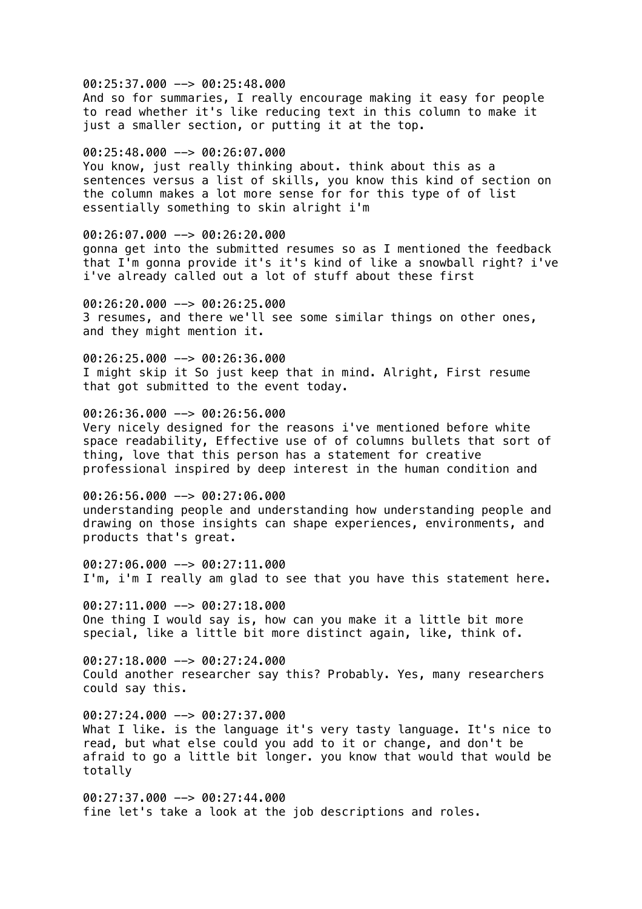00:25:37.000 --> 00:25:48.000
And so for summaries, I really encourage making it easy for people to read whether it's like reducing text in this column to make it just a smaller section, or putting it at the top.

00:25:48.000 --> 00:26:07.000
You know, just really thinking about. think about this as a sentences versus a list of skills, you know this kind of section on the column makes a lot more sense for for this type of of list essentially something to skin alright i'm

00:26:07.000 --> 00:26:20.000
gonna get into the submitted resumes so as I mentioned the feedback that I'm gonna provide it's it's kind of like a snowball right? i've i've already called out a lot of stuff about these first

00:26:20.000 --> 00:26:25.000
3 resumes, and there we'll see some similar things on other ones, and they might mention it.

00:26:25.000 --> 00:26:36.000
I might skip it So just keep that in mind. Alright, First resume that got submitted to the event today.

00:26:36.000 --> 00:26:56.000
Very nicely designed for the reasons i've mentioned before white space readability, Effective use of of columns bullets that sort of thing, love that this person has a statement for creative professional inspired by deep interest in the human condition and

00:26:56.000 --> 00:27:06.000
understanding people and understanding how understanding people and drawing on those insights can shape experiences, environments, and products that's great.

00:27:06.000 --> 00:27:11.000
I'm, i'm I really am glad to see that you have this statement here.

00:27:11.000 --> 00:27:18.000
One thing I would say is, how can you make it a little bit more special, like a little bit more distinct again, like, think of.

00:27:18.000 --> 00:27:24.000
Could another researcher say this? Probably. Yes, many researchers could say this.

00:27:24.000 --> 00:27:37.000
What I like. is the language it's very tasty language. It's nice to read, but what else could you add to it or change, and don't be afraid to go a little bit longer. you know that would that would be totally

00:27:37.000 --> 00:27:44.000
fine let's take a look at the job descriptions and roles.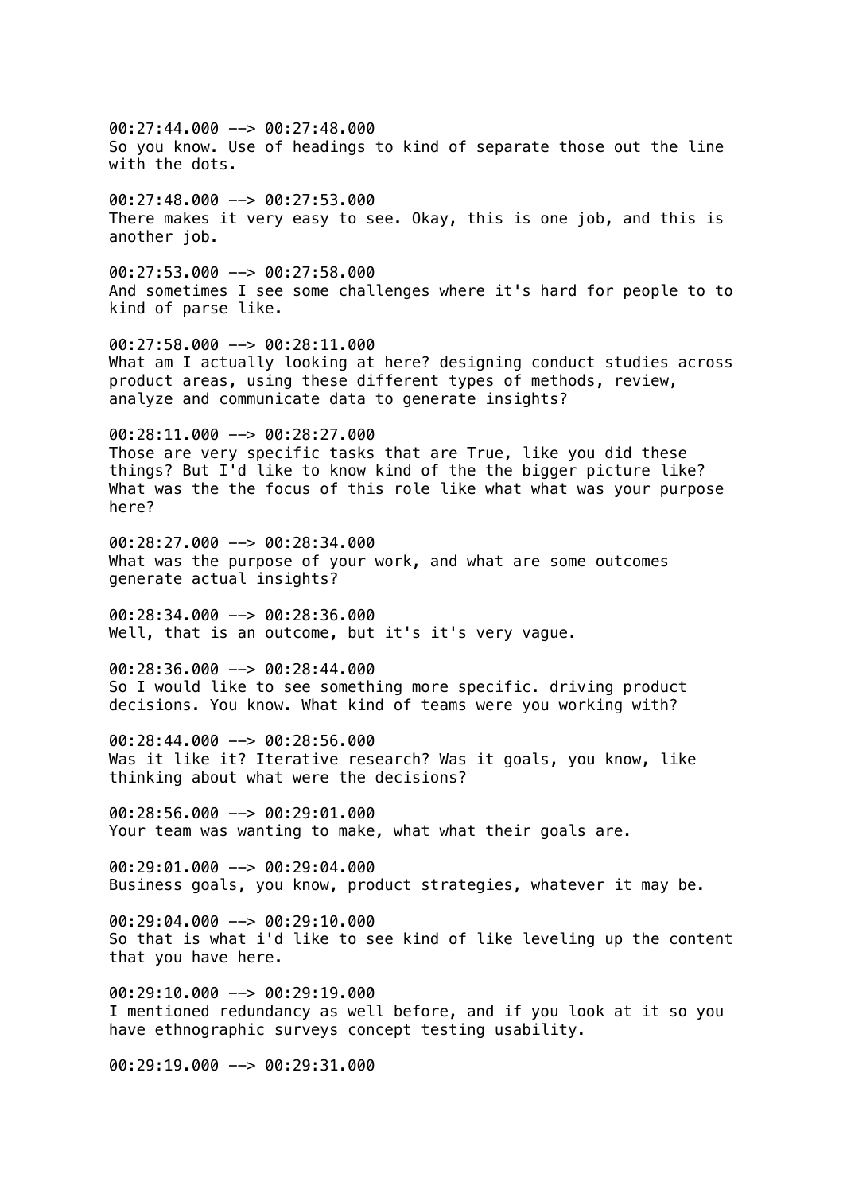00:27:44.000 --> 00:27:48.000
So you know. Use of headings to kind of separate those out the line with the dots.

00:27:48.000 --> 00:27:53.000
There makes it very easy to see. Okay, this is one job, and this is another job.

00:27:53.000 --> 00:27:58.000
And sometimes I see some challenges where it's hard for people to to kind of parse like.

00:27:58.000 --> 00:28:11.000
What am I actually looking at here? designing conduct studies across product areas, using these different types of methods, review, analyze and communicate data to generate insights?

00:28:11.000 --> 00:28:27.000
Those are very specific tasks that are True, like you did these things? But I'd like to know kind of the the bigger picture like? What was the the focus of this role like what what was your purpose here?

00:28:27.000 --> 00:28:34.000
What was the purpose of your work, and what are some outcomes generate actual insights?

00:28:34.000 --> 00:28:36.000
Well, that is an outcome, but it's it's very vague.

00:28:36.000 --> 00:28:44.000
So I would like to see something more specific. driving product decisions. You know. What kind of teams were you working with?

00:28:44.000 --> 00:28:56.000
Was it like it? Iterative research? Was it goals, you know, like thinking about what were the decisions?

00:28:56.000 --> 00:29:01.000
Your team was wanting to make, what what their goals are.

00:29:01.000 --> 00:29:04.000
Business goals, you know, product strategies, whatever it may be.

00:29:04.000 --> 00:29:10.000
So that is what i'd like to see kind of like leveling up the content that you have here.

00:29:10.000 --> 00:29:19.000
I mentioned redundancy as well before, and if you look at it so you have ethnographic surveys concept testing usability.

00:29:19.000 --> 00:29:31.000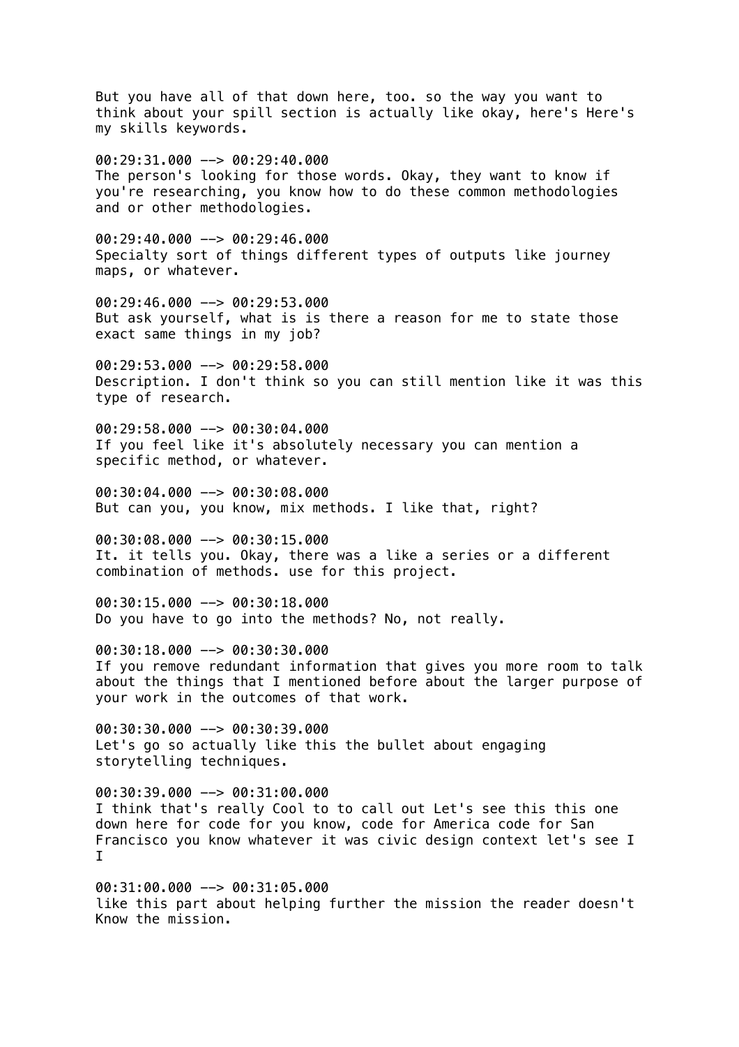But you have all of that down here, too. so the way you want to think about your spill section is actually like okay, here's Here's my skills keywords.

00:29:31.000 --> 00:29:40.000
The person's looking for those words. Okay, they want to know if you're researching, you know how to do these common methodologies and or other methodologies.

00:29:40.000 --> 00:29:46.000
Specialty sort of things different types of outputs like journey maps, or whatever.

00:29:46.000 --> 00:29:53.000
But ask yourself, what is is there a reason for me to state those exact same things in my job?

00:29:53.000 --> 00:29:58.000
Description. I don't think so you can still mention like it was this type of research.

00:29:58.000 --> 00:30:04.000
If you feel like it's absolutely necessary you can mention a specific method, or whatever.

00:30:04.000 --> 00:30:08.000
But can you, you know, mix methods. I like that, right?

00:30:08.000 --> 00:30:15.000
It. it tells you. Okay, there was a like a series or a different combination of methods. use for this project.

00:30:15.000 --> 00:30:18.000
Do you have to go into the methods? No, not really.

00:30:18.000 --> 00:30:30.000
If you remove redundant information that gives you more room to talk about the things that I mentioned before about the larger purpose of your work in the outcomes of that work.

00:30:30.000 --> 00:30:39.000
Let's go so actually like this the bullet about engaging storytelling techniques.

00:30:39.000 --> 00:31:00.000
I think that's really Cool to to call out Let's see this this one down here for code for you know, code for America code for San Francisco you know whatever it was civic design context let's see I I

00:31:00.000 --> 00:31:05.000
like this part about helping further the mission the reader doesn't Know the mission.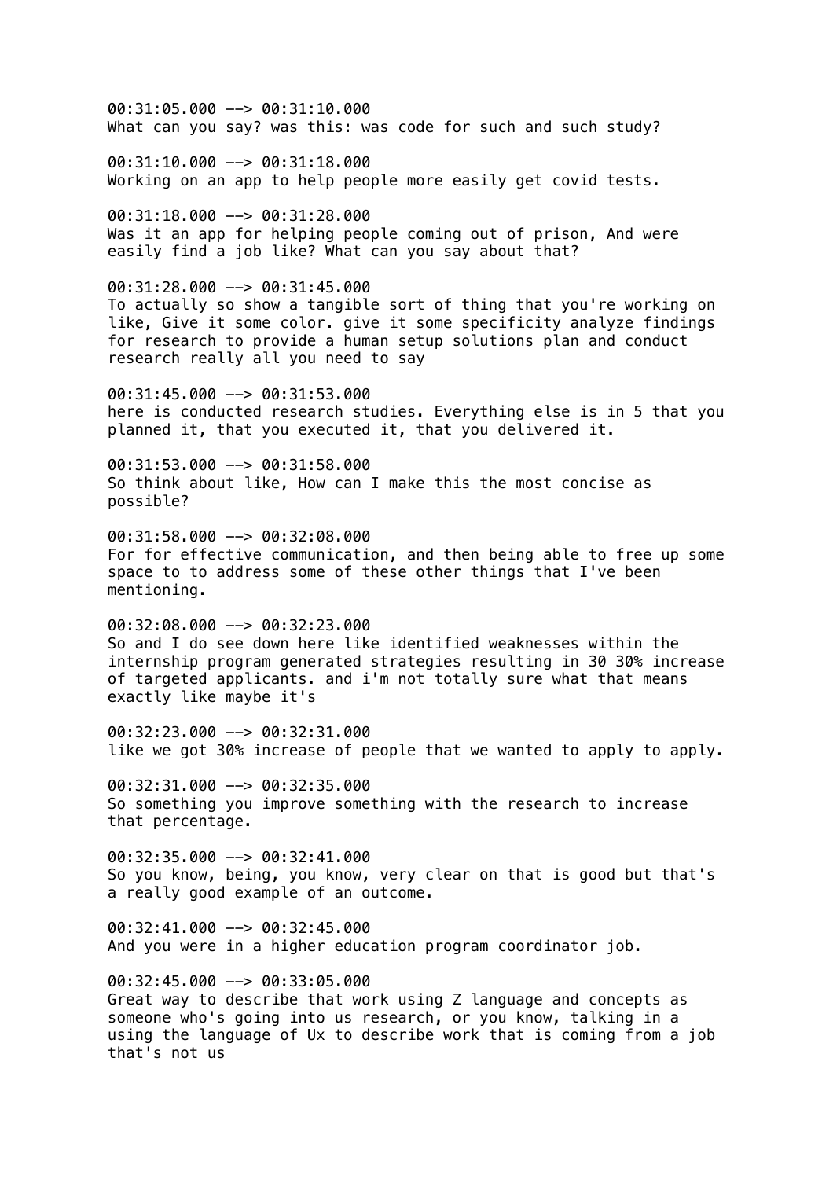00:31:05.000 --> 00:31:10.000
What can you say? was this: was code for such and such study?

00:31:10.000 --> 00:31:18.000
Working on an app to help people more easily get covid tests.

00:31:18.000 --> 00:31:28.000
Was it an app for helping people coming out of prison, And were easily find a job like? What can you say about that?

00:31:28.000 --> 00:31:45.000
To actually so show a tangible sort of thing that you're working on like, Give it some color. give it some specificity analyze findings for research to provide a human setup solutions plan and conduct research really all you need to say

00:31:45.000 --> 00:31:53.000
here is conducted research studies. Everything else is in 5 that you planned it, that you executed it, that you delivered it.

00:31:53.000 --> 00:31:58.000
So think about like, How can I make this the most concise as possible?

00:31:58.000 --> 00:32:08.000
For for effective communication, and then being able to free up some space to to address some of these other things that I've been mentioning.

00:32:08.000 --> 00:32:23.000
So and I do see down here like identified weaknesses within the internship program generated strategies resulting in 30 30% increase of targeted applicants. and i'm not totally sure what that means exactly like maybe it's

00:32:23.000 --> 00:32:31.000
like we got 30% increase of people that we wanted to apply to apply.

00:32:31.000 --> 00:32:35.000
So something you improve something with the research to increase that percentage.

00:32:35.000 --> 00:32:41.000
So you know, being, you know, very clear on that is good but that's a really good example of an outcome.

00:32:41.000 --> 00:32:45.000
And you were in a higher education program coordinator job.

00:32:45.000 --> 00:33:05.000
Great way to describe that work using Z language and concepts as someone who's going into us research, or you know, talking in a using the language of Ux to describe work that is coming from a job that's not us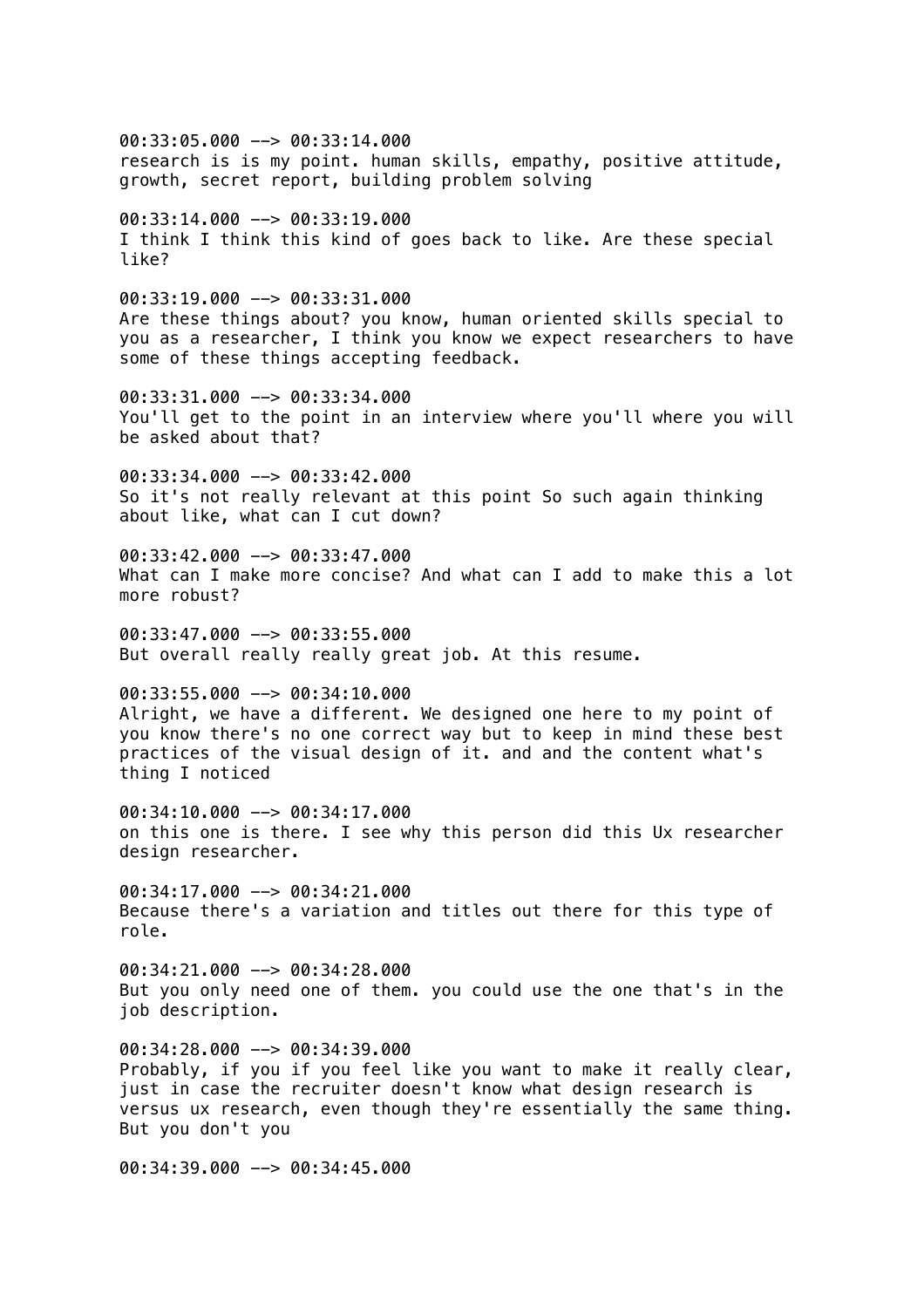00:33:05.000 --> 00:33:14.000
research is is my point. human skills, empathy, positive attitude, growth, secret report, building problem solving

00:33:14.000 --> 00:33:19.000
I think I think this kind of goes back to like. Are these special like?

00:33:19.000 --> 00:33:31.000
Are these things about? you know, human oriented skills special to you as a researcher, I think you know we expect researchers to have some of these things accepting feedback.

00:33:31.000 --> 00:33:34.000
You'll get to the point in an interview where you'll where you will be asked about that?

00:33:34.000 --> 00:33:42.000
So it's not really relevant at this point So such again thinking about like, what can I cut down?

00:33:42.000 --> 00:33:47.000
What can I make more concise? And what can I add to make this a lot more robust?

00:33:47.000 --> 00:33:55.000
But overall really really great job. At this resume.

00:33:55.000 --> 00:34:10.000
Alright, we have a different. We designed one here to my point of you know there's no one correct way but to keep in mind these best practices of the visual design of it. and and the content what's thing I noticed

00:34:10.000 --> 00:34:17.000
on this one is there. I see why this person did this Ux researcher design researcher.

00:34:17.000 --> 00:34:21.000
Because there's a variation and titles out there for this type of role.

00:34:21.000 --> 00:34:28.000
But you only need one of them. you could use the one that's in the job description.

00:34:28.000 --> 00:34:39.000
Probably, if you if you feel like you want to make it really clear, just in case the recruiter doesn't know what design research is versus ux research, even though they're essentially the same thing. But you don't you

00:34:39.000 --> 00:34:45.000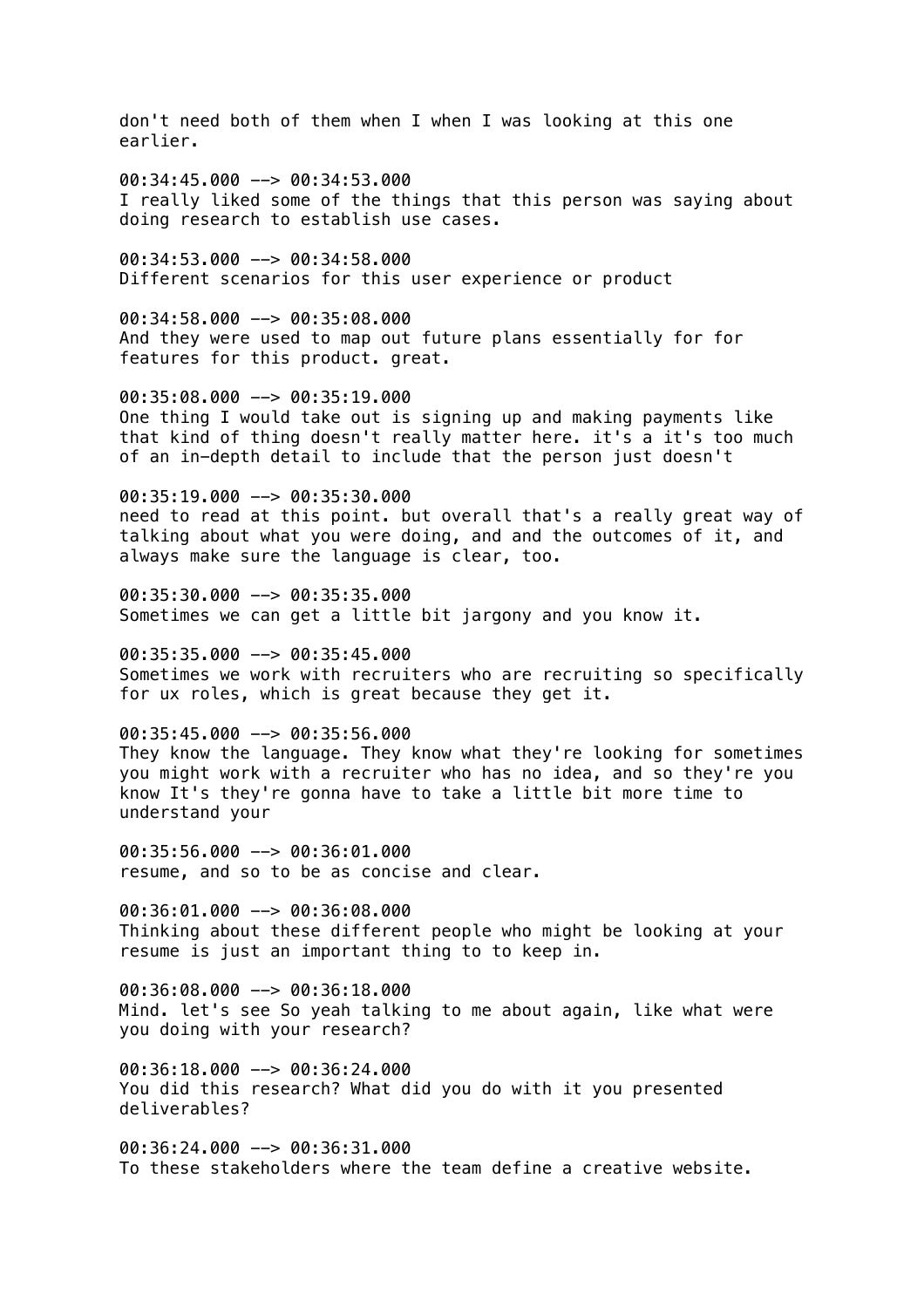don't need both of them when I when I was looking at this one earlier.

00:34:45.000 --> 00:34:53.000
I really liked some of the things that this person was saying about doing research to establish use cases.

00:34:53.000 --> 00:34:58.000
Different scenarios for this user experience or product

00:34:58.000 --> 00:35:08.000
And they were used to map out future plans essentially for for features for this product. great.

00:35:08.000 --> 00:35:19.000
One thing I would take out is signing up and making payments like that kind of thing doesn't really matter here. it's a it's too much of an in-depth detail to include that the person just doesn't

00:35:19.000 --> 00:35:30.000
need to read at this point. but overall that's a really great way of talking about what you were doing, and and the outcomes of it, and always make sure the language is clear, too.

00:35:30.000 --> 00:35:35.000
Sometimes we can get a little bit jargony and you know it.

00:35:35.000 --> 00:35:45.000
Sometimes we work with recruiters who are recruiting so specifically for ux roles, which is great because they get it.

00:35:45.000 --> 00:35:56.000
They know the language. They know what they're looking for sometimes you might work with a recruiter who has no idea, and so they're you know It's they're gonna have to take a little bit more time to understand your

00:35:56.000 --> 00:36:01.000
resume, and so to be as concise and clear.

00:36:01.000 --> 00:36:08.000
Thinking about these different people who might be looking at your resume is just an important thing to to keep in.

00:36:08.000 --> 00:36:18.000
Mind. let's see So yeah talking to me about again, like what were you doing with your research?

00:36:18.000 --> 00:36:24.000
You did this research? What did you do with it you presented deliverables?

00:36:24.000 --> 00:36:31.000
To these stakeholders where the team define a creative website.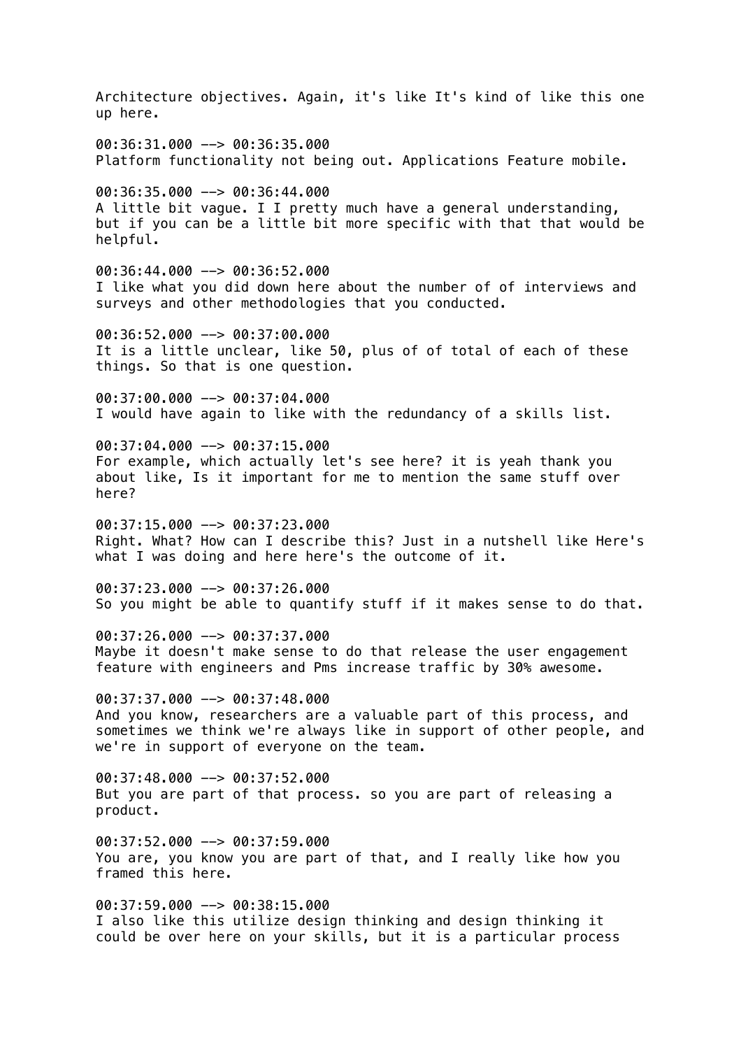Architecture objectives. Again, it's like It's kind of like this one up here.

00:36:31.000 --> 00:36:35.000
Platform functionality not being out. Applications Feature mobile.

00:36:35.000 --> 00:36:44.000
A little bit vague. I I pretty much have a general understanding, but if you can be a little bit more specific with that that would be helpful.

00:36:44.000 --> 00:36:52.000
I like what you did down here about the number of of interviews and surveys and other methodologies that you conducted.

00:36:52.000 --> 00:37:00.000
It is a little unclear, like 50, plus of of total of each of these things. So that is one question.

00:37:00.000 --> 00:37:04.000
I would have again to like with the redundancy of a skills list.

00:37:04.000 --> 00:37:15.000
For example, which actually let's see here? it is yeah thank you about like, Is it important for me to mention the same stuff over here?

00:37:15.000 --> 00:37:23.000
Right. What? How can I describe this? Just in a nutshell like Here's what I was doing and here here's the outcome of it.

00:37:23.000 --> 00:37:26.000
So you might be able to quantify stuff if it makes sense to do that.

00:37:26.000 --> 00:37:37.000
Maybe it doesn't make sense to do that release the user engagement feature with engineers and Pms increase traffic by 30% awesome.

00:37:37.000 --> 00:37:48.000
And you know, researchers are a valuable part of this process, and sometimes we think we're always like in support of other people, and we're in support of everyone on the team.

00:37:48.000 --> 00:37:52.000
But you are part of that process. so you are part of releasing a product.

00:37:52.000 --> 00:37:59.000
You are, you know you are part of that, and I really like how you framed this here.

00:37:59.000 --> 00:38:15.000
I also like this utilize design thinking and design thinking it could be over here on your skills, but it is a particular process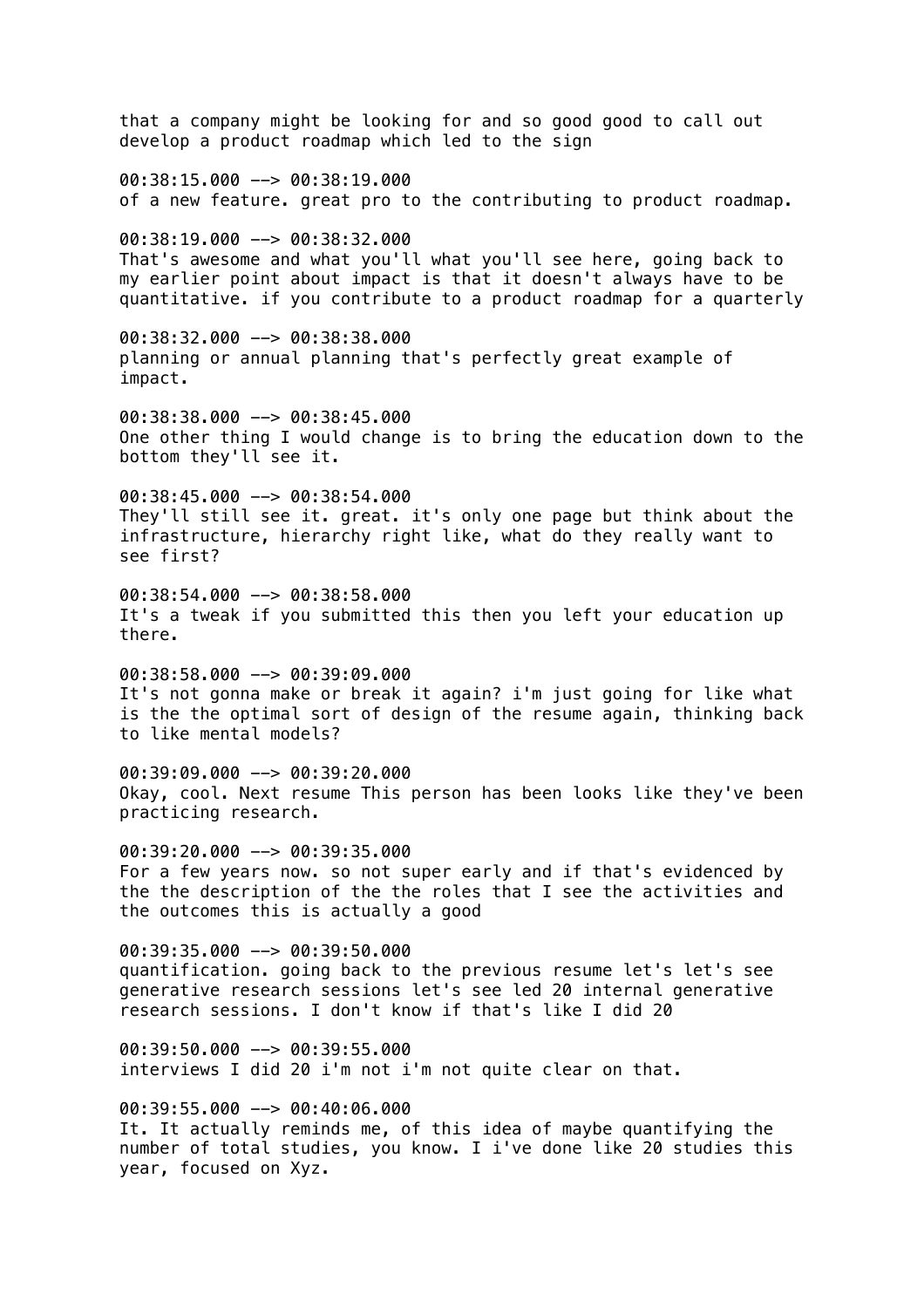that a company might be looking for and so good good to call out develop a product roadmap which led to the sign

00:38:15.000 --> 00:38:19.000
of a new feature. great pro to the contributing to product roadmap.

00:38:19.000 --> 00:38:32.000
That's awesome and what you'll what you'll see here, going back to my earlier point about impact is that it doesn't always have to be quantitative. if you contribute to a product roadmap for a quarterly

00:38:32.000 --> 00:38:38.000
planning or annual planning that's perfectly great example of impact.

00:38:38.000 --> 00:38:45.000
One other thing I would change is to bring the education down to the bottom they'll see it.

00:38:45.000 --> 00:38:54.000
They'll still see it. great. it's only one page but think about the infrastructure, hierarchy right like, what do they really want to see first?

00:38:54.000 --> 00:38:58.000
It's a tweak if you submitted this then you left your education up there.

00:38:58.000 --> 00:39:09.000
It's not gonna make or break it again? i'm just going for like what is the the optimal sort of design of the resume again, thinking back to like mental models?

00:39:09.000 --> 00:39:20.000
Okay, cool. Next resume This person has been looks like they've been practicing research.

00:39:20.000 --> 00:39:35.000
For a few years now. so not super early and if that's evidenced by the the description of the the roles that I see the activities and the outcomes this is actually a good

00:39:35.000 --> 00:39:50.000
quantification. going back to the previous resume let's let's see generative research sessions let's see led 20 internal generative research sessions. I don't know if that's like I did 20

00:39:50.000 --> 00:39:55.000
interviews I did 20 i'm not i'm not quite clear on that.

00:39:55.000 --> 00:40:06.000
It. It actually reminds me, of this idea of maybe quantifying the number of total studies, you know. I i've done like 20 studies this year, focused on Xyz.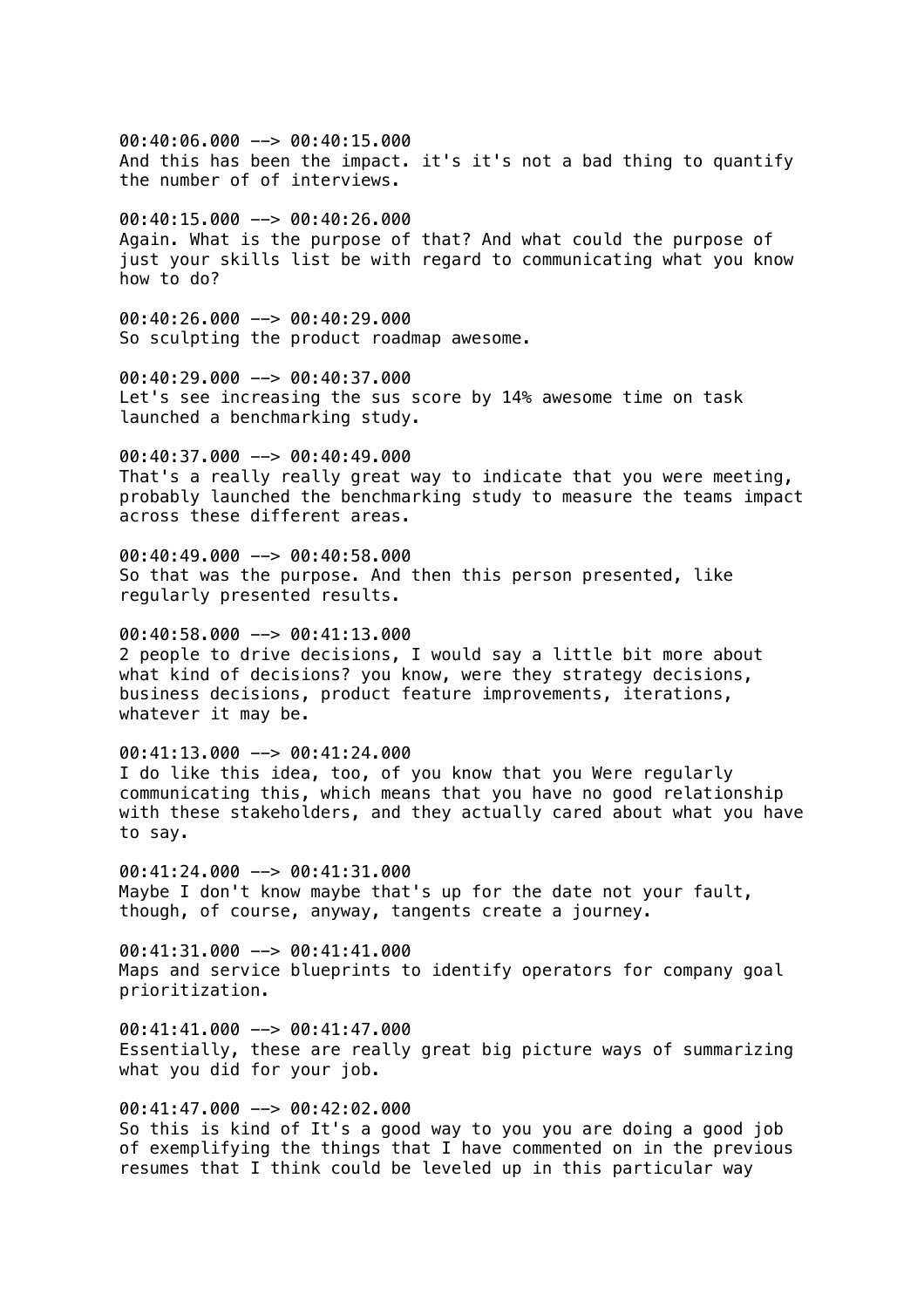00:40:06.000 --> 00:40:15.000
And this has been the impact. it's it's not a bad thing to quantify the number of of interviews.

00:40:15.000 --> 00:40:26.000
Again. What is the purpose of that? And what could the purpose of just your skills list be with regard to communicating what you know how to do?

00:40:26.000 --> 00:40:29.000
So sculpting the product roadmap awesome.

00:40:29.000 --> 00:40:37.000
Let's see increasing the sus score by 14% awesome time on task launched a benchmarking study.

00:40:37.000 --> 00:40:49.000
That's a really really great way to indicate that you were meeting, probably launched the benchmarking study to measure the teams impact across these different areas.

00:40:49.000 --> 00:40:58.000
So that was the purpose. And then this person presented, like regularly presented results.

00:40:58.000 --> 00:41:13.000
2 people to drive decisions, I would say a little bit more about what kind of decisions? you know, were they strategy decisions, business decisions, product feature improvements, iterations, whatever it may be.

00:41:13.000 --> 00:41:24.000
I do like this idea, too, of you know that you Were regularly communicating this, which means that you have no good relationship with these stakeholders, and they actually cared about what you have to say.

00:41:24.000 --> 00:41:31.000
Maybe I don't know maybe that's up for the date not your fault, though, of course, anyway, tangents create a journey.

00:41:31.000 --> 00:41:41.000
Maps and service blueprints to identify operators for company goal prioritization.

00:41:41.000 --> 00:41:47.000
Essentially, these are really great big picture ways of summarizing what you did for your job.

00:41:47.000 --> 00:42:02.000
So this is kind of It's a good way to you you are doing a good job of exemplifying the things that I have commented on in the previous resumes that I think could be leveled up in this particular way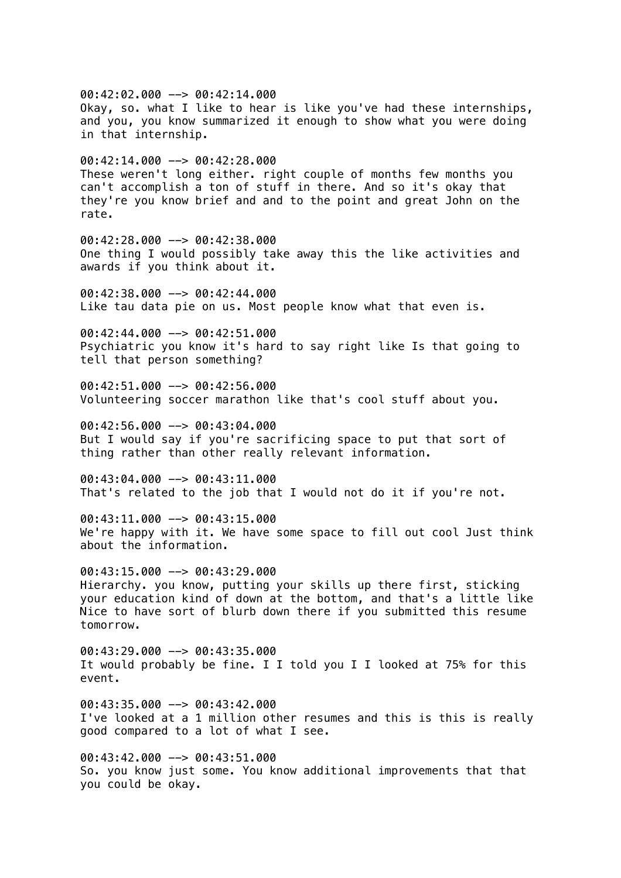00:42:02.000 --> 00:42:14.000
Okay, so. what I like to hear is like you've had these internships, and you, you know summarized it enough to show what you were doing in that internship.

00:42:14.000 --> 00:42:28.000
These weren't long either. right couple of months few months you can't accomplish a ton of stuff in there. And so it's okay that they're you know brief and and to the point and great John on the rate.

00:42:28.000 --> 00:42:38.000
One thing I would possibly take away this the like activities and awards if you think about it.

00:42:38.000 --> 00:42:44.000
Like tau data pie on us. Most people know what that even is.

00:42:44.000 --> 00:42:51.000
Psychiatric you know it's hard to say right like Is that going to tell that person something?

00:42:51.000 --> 00:42:56.000
Volunteering soccer marathon like that's cool stuff about you.

00:42:56.000 --> 00:43:04.000
But I would say if you're sacrificing space to put that sort of thing rather than other really relevant information.

00:43:04.000 --> 00:43:11.000
That's related to the job that I would not do it if you're not.

00:43:11.000 --> 00:43:15.000
We're happy with it. We have some space to fill out cool Just think about the information.

00:43:15.000 --> 00:43:29.000
Hierarchy. you know, putting your skills up there first, sticking your education kind of down at the bottom, and that's a little like Nice to have sort of blurb down there if you submitted this resume tomorrow.

00:43:29.000 --> 00:43:35.000
It would probably be fine. I I told you I I looked at 75% for this event.

00:43:35.000 --> 00:43:42.000
I've looked at a 1 million other resumes and this is this is really good compared to a lot of what I see.

00:43:42.000 --> 00:43:51.000
So. you know just some. You know additional improvements that that you could be okay.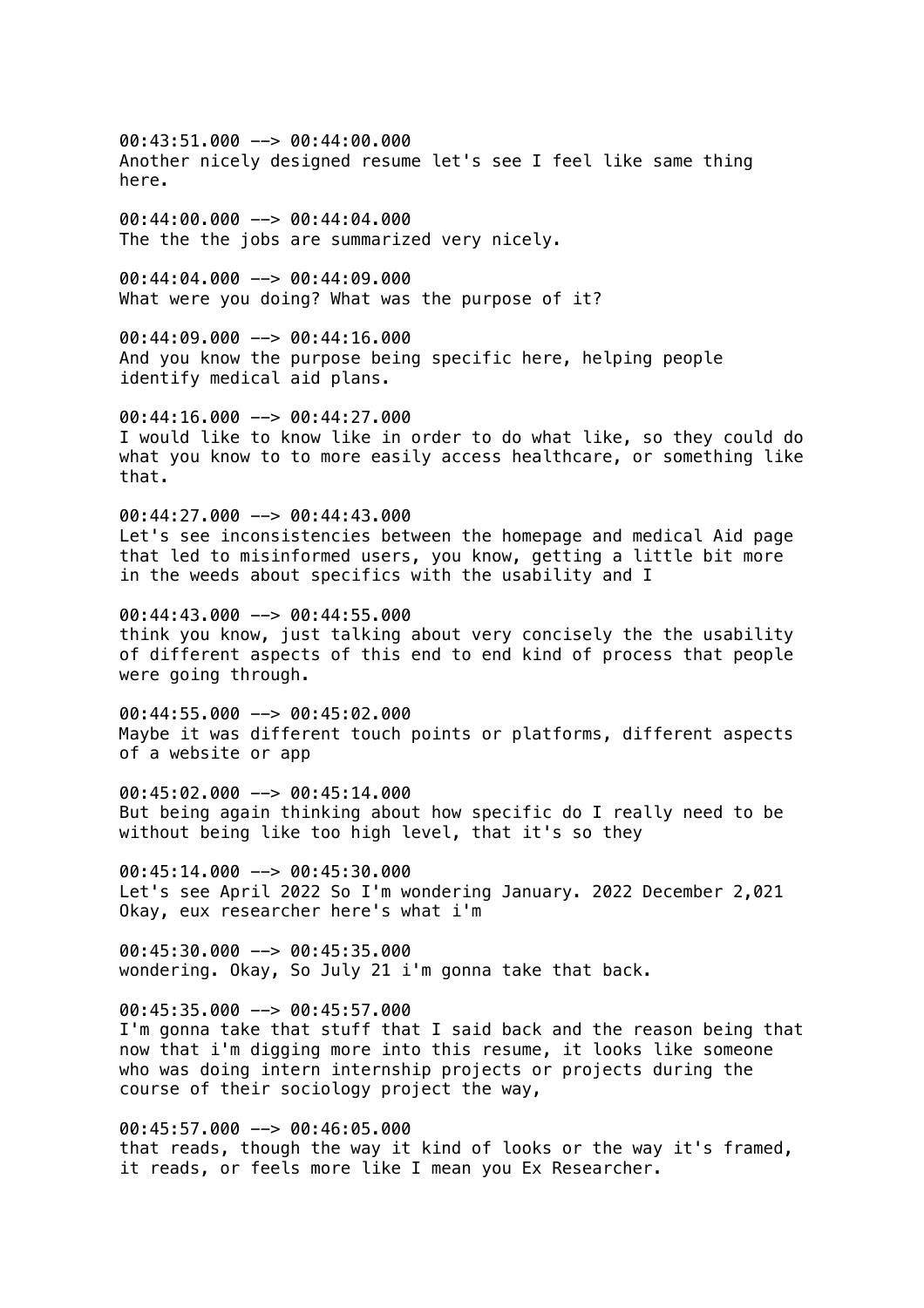00:43:51.000 --> 00:44:00.000
Another nicely designed resume let's see I feel like same thing here.

00:44:00.000 --> 00:44:04.000
The the the jobs are summarized very nicely.

00:44:04.000 --> 00:44:09.000
What were you doing? What was the purpose of it?

00:44:09.000 --> 00:44:16.000
And you know the purpose being specific here, helping people identify medical aid plans.

00:44:16.000 --> 00:44:27.000
I would like to know like in order to do what like, so they could do what you know to to more easily access healthcare, or something like that.

00:44:27.000 --> 00:44:43.000
Let's see inconsistencies between the homepage and medical Aid page that led to misinformed users, you know, getting a little bit more in the weeds about specifics with the usability and I

00:44:43.000 --> 00:44:55.000
think you know, just talking about very concisely the the usability of different aspects of this end to end kind of process that people were going through.

00:44:55.000 --> 00:45:02.000
Maybe it was different touch points or platforms, different aspects of a website or app

00:45:02.000 --> 00:45:14.000
But being again thinking about how specific do I really need to be without being like too high level, that it's so they

00:45:14.000 --> 00:45:30.000
Let's see April 2022 So I'm wondering January. 2022 December 2,021 Okay, eux researcher here's what i'm

00:45:30.000 --> 00:45:35.000
wondering. Okay, So July 21 i'm gonna take that back.

00:45:35.000 --> 00:45:57.000
I'm gonna take that stuff that I said back and the reason being that now that i'm digging more into this resume, it looks like someone who was doing intern internship projects or projects during the course of their sociology project the way,

00:45:57.000 --> 00:46:05.000
that reads, though the way it kind of looks or the way it's framed, it reads, or feels more like I mean you Ex Researcher.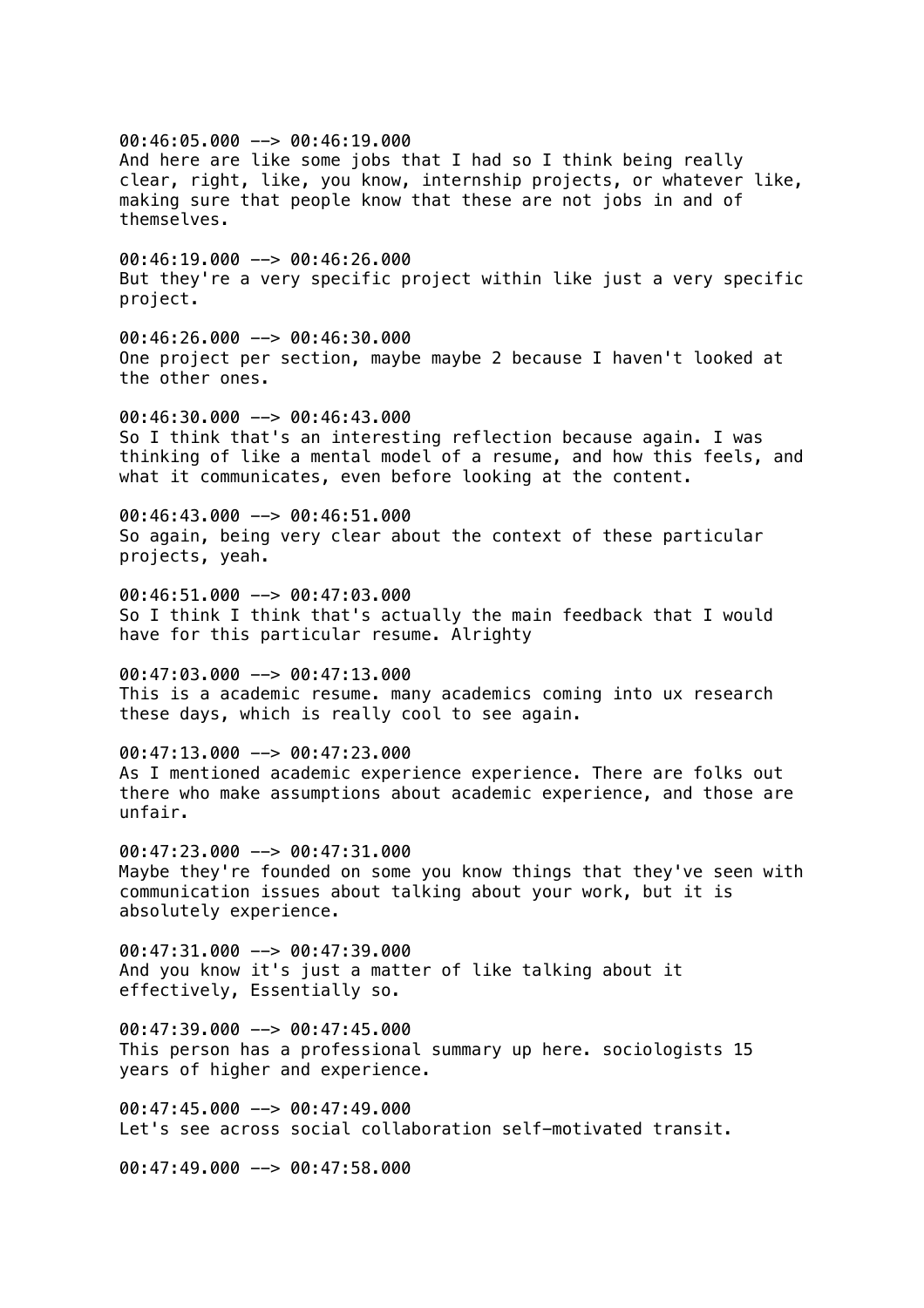00:46:05.000 --> 00:46:19.000
And here are like some jobs that I had so I think being really clear, right, like, you know, internship projects, or whatever like, making sure that people know that these are not jobs in and of themselves.

00:46:19.000 --> 00:46:26.000
But they're a very specific project within like just a very specific project.

00:46:26.000 --> 00:46:30.000
One project per section, maybe maybe 2 because I haven't looked at the other ones.

00:46:30.000 --> 00:46:43.000
So I think that's an interesting reflection because again. I was thinking of like a mental model of a resume, and how this feels, and what it communicates, even before looking at the content.

00:46:43.000 --> 00:46:51.000
So again, being very clear about the context of these particular projects, yeah.

00:46:51.000 --> 00:47:03.000
So I think I think that's actually the main feedback that I would have for this particular resume. Alrighty

00:47:03.000 --> 00:47:13.000
This is a academic resume. many academics coming into ux research these days, which is really cool to see again.

00:47:13.000 --> 00:47:23.000
As I mentioned academic experience experience. There are folks out there who make assumptions about academic experience, and those are unfair.

00:47:23.000 --> 00:47:31.000
Maybe they're founded on some you know things that they've seen with communication issues about talking about your work, but it is absolutely experience.

00:47:31.000 --> 00:47:39.000
And you know it's just a matter of like talking about it effectively, Essentially so.

00:47:39.000 --> 00:47:45.000
This person has a professional summary up here. sociologists 15 years of higher and experience.

00:47:45.000 --> 00:47:49.000
Let's see across social collaboration self-motivated transit.

00:47:49.000 --> 00:47:58.000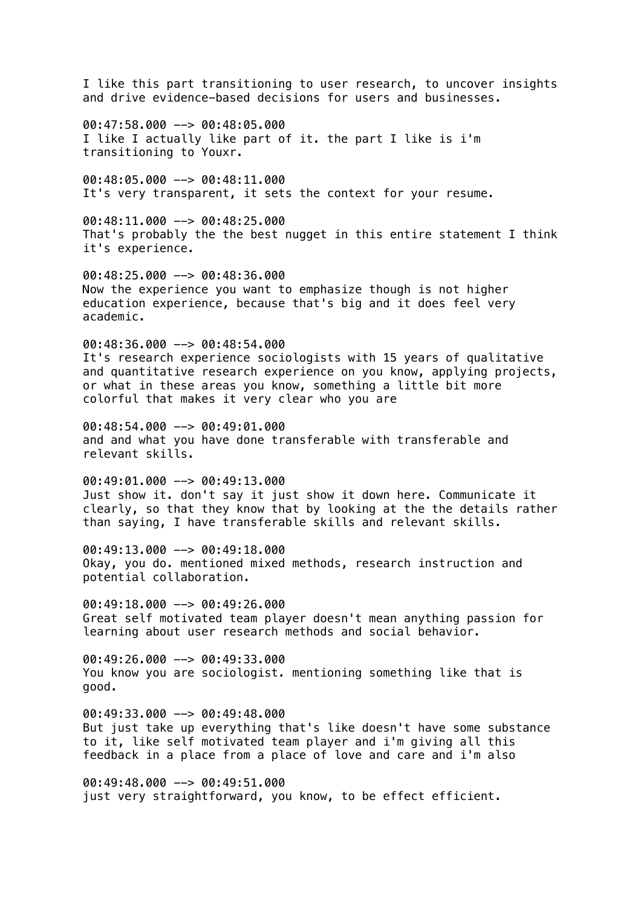I like this part transitioning to user research, to uncover insights and drive evidence-based decisions for users and businesses.

00:47:58.000 --> 00:48:05.000
I like I actually like part of it. the part I like is i'm transitioning to Youxr.

00:48:05.000 --> 00:48:11.000
It's very transparent, it sets the context for your resume.

00:48:11.000 --> 00:48:25.000
That's probably the the best nugget in this entire statement I think it's experience.

00:48:25.000 --> 00:48:36.000
Now the experience you want to emphasize though is not higher education experience, because that's big and it does feel very academic.

00:48:36.000 --> 00:48:54.000
It's research experience sociologists with 15 years of qualitative and quantitative research experience on you know, applying projects, or what in these areas you know, something a little bit more colorful that makes it very clear who you are

00:48:54.000 --> 00:49:01.000
and and what you have done transferable with transferable and relevant skills.

00:49:01.000 --> 00:49:13.000
Just show it. don't say it just show it down here. Communicate it clearly, so that they know that by looking at the the details rather than saying, I have transferable skills and relevant skills.

00:49:13.000 --> 00:49:18.000
Okay, you do. mentioned mixed methods, research instruction and potential collaboration.

00:49:18.000 --> 00:49:26.000
Great self motivated team player doesn't mean anything passion for learning about user research methods and social behavior.

00:49:26.000 --> 00:49:33.000
You know you are sociologist. mentioning something like that is good.

00:49:33.000 --> 00:49:48.000
But just take up everything that's like doesn't have some substance to it, like self motivated team player and i'm giving all this feedback in a place from a place of love and care and i'm also

00:49:48.000 --> 00:49:51.000
just very straightforward, you know, to be effect efficient.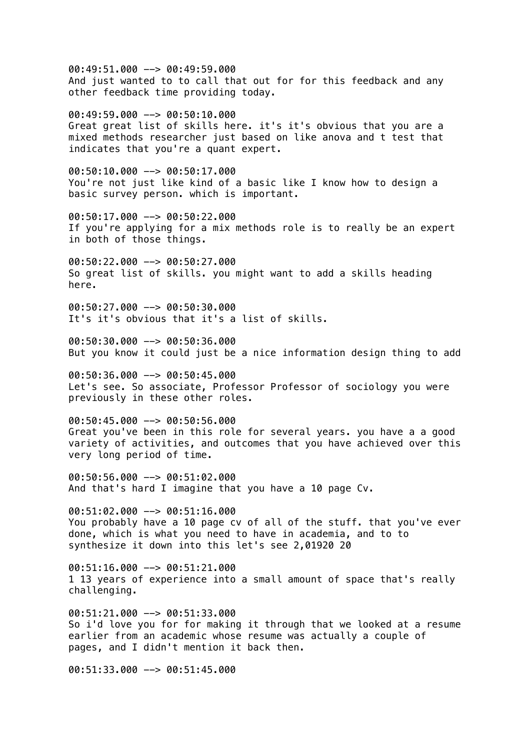00:49:51.000 --> 00:49:59.000
And just wanted to to call that out for for this feedback and any other feedback time providing today.

00:49:59.000 --> 00:50:10.000
Great great list of skills here. it's it's obvious that you are a mixed methods researcher just based on like anova and t test that indicates that you're a quant expert.

00:50:10.000 --> 00:50:17.000
You're not just like kind of a basic like I know how to design a basic survey person. which is important.

00:50:17.000 --> 00:50:22.000
If you're applying for a mix methods role is to really be an expert in both of those things.

00:50:22.000 --> 00:50:27.000
So great list of skills. you might want to add a skills heading here.

00:50:27.000 --> 00:50:30.000
It's it's obvious that it's a list of skills.

00:50:30.000 --> 00:50:36.000
But you know it could just be a nice information design thing to add

00:50:36.000 --> 00:50:45.000
Let's see. So associate, Professor Professor of sociology you were previously in these other roles.

00:50:45.000 --> 00:50:56.000
Great you've been in this role for several years. you have a a good variety of activities, and outcomes that you have achieved over this very long period of time.

00:50:56.000 --> 00:51:02.000
And that's hard I imagine that you have a 10 page Cv.

00:51:02.000 --> 00:51:16.000
You probably have a 10 page cv of all of the stuff. that you've ever done, which is what you need to have in academia, and to to synthesize it down into this let's see 2,01920 20

00:51:16.000 --> 00:51:21.000
1 13 years of experience into a small amount of space that's really challenging.

00:51:21.000 --> 00:51:33.000
So i'd love you for for making it through that we looked at a resume earlier from an academic whose resume was actually a couple of pages, and I didn't mention it back then.

00:51:33.000 --> 00:51:45.000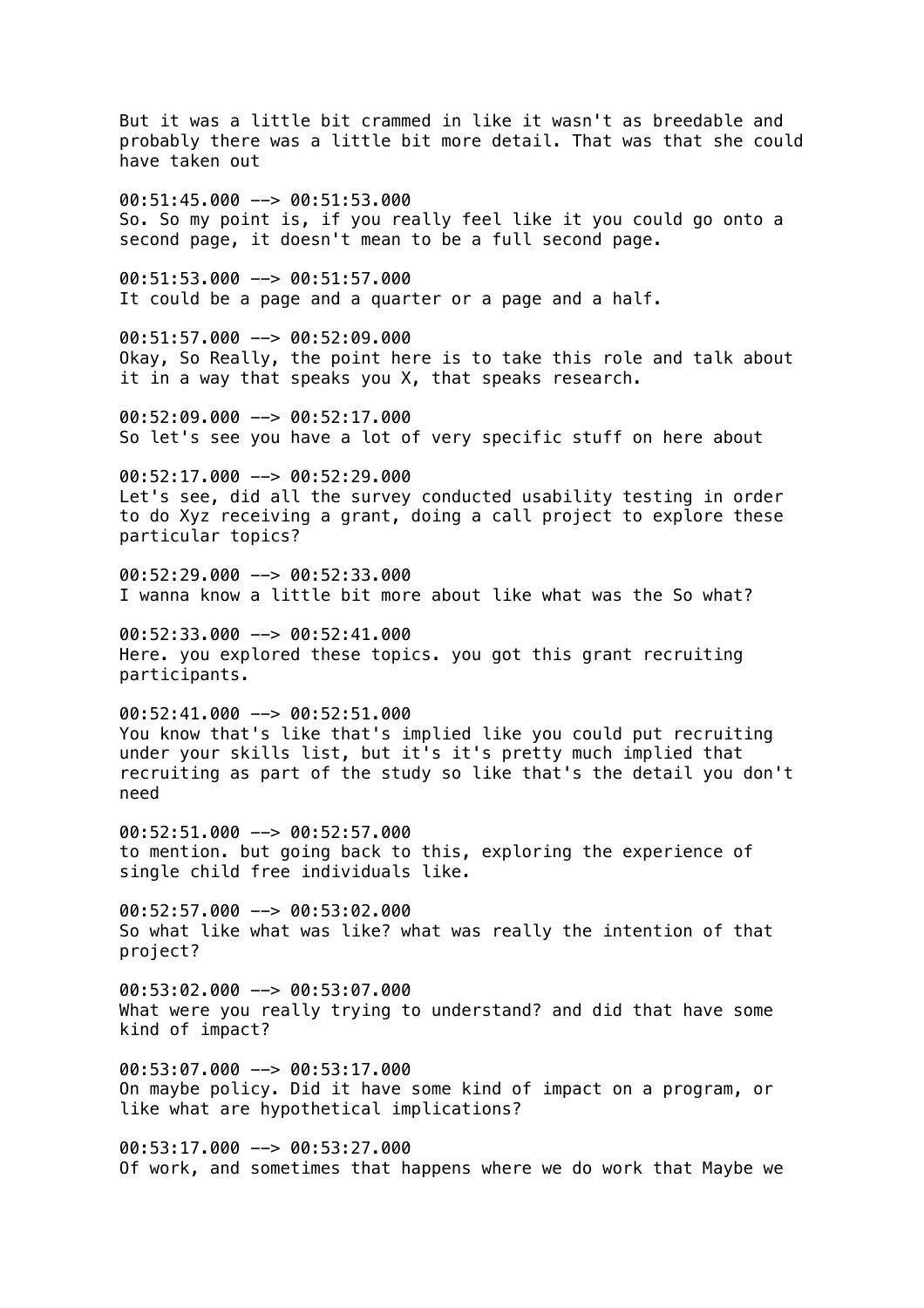But it was a little bit crammed in like it wasn't as breedable and probably there was a little bit more detail. That was that she could have taken out

00:51:45.000 --> 00:51:53.000
So. So my point is, if you really feel like it you could go onto a second page, it doesn't mean to be a full second page.

00:51:53.000 --> 00:51:57.000
It could be a page and a quarter or a page and a half.

00:51:57.000 --> 00:52:09.000
Okay, So Really, the point here is to take this role and talk about it in a way that speaks you X, that speaks research.

00:52:09.000 --> 00:52:17.000
So let's see you have a lot of very specific stuff on here about

00:52:17.000 --> 00:52:29.000
Let's see, did all the survey conducted usability testing in order to do Xyz receiving a grant, doing a call project to explore these particular topics?

00:52:29.000 --> 00:52:33.000
I wanna know a little bit more about like what was the So what?

00:52:33.000 --> 00:52:41.000
Here. you explored these topics. you got this grant recruiting participants.

00:52:41.000 --> 00:52:51.000
You know that's like that's implied like you could put recruiting under your skills list, but it's it's pretty much implied that recruiting as part of the study so like that's the detail you don't need

00:52:51.000 --> 00:52:57.000
to mention. but going back to this, exploring the experience of single child free individuals like.

00:52:57.000 --> 00:53:02.000
So what like what was like? what was really the intention of that project?

00:53:02.000 --> 00:53:07.000
What were you really trying to understand? and did that have some kind of impact?

00:53:07.000 --> 00:53:17.000
On maybe policy. Did it have some kind of impact on a program, or like what are hypothetical implications?

00:53:17.000 --> 00:53:27.000
Of work, and sometimes that happens where we do work that Maybe we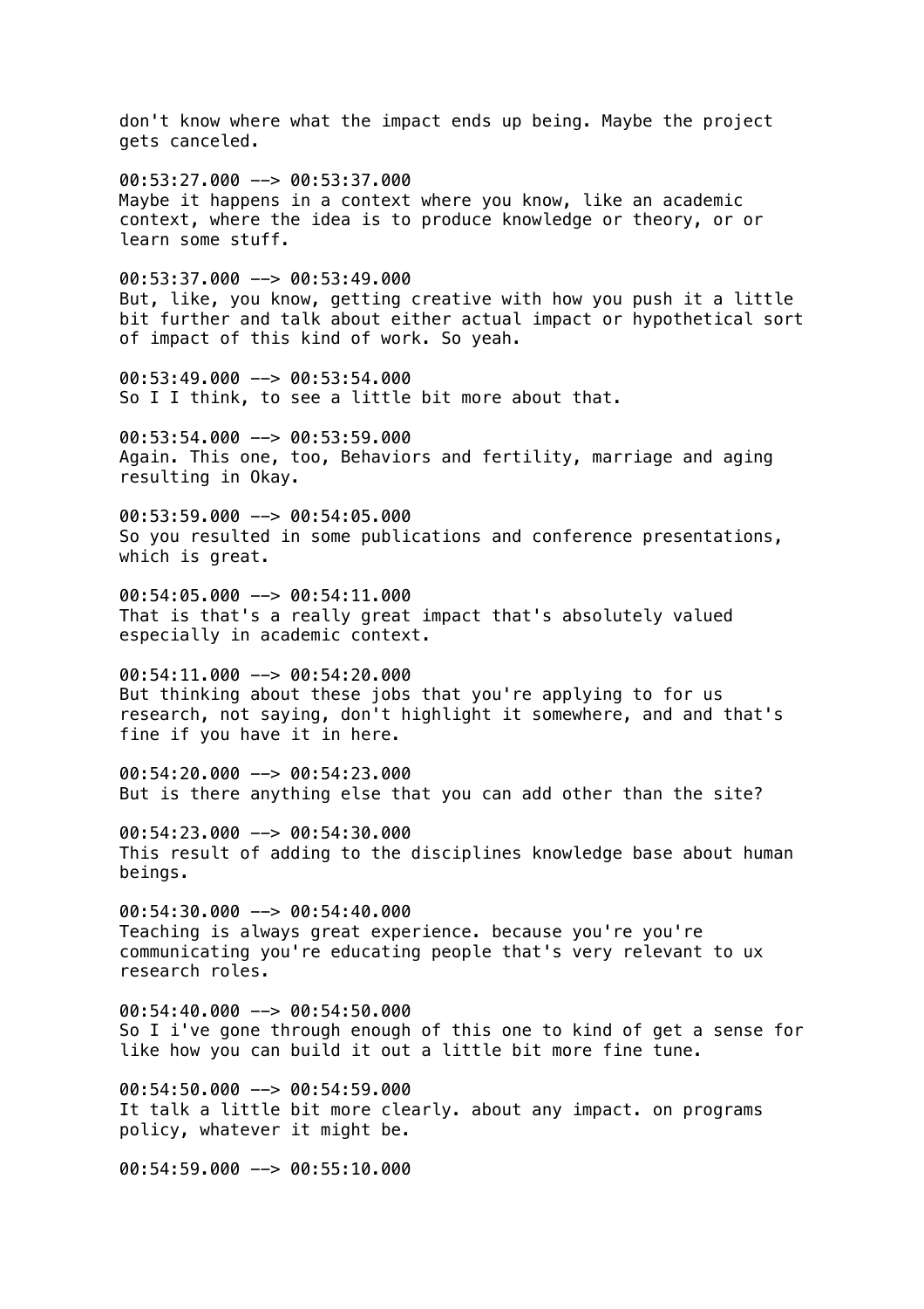don't know where what the impact ends up being. Maybe the project gets canceled.

00:53:27.000 --> 00:53:37.000
Maybe it happens in a context where you know, like an academic context, where the idea is to produce knowledge or theory, or or learn some stuff.

00:53:37.000 --> 00:53:49.000
But, like, you know, getting creative with how you push it a little bit further and talk about either actual impact or hypothetical sort of impact of this kind of work. So yeah.

00:53:49.000 --> 00:53:54.000
So I I think, to see a little bit more about that.

00:53:54.000 --> 00:53:59.000
Again. This one, too, Behaviors and fertility, marriage and aging resulting in Okay.

00:53:59.000 --> 00:54:05.000
So you resulted in some publications and conference presentations, which is great.

00:54:05.000 --> 00:54:11.000
That is that's a really great impact that's absolutely valued especially in academic context.

00:54:11.000 --> 00:54:20.000
But thinking about these jobs that you're applying to for us research, not saying, don't highlight it somewhere, and and that's fine if you have it in here.

00:54:20.000 --> 00:54:23.000
But is there anything else that you can add other than the site?

00:54:23.000 --> 00:54:30.000
This result of adding to the disciplines knowledge base about human beings.

00:54:30.000 --> 00:54:40.000
Teaching is always great experience. because you're you're communicating you're educating people that's very relevant to ux research roles.

00:54:40.000 --> 00:54:50.000
So I i've gone through enough of this one to kind of get a sense for like how you can build it out a little bit more fine tune.

00:54:50.000 --> 00:54:59.000
It talk a little bit more clearly. about any impact. on programs policy, whatever it might be.

00:54:59.000 --> 00:55:10.000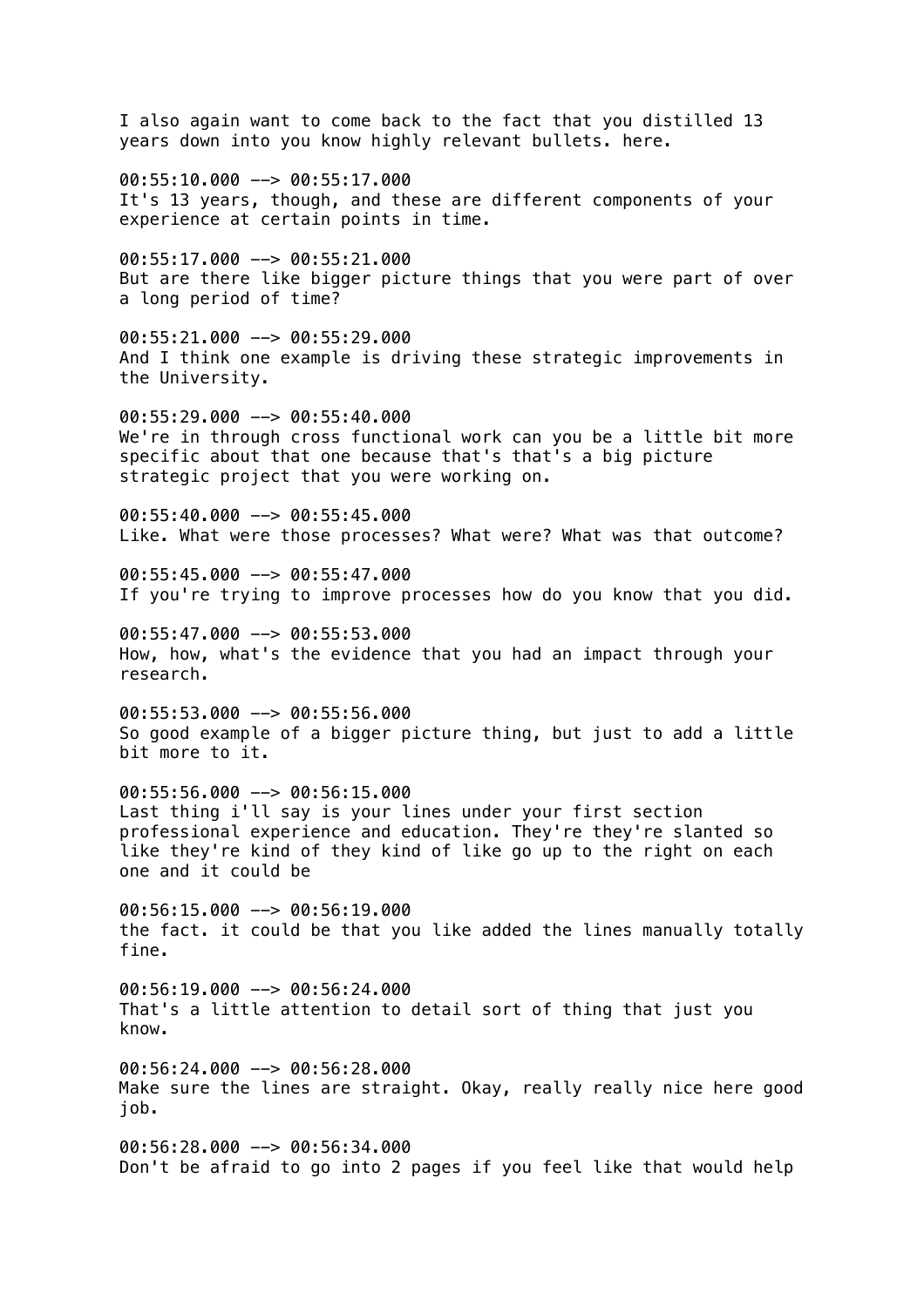I also again want to come back to the fact that you distilled 13 years down into you know highly relevant bullets. here.

00:55:10.000 --> 00:55:17.000
It's 13 years, though, and these are different components of your experience at certain points in time.

00:55:17.000 --> 00:55:21.000
But are there like bigger picture things that you were part of over a long period of time?

00:55:21.000 --> 00:55:29.000
And I think one example is driving these strategic improvements in the University.

00:55:29.000 --> 00:55:40.000
We're in through cross functional work can you be a little bit more specific about that one because that's that's a big picture strategic project that you were working on.

00:55:40.000 --> 00:55:45.000
Like. What were those processes? What were? What was that outcome?

00:55:45.000 --> 00:55:47.000
If you're trying to improve processes how do you know that you did.

00:55:47.000 --> 00:55:53.000
How, how, what's the evidence that you had an impact through your research.

00:55:53.000 --> 00:55:56.000
So good example of a bigger picture thing, but just to add a little bit more to it.

00:55:56.000 --> 00:56:15.000
Last thing i'll say is your lines under your first section professional experience and education. They're they're slanted so like they're kind of they kind of like go up to the right on each one and it could be

00:56:15.000 --> 00:56:19.000
the fact. it could be that you like added the lines manually totally fine.

00:56:19.000 --> 00:56:24.000
That's a little attention to detail sort of thing that just you know.

00:56:24.000 --> 00:56:28.000
Make sure the lines are straight. Okay, really really nice here good job.

00:56:28.000 --> 00:56:34.000
Don't be afraid to go into 2 pages if you feel like that would help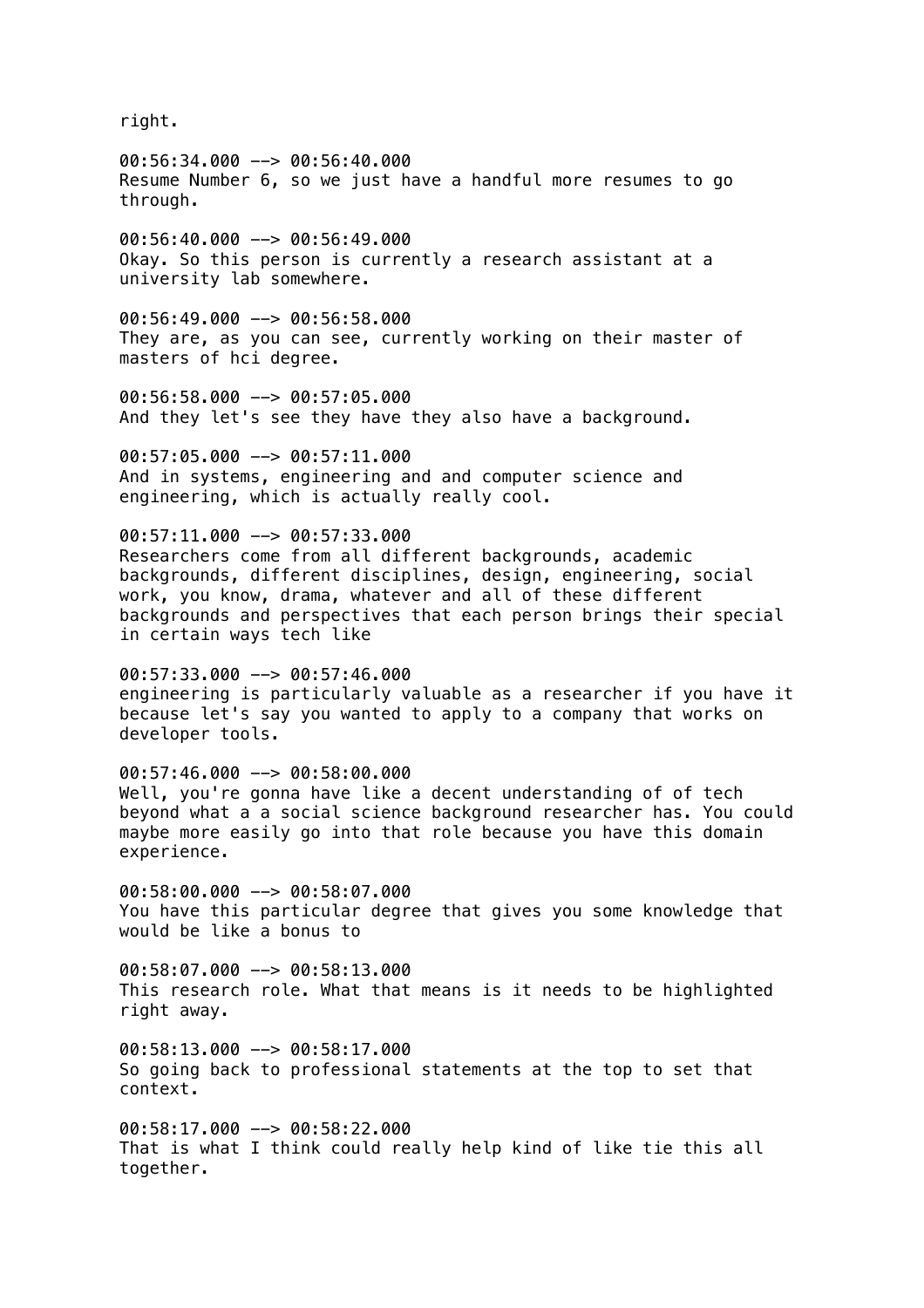right.

00:56:34.000 --> 00:56:40.000
Resume Number 6, so we just have a handful more resumes to go through.

00:56:40.000 --> 00:56:49.000
Okay. So this person is currently a research assistant at a university lab somewhere.

00:56:49.000 --> 00:56:58.000
They are, as you can see, currently working on their master of masters of hci degree.

00:56:58.000 --> 00:57:05.000
And they let's see they have they also have a background.

00:57:05.000 --> 00:57:11.000
And in systems, engineering and and computer science and engineering, which is actually really cool.

00:57:11.000 --> 00:57:33.000
Researchers come from all different backgrounds, academic backgrounds, different disciplines, design, engineering, social work, you know, drama, whatever and all of these different backgrounds and perspectives that each person brings their special in certain ways tech like

00:57:33.000 --> 00:57:46.000
engineering is particularly valuable as a researcher if you have it because let's say you wanted to apply to a company that works on developer tools.

00:57:46.000 --> 00:58:00.000
Well, you're gonna have like a decent understanding of of tech beyond what a a social science background researcher has. You could maybe more easily go into that role because you have this domain experience.

00:58:00.000 --> 00:58:07.000
You have this particular degree that gives you some knowledge that would be like a bonus to

00:58:07.000 --> 00:58:13.000
This research role. What that means is it needs to be highlighted right away.

00:58:13.000 --> 00:58:17.000
So going back to professional statements at the top to set that context.

00:58:17.000 --> 00:58:22.000
That is what I think could really help kind of like tie this all together.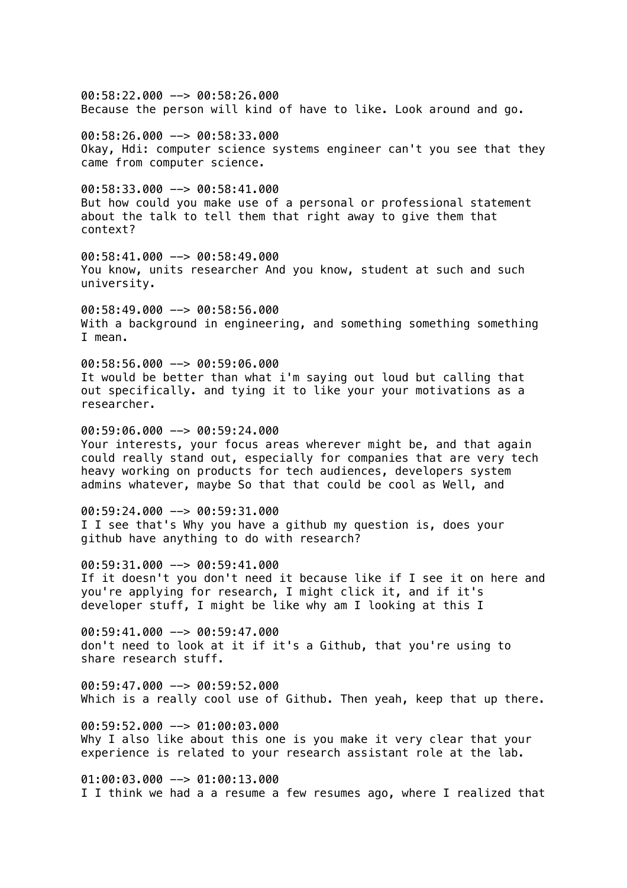00:58:22.000 --> 00:58:26.000
Because the person will kind of have to like. Look around and go.

00:58:26.000 --> 00:58:33.000
Okay, Hdi: computer science systems engineer can't you see that they came from computer science.

00:58:33.000 --> 00:58:41.000
But how could you make use of a personal or professional statement about the talk to tell them that right away to give them that context?

00:58:41.000 --> 00:58:49.000
You know, units researcher And you know, student at such and such university.

00:58:49.000 --> 00:58:56.000
With a background in engineering, and something something something I mean.

00:58:56.000 --> 00:59:06.000
It would be better than what i'm saying out loud but calling that out specifically. and tying it to like your your motivations as a researcher.

00:59:06.000 --> 00:59:24.000
Your interests, your focus areas wherever might be, and that again could really stand out, especially for companies that are very tech heavy working on products for tech audiences, developers system admins whatever, maybe So that that could be cool as Well, and

00:59:24.000 --> 00:59:31.000
I I see that's Why you have a github my question is, does your github have anything to do with research?

00:59:31.000 --> 00:59:41.000
If it doesn't you don't need it because like if I see it on here and you're applying for research, I might click it, and if it's developer stuff, I might be like why am I looking at this I

00:59:41.000 --> 00:59:47.000
don't need to look at it if it's a Github, that you're using to share research stuff.

00:59:47.000 --> 00:59:52.000
Which is a really cool use of Github. Then yeah, keep that up there.

00:59:52.000 --> 01:00:03.000
Why I also like about this one is you make it very clear that your experience is related to your research assistant role at the lab.

01:00:03.000 --> 01:00:13.000
I I think we had a a resume a few resumes ago, where I realized that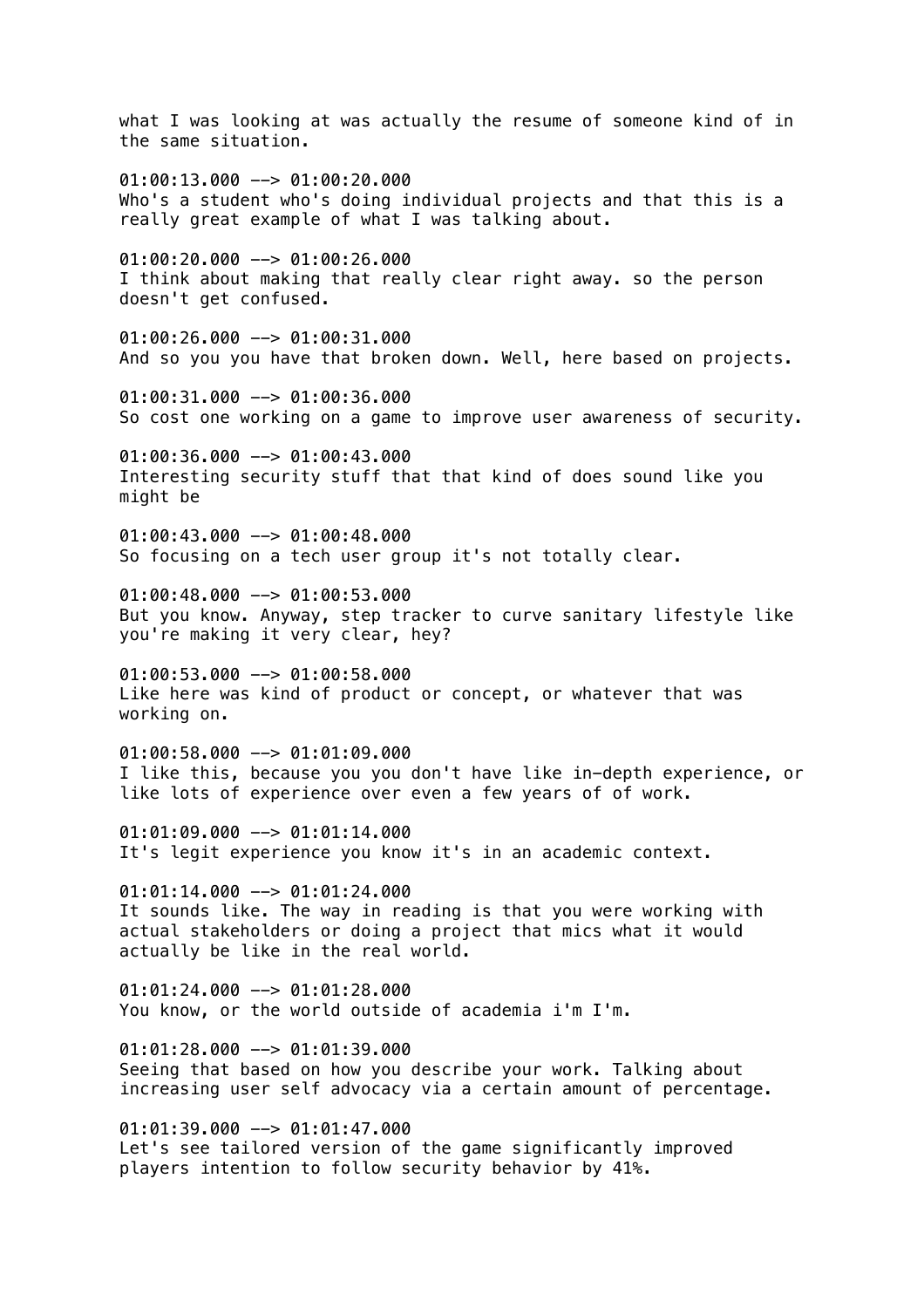what I was looking at was actually the resume of someone kind of in the same situation.

01:00:13.000 --> 01:00:20.000
Who's a student who's doing individual projects and that this is a really great example of what I was talking about.

01:00:20.000 --> 01:00:26.000
I think about making that really clear right away. so the person doesn't get confused.

01:00:26.000 --> 01:00:31.000
And so you you have that broken down. Well, here based on projects.

01:00:31.000 --> 01:00:36.000
So cost one working on a game to improve user awareness of security.

01:00:36.000 --> 01:00:43.000
Interesting security stuff that that kind of does sound like you might be

01:00:43.000 --> 01:00:48.000
So focusing on a tech user group it's not totally clear.

01:00:48.000 --> 01:00:53.000
But you know. Anyway, step tracker to curve sanitary lifestyle like you're making it very clear, hey?

01:00:53.000 --> 01:00:58.000
Like here was kind of product or concept, or whatever that was working on.

01:00:58.000 --> 01:01:09.000
I like this, because you you don't have like in-depth experience, or like lots of experience over even a few years of of work.

01:01:09.000 --> 01:01:14.000
It's legit experience you know it's in an academic context.

01:01:14.000 --> 01:01:24.000
It sounds like. The way in reading is that you were working with actual stakeholders or doing a project that mics what it would actually be like in the real world.

01:01:24.000 --> 01:01:28.000
You know, or the world outside of academia i'm I'm.

01:01:28.000 --> 01:01:39.000
Seeing that based on how you describe your work. Talking about increasing user self advocacy via a certain amount of percentage.

01:01:39.000 --> 01:01:47.000
Let's see tailored version of the game significantly improved players intention to follow security behavior by 41%.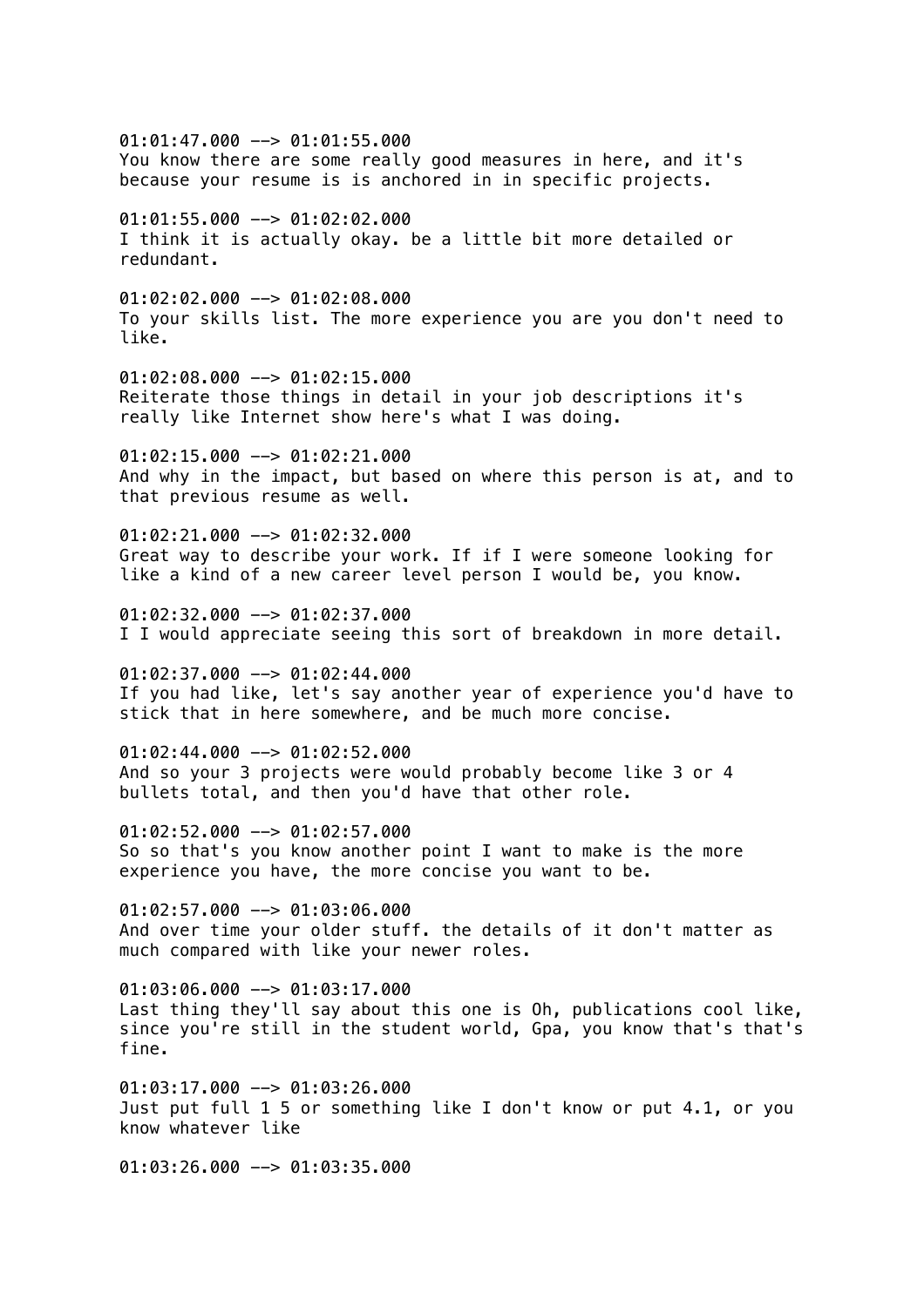01:01:47.000 --> 01:01:55.000
You know there are some really good measures in here, and it's because your resume is is anchored in in specific projects.

01:01:55.000 --> 01:02:02.000
I think it is actually okay. be a little bit more detailed or redundant.

01:02:02.000 --> 01:02:08.000
To your skills list. The more experience you are you don't need to like.

01:02:08.000 --> 01:02:15.000
Reiterate those things in detail in your job descriptions it's really like Internet show here's what I was doing.

01:02:15.000 --> 01:02:21.000
And why in the impact, but based on where this person is at, and to that previous resume as well.

01:02:21.000 --> 01:02:32.000
Great way to describe your work. If if I were someone looking for like a kind of a new career level person I would be, you know.

01:02:32.000 --> 01:02:37.000
I I would appreciate seeing this sort of breakdown in more detail.

01:02:37.000 --> 01:02:44.000
If you had like, let's say another year of experience you'd have to stick that in here somewhere, and be much more concise.

01:02:44.000 --> 01:02:52.000
And so your 3 projects were would probably become like 3 or 4 bullets total, and then you'd have that other role.

01:02:52.000 --> 01:02:57.000
So so that's you know another point I want to make is the more experience you have, the more concise you want to be.

01:02:57.000 --> 01:03:06.000
And over time your older stuff. the details of it don't matter as much compared with like your newer roles.

01:03:06.000 --> 01:03:17.000
Last thing they'll say about this one is Oh, publications cool like, since you're still in the student world, Gpa, you know that's that's fine.

01:03:17.000 --> 01:03:26.000
Just put full 1 5 or something like I don't know or put 4.1, or you know whatever like

01:03:26.000 --> 01:03:35.000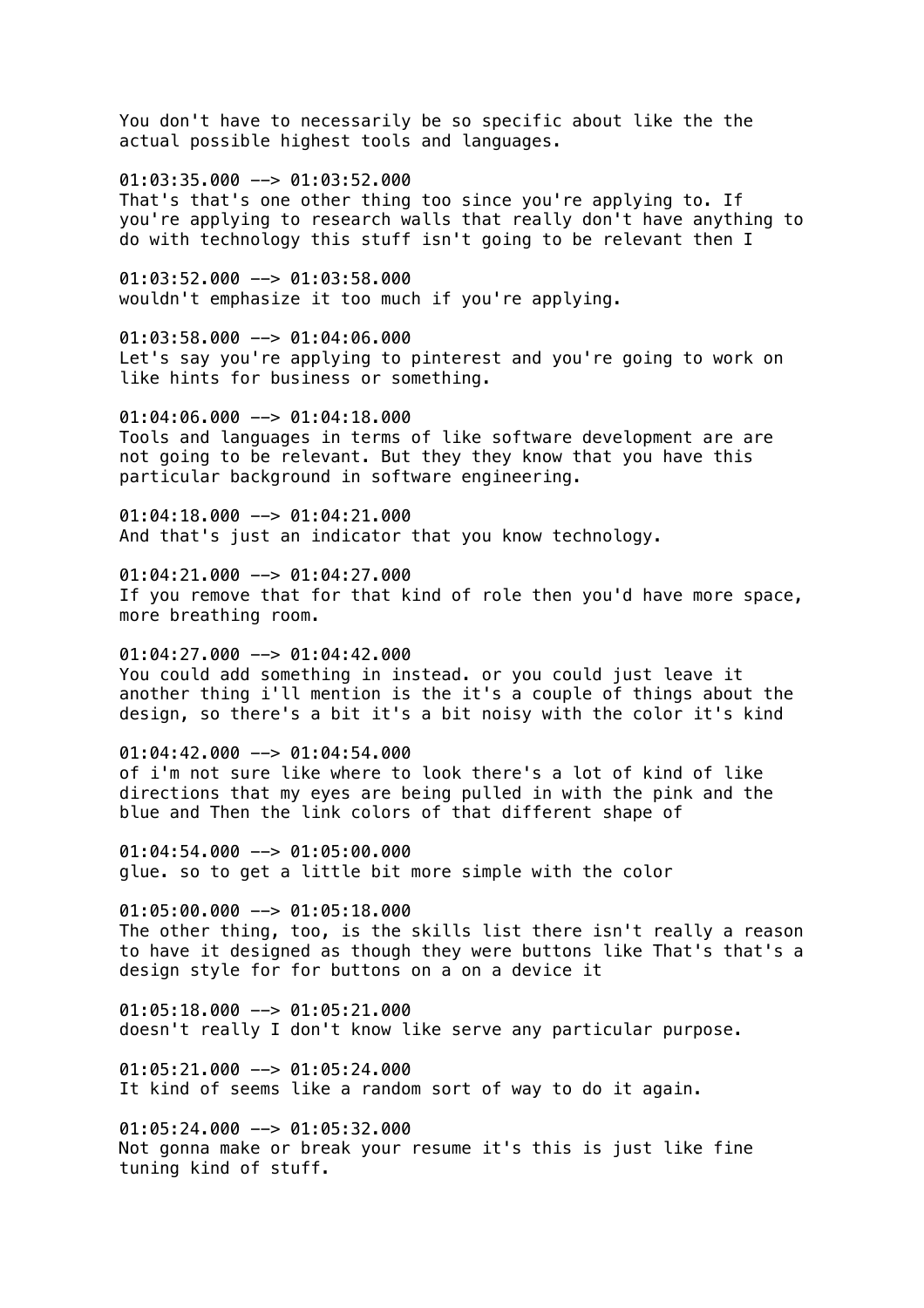You don't have to necessarily be so specific about like the the actual possible highest tools and languages.

01:03:35.000 --> 01:03:52.000
That's that's one other thing too since you're applying to. If you're applying to research walls that really don't have anything to do with technology this stuff isn't going to be relevant then I

01:03:52.000 --> 01:03:58.000
wouldn't emphasize it too much if you're applying.

01:03:58.000 --> 01:04:06.000
Let's say you're applying to pinterest and you're going to work on like hints for business or something.

01:04:06.000 --> 01:04:18.000
Tools and languages in terms of like software development are are not going to be relevant. But they they know that you have this particular background in software engineering.

01:04:18.000 --> 01:04:21.000
And that's just an indicator that you know technology.

01:04:21.000 --> 01:04:27.000
If you remove that for that kind of role then you'd have more space, more breathing room.

01:04:27.000 --> 01:04:42.000
You could add something in instead. or you could just leave it another thing i'll mention is the it's a couple of things about the design, so there's a bit it's a bit noisy with the color it's kind

01:04:42.000 --> 01:04:54.000
of i'm not sure like where to look there's a lot of kind of like directions that my eyes are being pulled in with the pink and the blue and Then the link colors of that different shape of

01:04:54.000 --> 01:05:00.000
glue. so to get a little bit more simple with the color

01:05:00.000 --> 01:05:18.000
The other thing, too, is the skills list there isn't really a reason to have it designed as though they were buttons like That's that's a design style for for buttons on a on a device it

01:05:18.000 --> 01:05:21.000
doesn't really I don't know like serve any particular purpose.

01:05:21.000 --> 01:05:24.000
It kind of seems like a random sort of way to do it again.

01:05:24.000 --> 01:05:32.000
Not gonna make or break your resume it's this is just like fine tuning kind of stuff.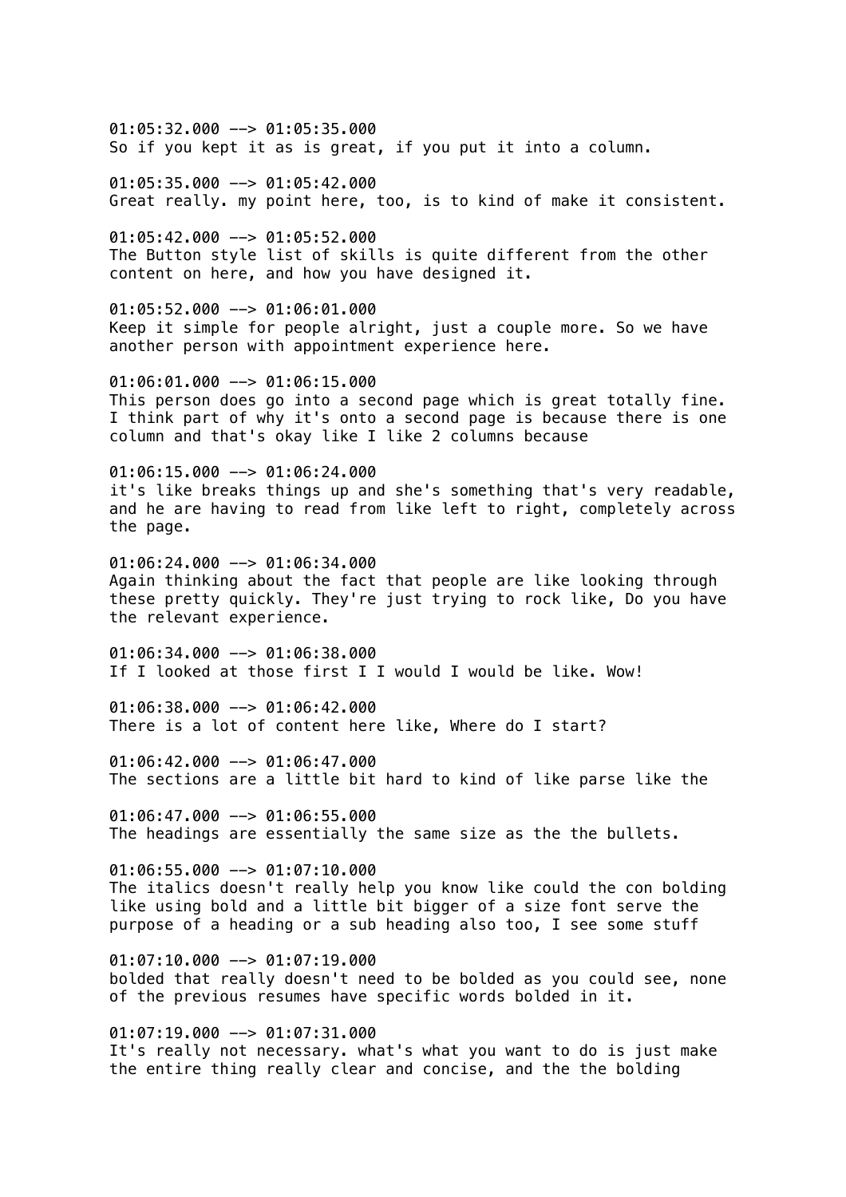01:05:32.000 --> 01:05:35.000
So if you kept it as is great, if you put it into a column.

01:05:35.000 --> 01:05:42.000
Great really. my point here, too, is to kind of make it consistent.

01:05:42.000 --> 01:05:52.000
The Button style list of skills is quite different from the other content on here, and how you have designed it.

01:05:52.000 --> 01:06:01.000
Keep it simple for people alright, just a couple more. So we have another person with appointment experience here.

01:06:01.000 --> 01:06:15.000
This person does go into a second page which is great totally fine. I think part of why it's onto a second page is because there is one column and that's okay like I like 2 columns because

01:06:15.000 --> 01:06:24.000
it's like breaks things up and she's something that's very readable, and he are having to read from like left to right, completely across the page.

01:06:24.000 --> 01:06:34.000
Again thinking about the fact that people are like looking through these pretty quickly. They're just trying to rock like, Do you have the relevant experience.

01:06:34.000 --> 01:06:38.000
If I looked at those first I I would I would be like. Wow!

01:06:38.000 --> 01:06:42.000
There is a lot of content here like, Where do I start?

01:06:42.000 --> 01:06:47.000
The sections are a little bit hard to kind of like parse like the

01:06:47.000 --> 01:06:55.000
The headings are essentially the same size as the the bullets.

01:06:55.000 --> 01:07:10.000
The italics doesn't really help you know like could the con bolding like using bold and a little bit bigger of a size font serve the purpose of a heading or a sub heading also too, I see some stuff

01:07:10.000 --> 01:07:19.000
bolded that really doesn't need to be bolded as you could see, none of the previous resumes have specific words bolded in it.

01:07:19.000 --> 01:07:31.000
It's really not necessary. what's what you want to do is just make the entire thing really clear and concise, and the the bolding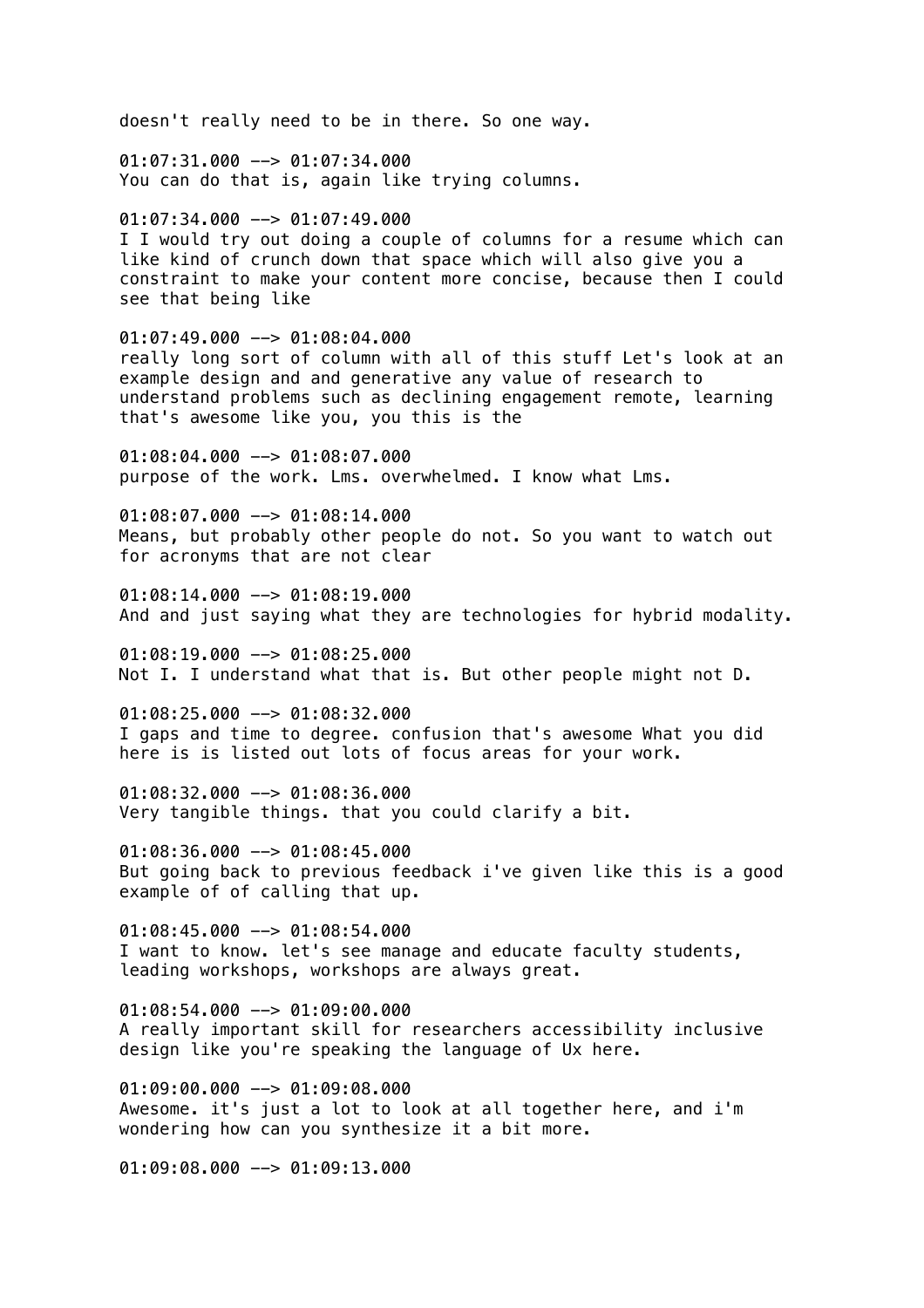doesn't really need to be in there. So one way.

01:07:31.000 --> 01:07:34.000
You can do that is, again like trying columns.

01:07:34.000 --> 01:07:49.000
I I would try out doing a couple of columns for a resume which can like kind of crunch down that space which will also give you a constraint to make your content more concise, because then I could see that being like

01:07:49.000 --> 01:08:04.000
really long sort of column with all of this stuff Let's look at an example design and and generative any value of research to understand problems such as declining engagement remote, learning that's awesome like you, you this is the

01:08:04.000 --> 01:08:07.000
purpose of the work. Lms. overwhelmed. I know what Lms.

01:08:07.000 --> 01:08:14.000
Means, but probably other people do not. So you want to watch out for acronyms that are not clear

01:08:14.000 --> 01:08:19.000
And and just saying what they are technologies for hybrid modality.

01:08:19.000 --> 01:08:25.000
Not I. I understand what that is. But other people might not D.

01:08:25.000 --> 01:08:32.000
I gaps and time to degree. confusion that's awesome What you did here is is listed out lots of focus areas for your work.

01:08:32.000 --> 01:08:36.000
Very tangible things. that you could clarify a bit.

01:08:36.000 --> 01:08:45.000
But going back to previous feedback i've given like this is a good example of of calling that up.

01:08:45.000 --> 01:08:54.000
I want to know. let's see manage and educate faculty students, leading workshops, workshops are always great.

01:08:54.000 --> 01:09:00.000
A really important skill for researchers accessibility inclusive design like you're speaking the language of Ux here.

01:09:00.000 --> 01:09:08.000
Awesome. it's just a lot to look at all together here, and i'm wondering how can you synthesize it a bit more.

01:09:08.000 --> 01:09:13.000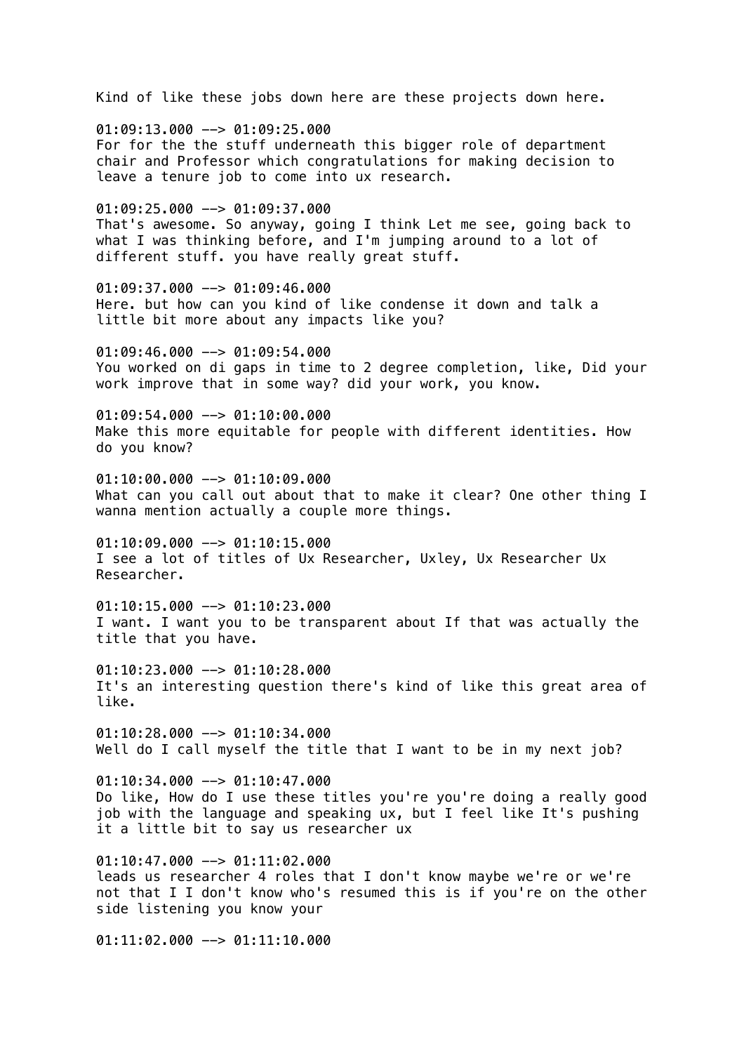Kind of like these jobs down here are these projects down here.

01:09:13.000 --> 01:09:25.000
For for the the stuff underneath this bigger role of department chair and Professor which congratulations for making decision to leave a tenure job to come into ux research.

01:09:25.000 --> 01:09:37.000
That's awesome. So anyway, going I think Let me see, going back to what I was thinking before, and I'm jumping around to a lot of different stuff. you have really great stuff.

01:09:37.000 --> 01:09:46.000
Here. but how can you kind of like condense it down and talk a little bit more about any impacts like you?

01:09:46.000 --> 01:09:54.000
You worked on di gaps in time to 2 degree completion, like, Did your work improve that in some way? did your work, you know.

01:09:54.000 --> 01:10:00.000
Make this more equitable for people with different identities. How do you know?

01:10:00.000 --> 01:10:09.000
What can you call out about that to make it clear? One other thing I wanna mention actually a couple more things.

01:10:09.000 --> 01:10:15.000
I see a lot of titles of Ux Researcher, Uxley, Ux Researcher Ux Researcher.

01:10:15.000 --> 01:10:23.000
I want. I want you to be transparent about If that was actually the title that you have.

01:10:23.000 --> 01:10:28.000
It's an interesting question there's kind of like this great area of like.

01:10:28.000 --> 01:10:34.000
Well do I call myself the title that I want to be in my next job?

01:10:34.000 --> 01:10:47.000
Do like, How do I use these titles you're you're doing a really good job with the language and speaking ux, but I feel like It's pushing it a little bit to say us researcher ux

01:10:47.000 --> 01:11:02.000
leads us researcher 4 roles that I don't know maybe we're or we're not that I I don't know who's resumed this is if you're on the other side listening you know your

01:11:02.000 --> 01:11:10.000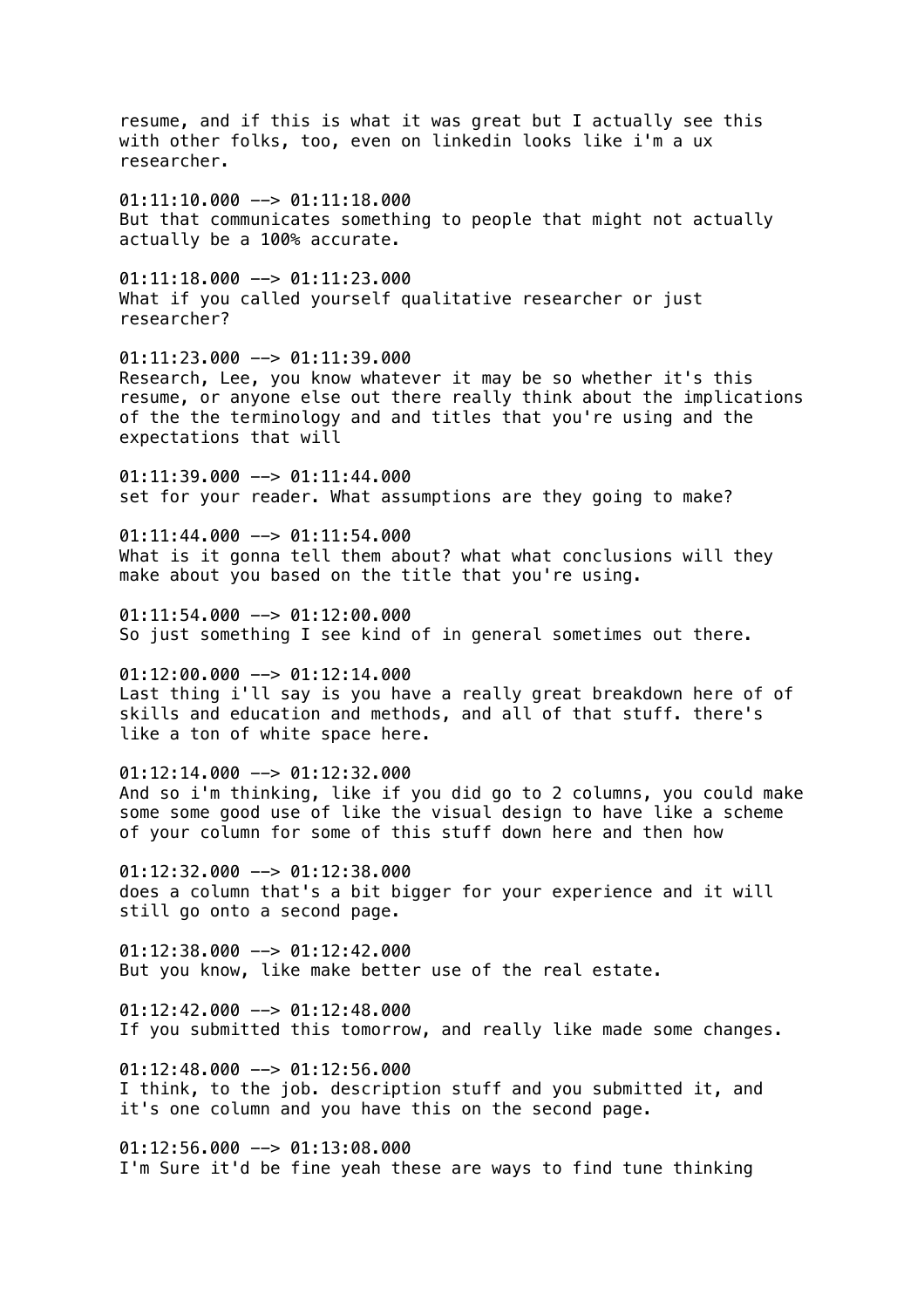resume, and if this is what it was great but I actually see this with other folks, too, even on linkedin looks like i'm a ux researcher.

01:11:10.000 --> 01:11:18.000
But that communicates something to people that might not actually actually be a 100% accurate.

01:11:18.000 --> 01:11:23.000
What if you called yourself qualitative researcher or just researcher?

01:11:23.000 --> 01:11:39.000
Research, Lee, you know whatever it may be so whether it's this resume, or anyone else out there really think about the implications of the the terminology and and titles that you're using and the expectations that will

01:11:39.000 --> 01:11:44.000
set for your reader. What assumptions are they going to make?

01:11:44.000 --> 01:11:54.000
What is it gonna tell them about? what what conclusions will they make about you based on the title that you're using.

01:11:54.000 --> 01:12:00.000
So just something I see kind of in general sometimes out there.

01:12:00.000 --> 01:12:14.000
Last thing i'll say is you have a really great breakdown here of of skills and education and methods, and all of that stuff. there's like a ton of white space here.

01:12:14.000 --> 01:12:32.000
And so i'm thinking, like if you did go to 2 columns, you could make some some good use of like the visual design to have like a scheme of your column for some of this stuff down here and then how

01:12:32.000 --> 01:12:38.000
does a column that's a bit bigger for your experience and it will still go onto a second page.

01:12:38.000 --> 01:12:42.000
But you know, like make better use of the real estate.

01:12:42.000 --> 01:12:48.000
If you submitted this tomorrow, and really like made some changes.

01:12:48.000 --> 01:12:56.000
I think, to the job. description stuff and you submitted it, and it's one column and you have this on the second page.

01:12:56.000 --> 01:13:08.000
I'm Sure it'd be fine yeah these are ways to find tune thinking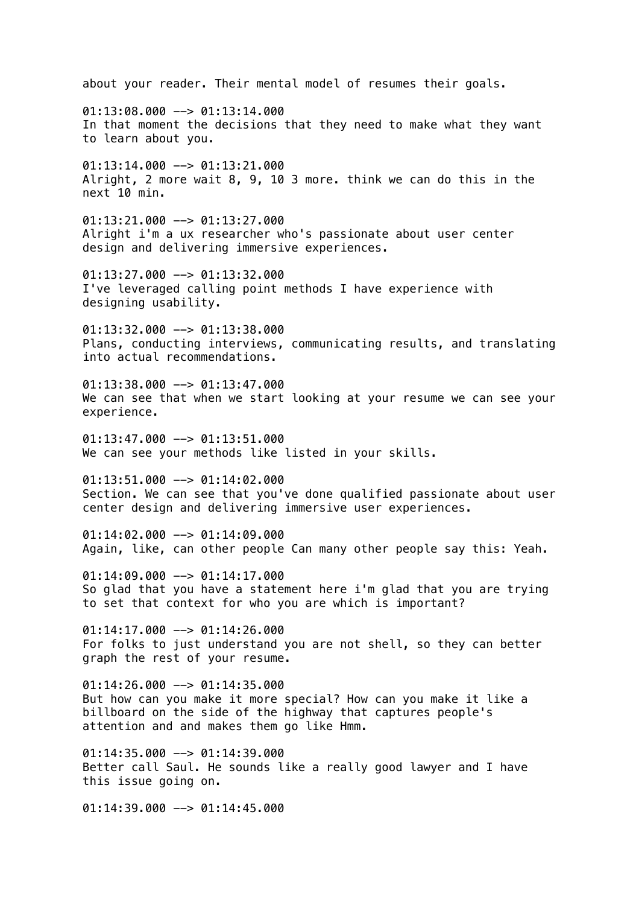about your reader. Their mental model of resumes their goals.

01:13:08.000 --> 01:13:14.000
In that moment the decisions that they need to make what they want to learn about you.

01:13:14.000 --> 01:13:21.000
Alright, 2 more wait 8, 9, 10 3 more. think we can do this in the next 10 min.

01:13:21.000 --> 01:13:27.000
Alright i'm a ux researcher who's passionate about user center design and delivering immersive experiences.

01:13:27.000 --> 01:13:32.000
I've leveraged calling point methods I have experience with designing usability.

01:13:32.000 --> 01:13:38.000
Plans, conducting interviews, communicating results, and translating into actual recommendations.

01:13:38.000 --> 01:13:47.000
We can see that when we start looking at your resume we can see your experience.

01:13:47.000 --> 01:13:51.000
We can see your methods like listed in your skills.

01:13:51.000 --> 01:14:02.000
Section. We can see that you've done qualified passionate about user center design and delivering immersive user experiences.

01:14:02.000 --> 01:14:09.000
Again, like, can other people Can many other people say this: Yeah.

01:14:09.000 --> 01:14:17.000
So glad that you have a statement here i'm glad that you are trying to set that context for who you are which is important?

01:14:17.000 --> 01:14:26.000
For folks to just understand you are not shell, so they can better graph the rest of your resume.

01:14:26.000 --> 01:14:35.000
But how can you make it more special? How can you make it like a billboard on the side of the highway that captures people's attention and and makes them go like Hmm.

01:14:35.000 --> 01:14:39.000
Better call Saul. He sounds like a really good lawyer and I have this issue going on.

01:14:39.000 --> 01:14:45.000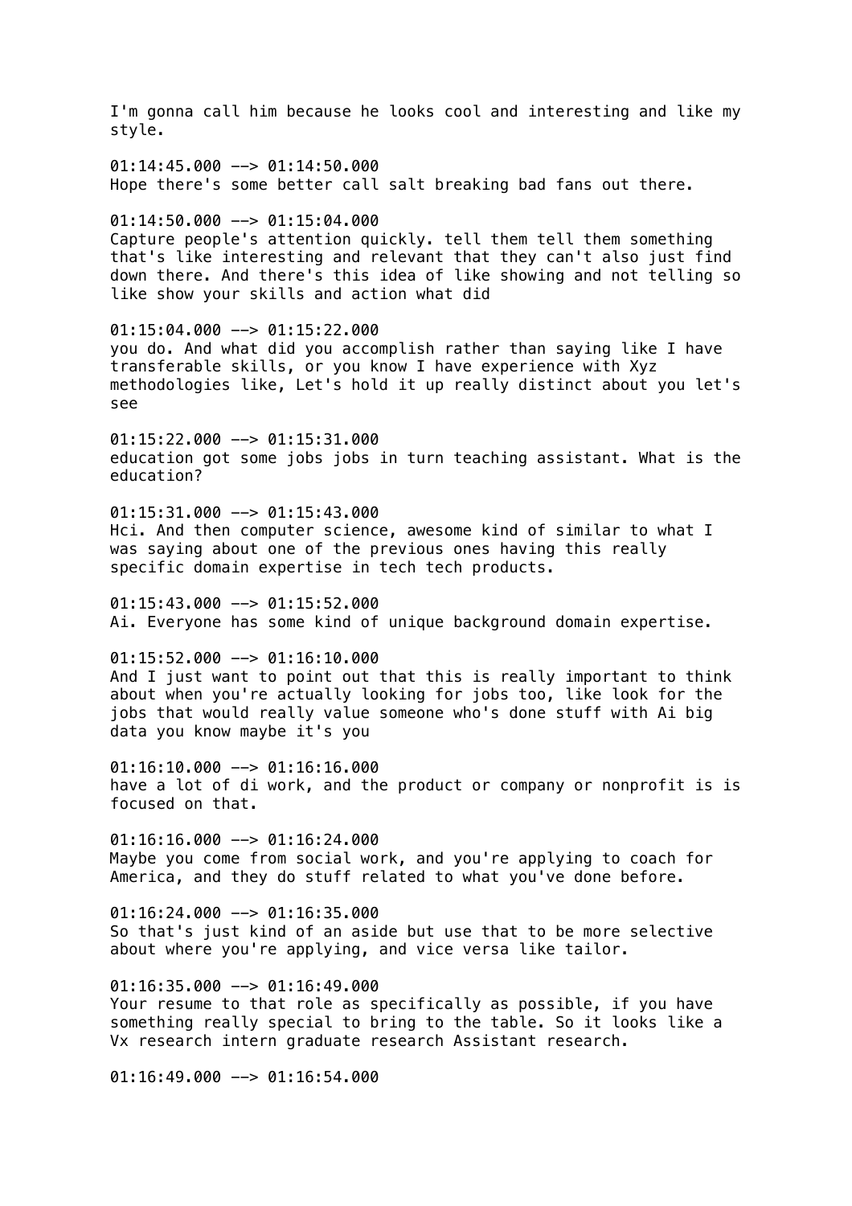I'm gonna call him because he looks cool and interesting and like my style.

01:14:45.000 --> 01:14:50.000
Hope there's some better call salt breaking bad fans out there.

01:14:50.000 --> 01:15:04.000
Capture people's attention quickly. tell them tell them something that's like interesting and relevant that they can't also just find down there. And there's this idea of like showing and not telling so like show your skills and action what did

01:15:04.000 --> 01:15:22.000
you do. And what did you accomplish rather than saying like I have transferable skills, or you know I have experience with Xyz methodologies like, Let's hold it up really distinct about you let's see

01:15:22.000 --> 01:15:31.000
education got some jobs jobs in turn teaching assistant. What is the education?

01:15:31.000 --> 01:15:43.000
Hci. And then computer science, awesome kind of similar to what I was saying about one of the previous ones having this really specific domain expertise in tech tech products.

01:15:43.000 --> 01:15:52.000
Ai. Everyone has some kind of unique background domain expertise.

01:15:52.000 --> 01:16:10.000
And I just want to point out that this is really important to think about when you're actually looking for jobs too, like look for the jobs that would really value someone who's done stuff with Ai big data you know maybe it's you

01:16:10.000 --> 01:16:16.000
have a lot of di work, and the product or company or nonprofit is is focused on that.

01:16:16.000 --> 01:16:24.000
Maybe you come from social work, and you're applying to coach for America, and they do stuff related to what you've done before.

01:16:24.000 --> 01:16:35.000
So that's just kind of an aside but use that to be more selective about where you're applying, and vice versa like tailor.

01:16:35.000 --> 01:16:49.000
Your resume to that role as specifically as possible, if you have something really special to bring to the table. So it looks like a Vx research intern graduate research Assistant research.

01:16:49.000 --> 01:16:54.000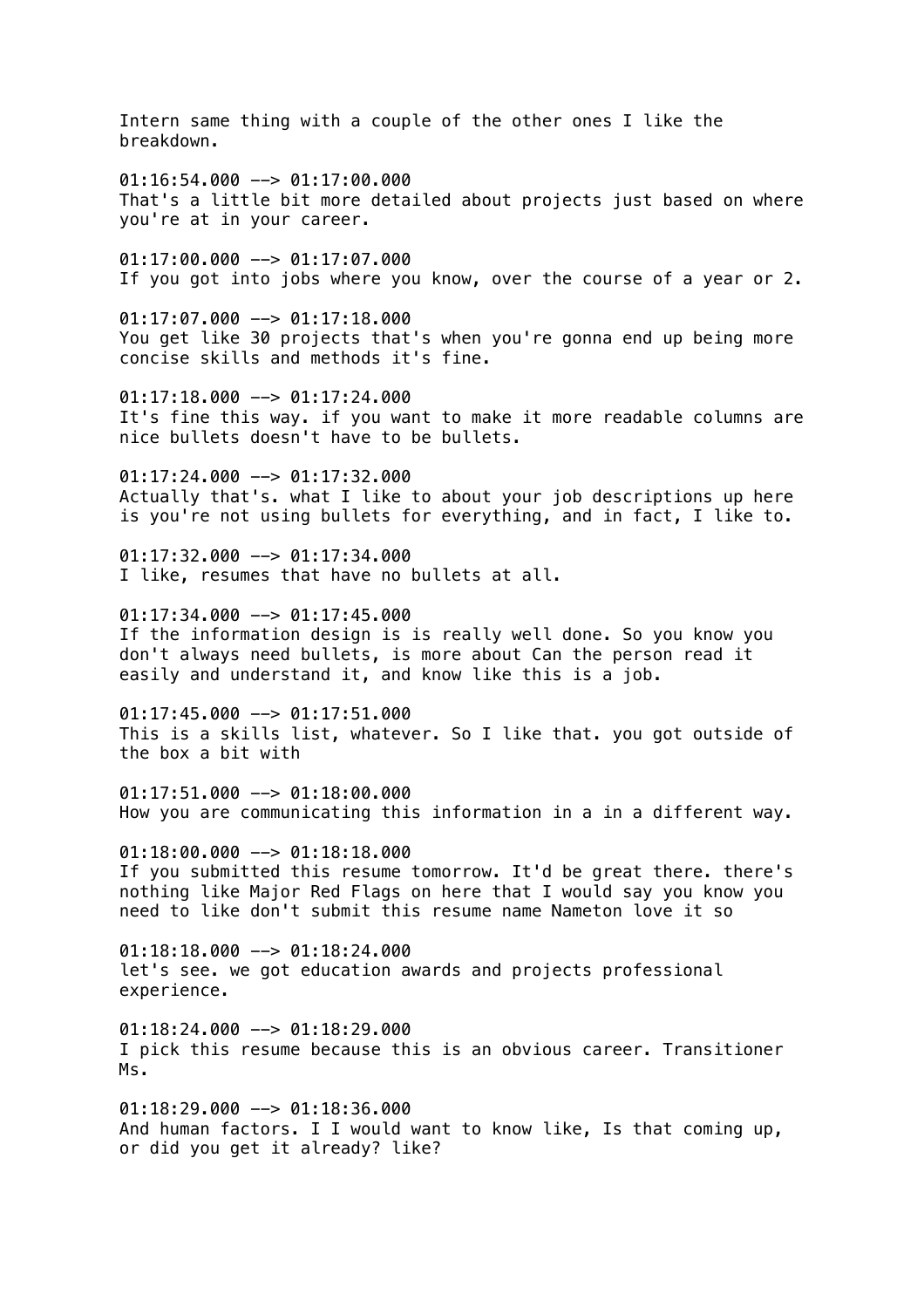Intern same thing with a couple of the other ones I like the breakdown.

01:16:54.000 --> 01:17:00.000
That's a little bit more detailed about projects just based on where you're at in your career.

01:17:00.000 --> 01:17:07.000
If you got into jobs where you know, over the course of a year or 2.

01:17:07.000 --> 01:17:18.000
You get like 30 projects that's when you're gonna end up being more concise skills and methods it's fine.

01:17:18.000 --> 01:17:24.000
It's fine this way. if you want to make it more readable columns are nice bullets doesn't have to be bullets.

01:17:24.000 --> 01:17:32.000
Actually that's. what I like to about your job descriptions up here is you're not using bullets for everything, and in fact, I like to.

01:17:32.000 --> 01:17:34.000
I like, resumes that have no bullets at all.

01:17:34.000 --> 01:17:45.000
If the information design is is really well done. So you know you don't always need bullets, is more about Can the person read it easily and understand it, and know like this is a job.

01:17:45.000 --> 01:17:51.000
This is a skills list, whatever. So I like that. you got outside of the box a bit with

01:17:51.000 --> 01:18:00.000
How you are communicating this information in a in a different way.

01:18:00.000 --> 01:18:18.000
If you submitted this resume tomorrow. It'd be great there. there's nothing like Major Red Flags on here that I would say you know you need to like don't submit this resume name Nameton love it so

01:18:18.000 --> 01:18:24.000
let's see. we got education awards and projects professional experience.

01:18:24.000 --> 01:18:29.000
I pick this resume because this is an obvious career. Transitioner Ms.

01:18:29.000 --> 01:18:36.000
And human factors. I I would want to know like, Is that coming up, or did you get it already? like?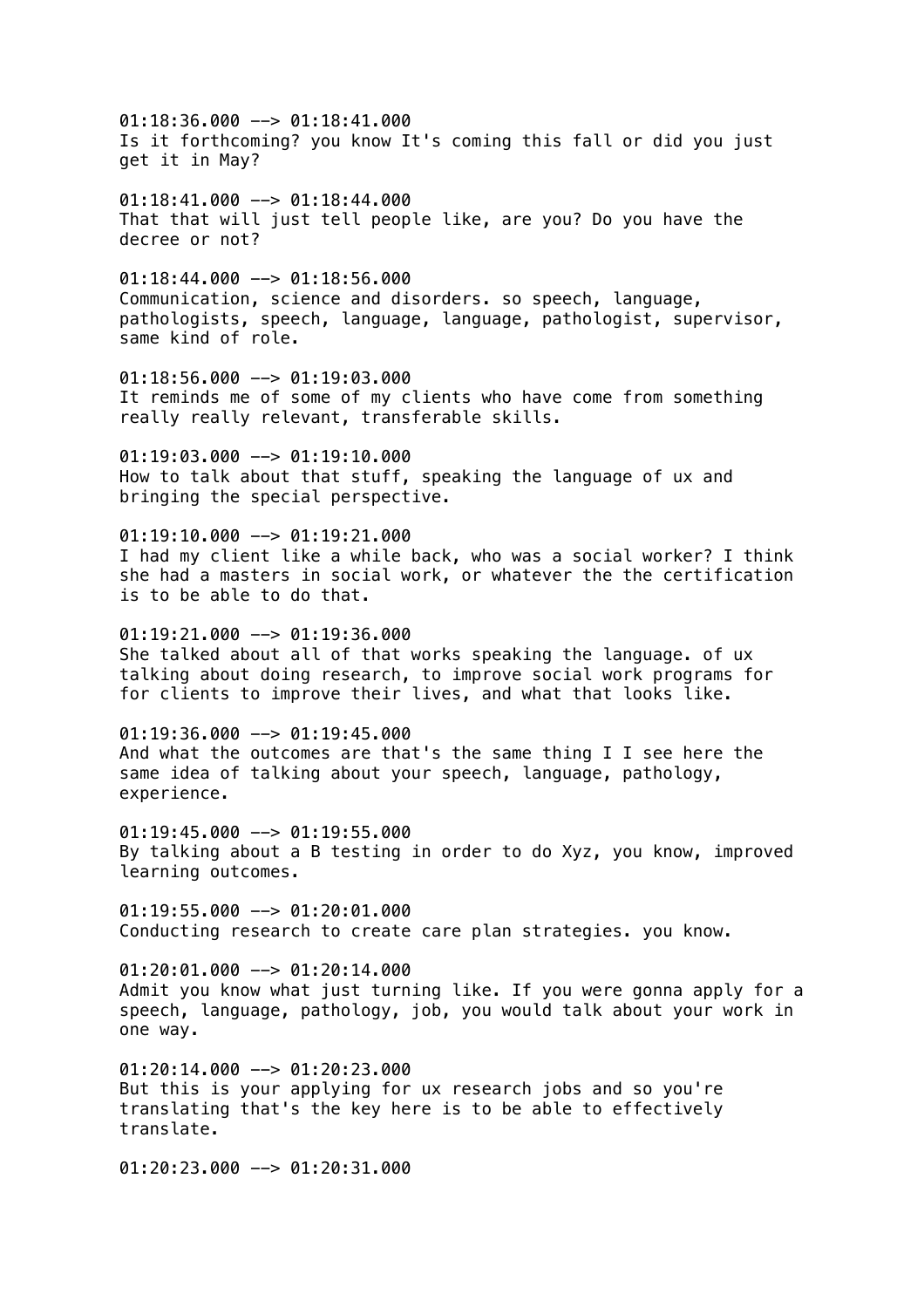01:18:36.000 --> 01:18:41.000
Is it forthcoming? you know It's coming this fall or did you just get it in May?

01:18:41.000 --> 01:18:44.000
That that will just tell people like, are you? Do you have the decree or not?

01:18:44.000 --> 01:18:56.000
Communication, science and disorders. so speech, language, pathologists, speech, language, language, pathologist, supervisor, same kind of role.

01:18:56.000 --> 01:19:03.000
It reminds me of some of my clients who have come from something really really relevant, transferable skills.

01:19:03.000 --> 01:19:10.000
How to talk about that stuff, speaking the language of ux and bringing the special perspective.

01:19:10.000 --> 01:19:21.000
I had my client like a while back, who was a social worker? I think she had a masters in social work, or whatever the the certification is to be able to do that.

01:19:21.000 --> 01:19:36.000
She talked about all of that works speaking the language. of ux talking about doing research, to improve social work programs for for clients to improve their lives, and what that looks like.

01:19:36.000 --> 01:19:45.000
And what the outcomes are that's the same thing I I see here the same idea of talking about your speech, language, pathology, experience.

01:19:45.000 --> 01:19:55.000
By talking about a B testing in order to do Xyz, you know, improved learning outcomes.

01:19:55.000 --> 01:20:01.000
Conducting research to create care plan strategies. you know.

01:20:01.000 --> 01:20:14.000
Admit you know what just turning like. If you were gonna apply for a speech, language, pathology, job, you would talk about your work in one way.

01:20:14.000 --> 01:20:23.000
But this is your applying for ux research jobs and so you're translating that's the key here is to be able to effectively translate.

01:20:23.000 --> 01:20:31.000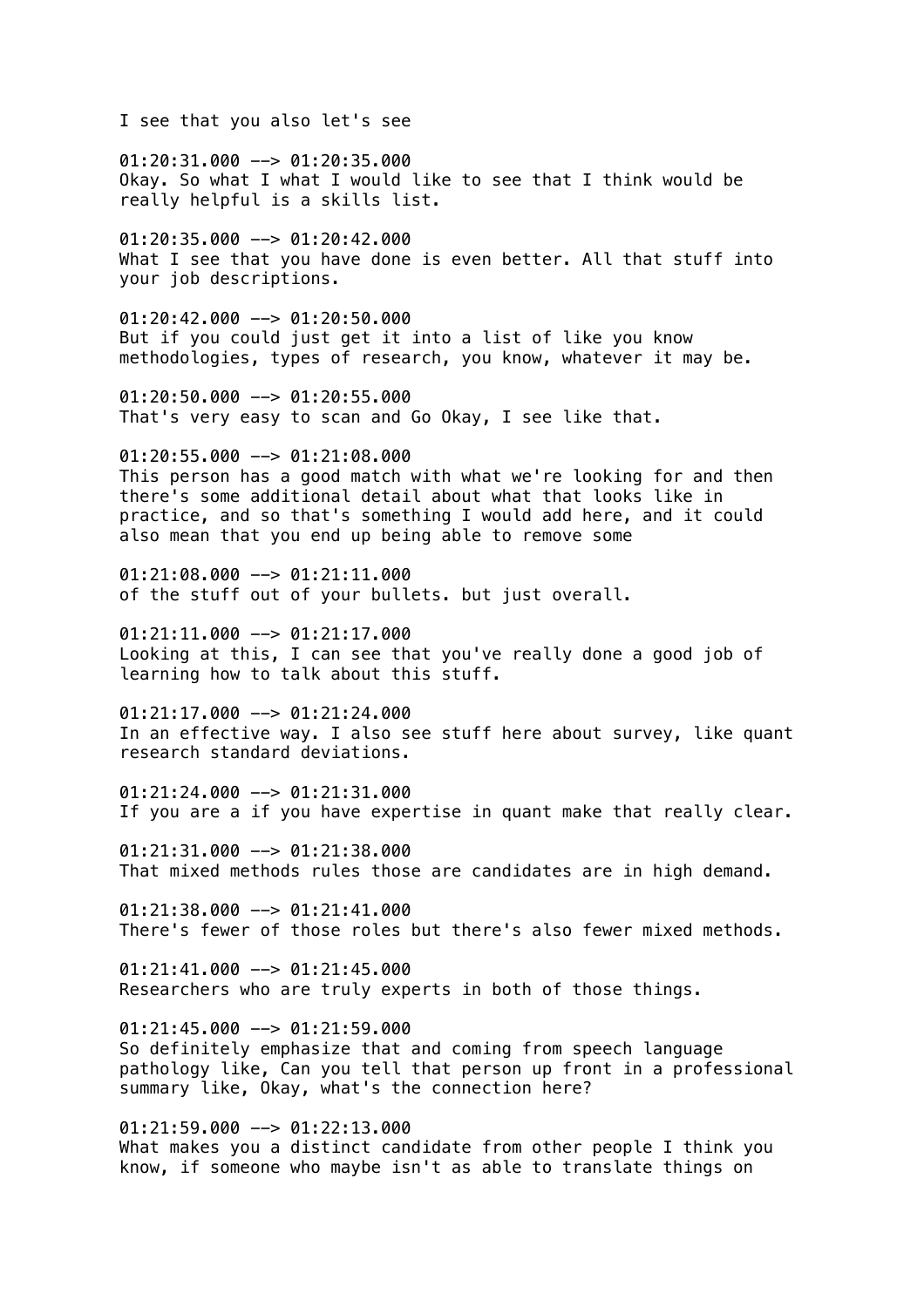I see that you also let's see

01:20:31.000 --> 01:20:35.000
Okay. So what I what I would like to see that I think would be really helpful is a skills list.

01:20:35.000 --> 01:20:42.000
What I see that you have done is even better. All that stuff into your job descriptions.

01:20:42.000 --> 01:20:50.000
But if you could just get it into a list of like you know methodologies, types of research, you know, whatever it may be.

01:20:50.000 --> 01:20:55.000
That's very easy to scan and Go Okay, I see like that.

01:20:55.000 --> 01:21:08.000
This person has a good match with what we're looking for and then there's some additional detail about what that looks like in practice, and so that's something I would add here, and it could also mean that you end up being able to remove some

01:21:08.000 --> 01:21:11.000
of the stuff out of your bullets. but just overall.

01:21:11.000 --> 01:21:17.000
Looking at this, I can see that you've really done a good job of learning how to talk about this stuff.

01:21:17.000 --> 01:21:24.000
In an effective way. I also see stuff here about survey, like quant research standard deviations.

01:21:24.000 --> 01:21:31.000
If you are a if you have expertise in quant make that really clear.

01:21:31.000 --> 01:21:38.000
That mixed methods rules those are candidates are in high demand.

01:21:38.000 --> 01:21:41.000
There's fewer of those roles but there's also fewer mixed methods.

01:21:41.000 --> 01:21:45.000
Researchers who are truly experts in both of those things.

01:21:45.000 --> 01:21:59.000
So definitely emphasize that and coming from speech language pathology like, Can you tell that person up front in a professional summary like, Okay, what's the connection here?

01:21:59.000 --> 01:22:13.000
What makes you a distinct candidate from other people I think you know, if someone who maybe isn't as able to translate things on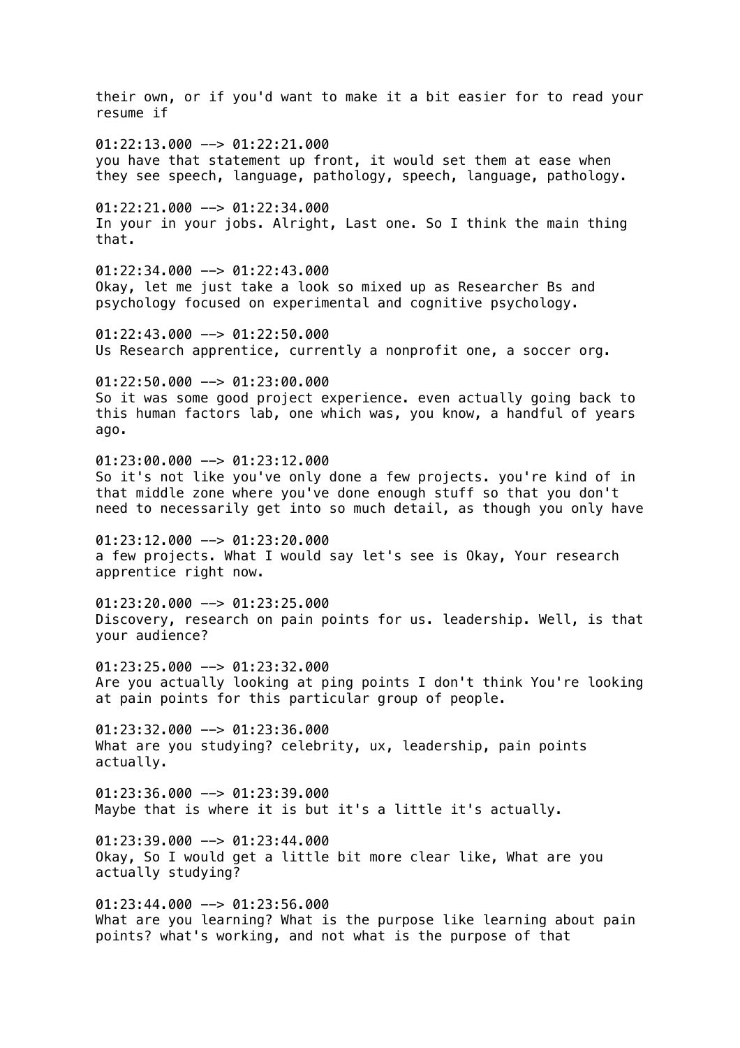their own, or if you'd want to make it a bit easier for to read your resume if

01:22:13.000 --> 01:22:21.000
you have that statement up front, it would set them at ease when they see speech, language, pathology, speech, language, pathology.

01:22:21.000 --> 01:22:34.000
In your in your jobs. Alright, Last one. So I think the main thing that.

01:22:34.000 --> 01:22:43.000
Okay, let me just take a look so mixed up as Researcher Bs and psychology focused on experimental and cognitive psychology.

01:22:43.000 --> 01:22:50.000
Us Research apprentice, currently a nonprofit one, a soccer org.

01:22:50.000 --> 01:23:00.000
So it was some good project experience. even actually going back to this human factors lab, one which was, you know, a handful of years ago.

01:23:00.000 --> 01:23:12.000
So it's not like you've only done a few projects. you're kind of in that middle zone where you've done enough stuff so that you don't need to necessarily get into so much detail, as though you only have

01:23:12.000 --> 01:23:20.000
a few projects. What I would say let's see is Okay, Your research apprentice right now.

01:23:20.000 --> 01:23:25.000
Discovery, research on pain points for us. leadership. Well, is that your audience?

01:23:25.000 --> 01:23:32.000
Are you actually looking at ping points I don't think You're looking at pain points for this particular group of people.

01:23:32.000 --> 01:23:36.000
What are you studying? celebrity, ux, leadership, pain points actually.

01:23:36.000 --> 01:23:39.000
Maybe that is where it is but it's a little it's actually.

01:23:39.000 --> 01:23:44.000
Okay, So I would get a little bit more clear like, What are you actually studying?

01:23:44.000 --> 01:23:56.000
What are you learning? What is the purpose like learning about pain points? what's working, and not what is the purpose of that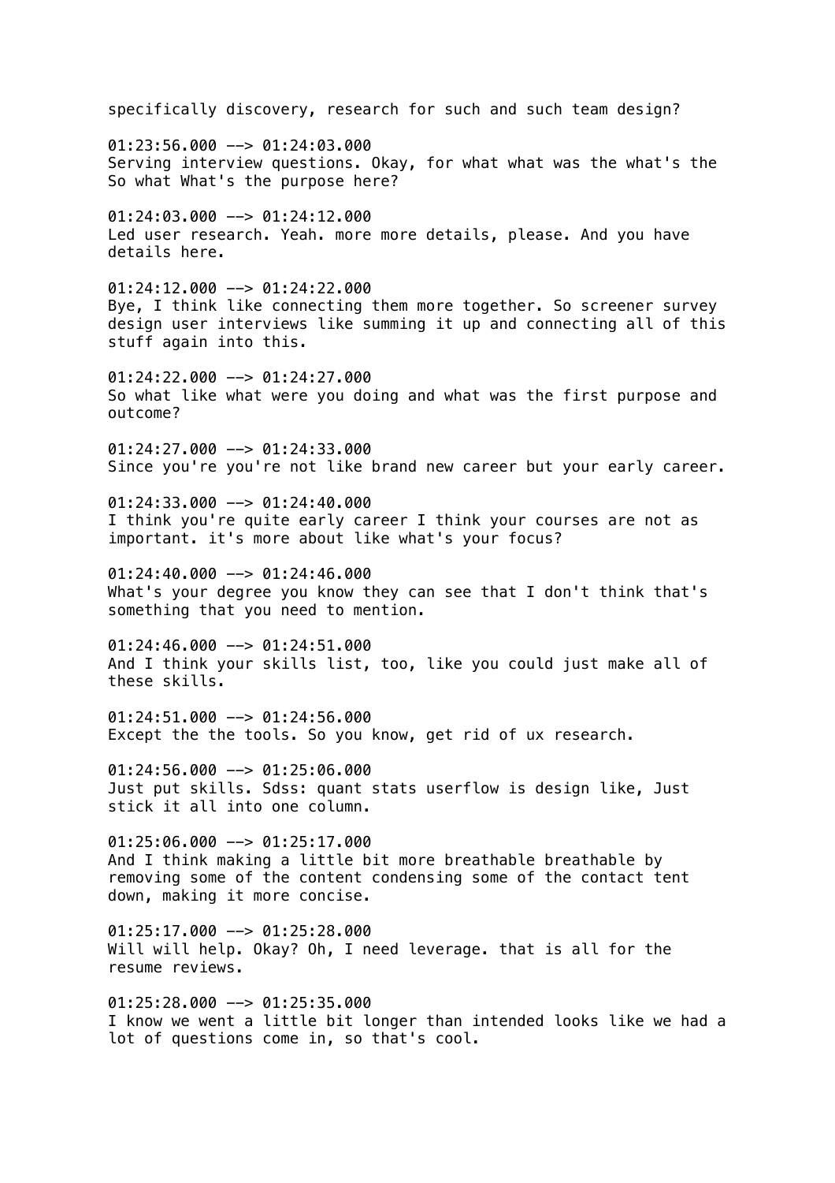specifically discovery, research for such and such team design?

01:23:56.000 --> 01:24:03.000
Serving interview questions. Okay, for what what was the what's the So what What's the purpose here?

01:24:03.000 --> 01:24:12.000
Led user research. Yeah. more more details, please. And you have details here.

01:24:12.000 --> 01:24:22.000
Bye, I think like connecting them more together. So screener survey design user interviews like summing it up and connecting all of this stuff again into this.

01:24:22.000 --> 01:24:27.000
So what like what were you doing and what was the first purpose and outcome?

01:24:27.000 --> 01:24:33.000
Since you're you're not like brand new career but your early career.

01:24:33.000 --> 01:24:40.000
I think you're quite early career I think your courses are not as important. it's more about like what's your focus?

01:24:40.000 --> 01:24:46.000
What's your degree you know they can see that I don't think that's something that you need to mention.

01:24:46.000 --> 01:24:51.000
And I think your skills list, too, like you could just make all of these skills.

01:24:51.000 --> 01:24:56.000
Except the the tools. So you know, get rid of ux research.

01:24:56.000 --> 01:25:06.000
Just put skills. Sdss: quant stats userflow is design like, Just stick it all into one column.

01:25:06.000 --> 01:25:17.000
And I think making a little bit more breathable breathable by removing some of the content condensing some of the contact tent down, making it more concise.

01:25:17.000 --> 01:25:28.000
Will will help. Okay? Oh, I need leverage. that is all for the resume reviews.

01:25:28.000 --> 01:25:35.000
I know we went a little bit longer than intended looks like we had a lot of questions come in, so that's cool.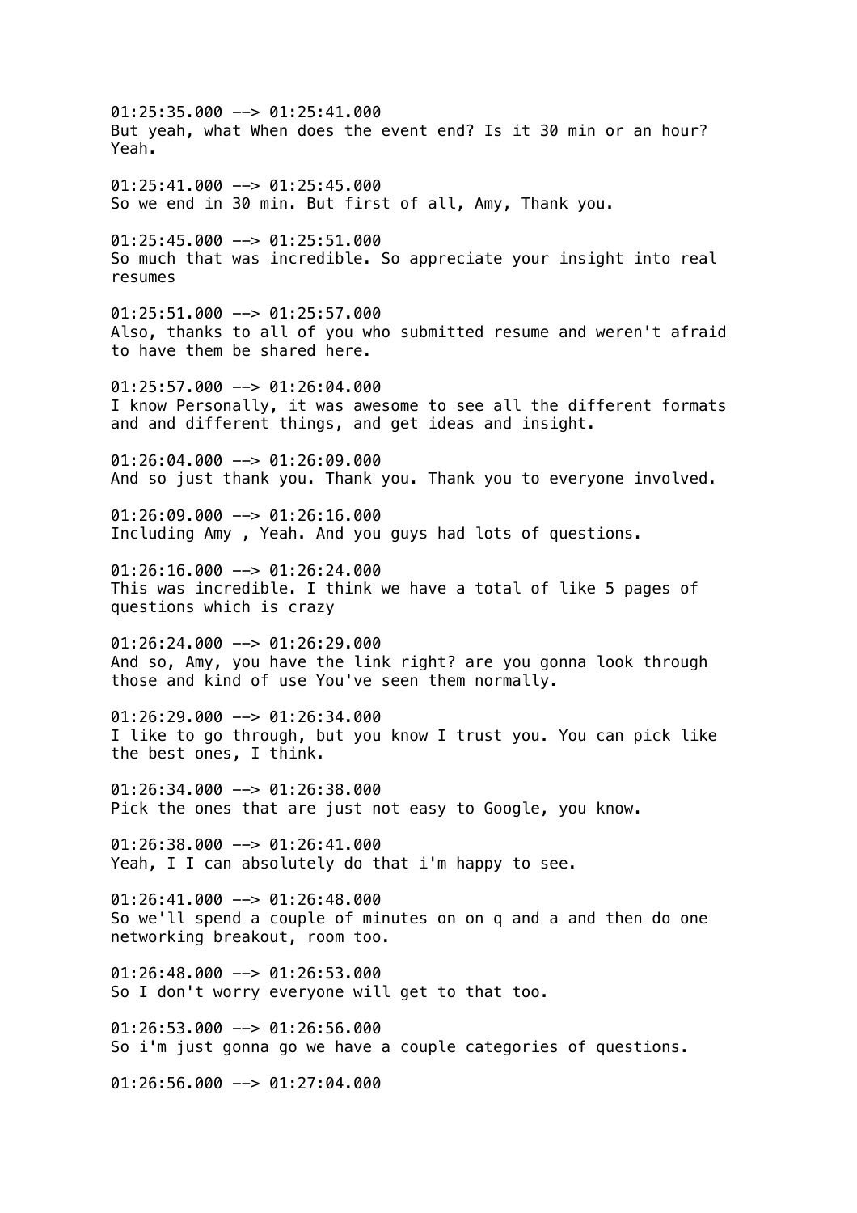01:25:35.000 --> 01:25:41.000
But yeah, what When does the event end? Is it 30 min or an hour? Yeah.

01:25:41.000 --> 01:25:45.000
So we end in 30 min. But first of all, Amy, Thank you.

01:25:45.000 --> 01:25:51.000
So much that was incredible. So appreciate your insight into real resumes

01:25:51.000 --> 01:25:57.000
Also, thanks to all of you who submitted resume and weren't afraid to have them be shared here.

01:25:57.000 --> 01:26:04.000
I know Personally, it was awesome to see all the different formats and and different things, and get ideas and insight.

01:26:04.000 --> 01:26:09.000
And so just thank you. Thank you. Thank you to everyone involved.

01:26:09.000 --> 01:26:16.000
Including Amy , Yeah. And you guys had lots of questions.

01:26:16.000 --> 01:26:24.000
This was incredible. I think we have a total of like 5 pages of questions which is crazy

01:26:24.000 --> 01:26:29.000
And so, Amy, you have the link right? are you gonna look through those and kind of use You've seen them normally.

01:26:29.000 --> 01:26:34.000
I like to go through, but you know I trust you. You can pick like the best ones, I think.

01:26:34.000 --> 01:26:38.000
Pick the ones that are just not easy to Google, you know.

01:26:38.000 --> 01:26:41.000
Yeah, I I can absolutely do that i'm happy to see.

01:26:41.000 --> 01:26:48.000
So we'll spend a couple of minutes on on q and a and then do one networking breakout, room too.

01:26:48.000 --> 01:26:53.000
So I don't worry everyone will get to that too.

01:26:53.000 --> 01:26:56.000
So i'm just gonna go we have a couple categories of questions.

01:26:56.000 --> 01:27:04.000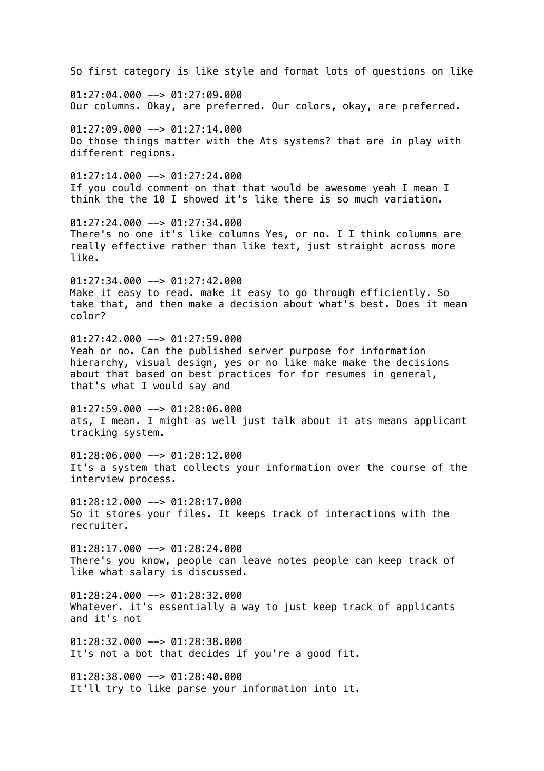So first category is like style and format lots of questions on like

01:27:04.000 --> 01:27:09.000
Our columns. Okay, are preferred. Our colors, okay, are preferred.

01:27:09.000 --> 01:27:14.000
Do those things matter with the Ats systems? that are in play with different regions.

01:27:14.000 --> 01:27:24.000
If you could comment on that that would be awesome yeah I mean I think the the 10 I showed it's like there is so much variation.

01:27:24.000 --> 01:27:34.000
There's no one it's like columns Yes, or no. I I think columns are really effective rather than like text, just straight across more like.

01:27:34.000 --> 01:27:42.000
Make it easy to read. make it easy to go through efficiently. So take that, and then make a decision about what's best. Does it mean color?

01:27:42.000 --> 01:27:59.000
Yeah or no. Can the published server purpose for information hierarchy, visual design, yes or no like make make the decisions about that based on best practices for for resumes in general, that's what I would say and

01:27:59.000 --> 01:28:06.000
ats, I mean. I might as well just talk about it ats means applicant tracking system.

01:28:06.000 --> 01:28:12.000
It's a system that collects your information over the course of the interview process.

01:28:12.000 --> 01:28:17.000
So it stores your files. It keeps track of interactions with the recruiter.

01:28:17.000 --> 01:28:24.000
There's you know, people can leave notes people can keep track of like what salary is discussed.

01:28:24.000 --> 01:28:32.000
Whatever. it's essentially a way to just keep track of applicants and it's not

01:28:32.000 --> 01:28:38.000
It's not a bot that decides if you're a good fit.

01:28:38.000 --> 01:28:40.000
It'll try to like parse your information into it.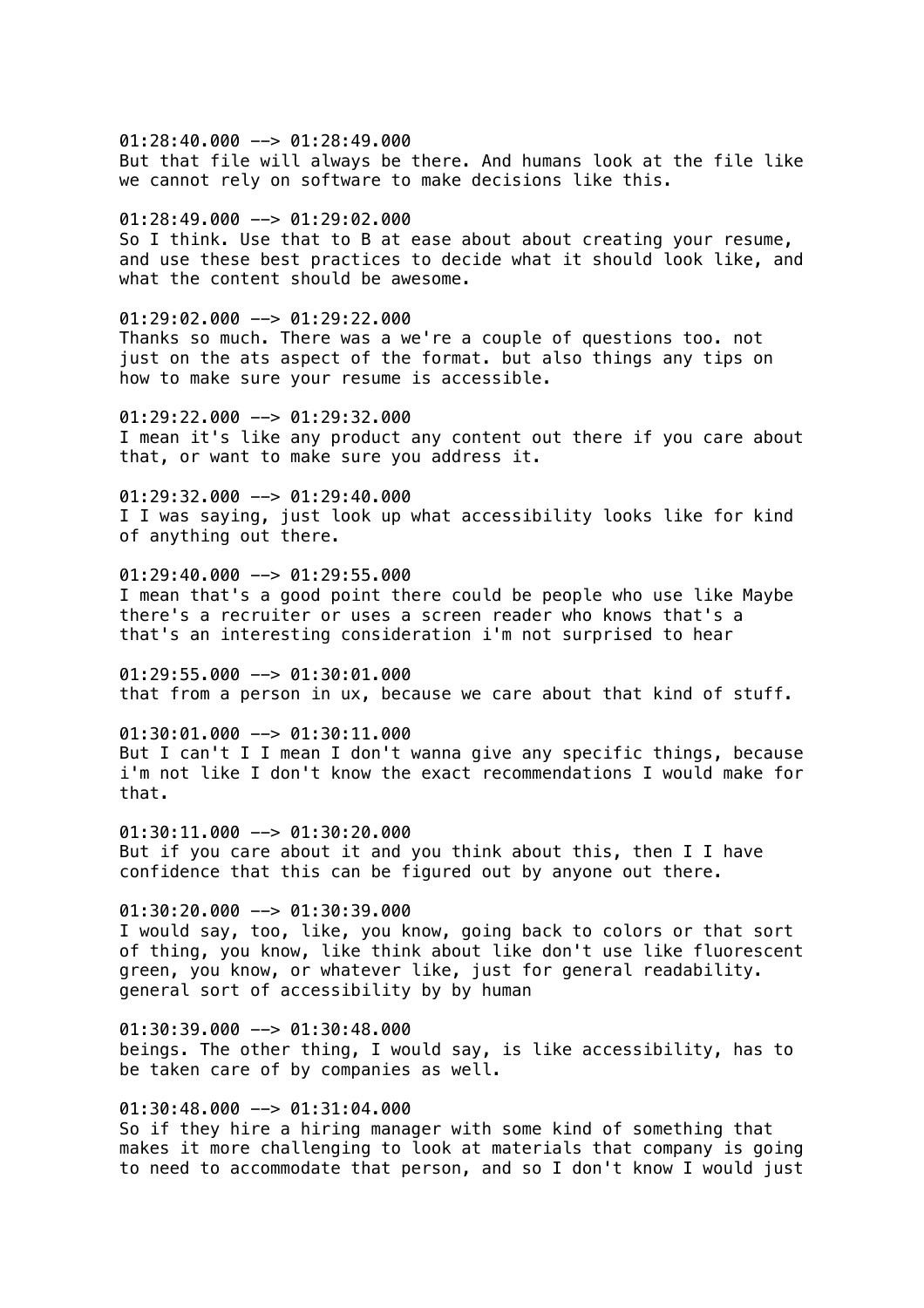01:28:40.000 --> 01:28:49.000
But that file will always be there. And humans look at the file like we cannot rely on software to make decisions like this.

01:28:49.000 --> 01:29:02.000
So I think. Use that to B at ease about about creating your resume, and use these best practices to decide what it should look like, and what the content should be awesome.

01:29:02.000 --> 01:29:22.000
Thanks so much. There was a we're a couple of questions too. not just on the ats aspect of the format. but also things any tips on how to make sure your resume is accessible.

01:29:22.000 --> 01:29:32.000
I mean it's like any product any content out there if you care about that, or want to make sure you address it.

01:29:32.000 --> 01:29:40.000
I I was saying, just look up what accessibility looks like for kind of anything out there.

01:29:40.000 --> 01:29:55.000
I mean that's a good point there could be people who use like Maybe there's a recruiter or uses a screen reader who knows that's a that's an interesting consideration i'm not surprised to hear

01:29:55.000 --> 01:30:01.000
that from a person in ux, because we care about that kind of stuff.

01:30:01.000 --> 01:30:11.000
But I can't I I mean I don't wanna give any specific things, because i'm not like I don't know the exact recommendations I would make for that.

01:30:11.000 --> 01:30:20.000
But if you care about it and you think about this, then I I have confidence that this can be figured out by anyone out there.

01:30:20.000 --> 01:30:39.000
I would say, too, like, you know, going back to colors or that sort of thing, you know, like think about like don't use like fluorescent green, you know, or whatever like, just for general readability. general sort of accessibility by by human

01:30:39.000 --> 01:30:48.000
beings. The other thing, I would say, is like accessibility, has to be taken care of by companies as well.

01:30:48.000 --> 01:31:04.000
So if they hire a hiring manager with some kind of something that makes it more challenging to look at materials that company is going to need to accommodate that person, and so I don't know I would just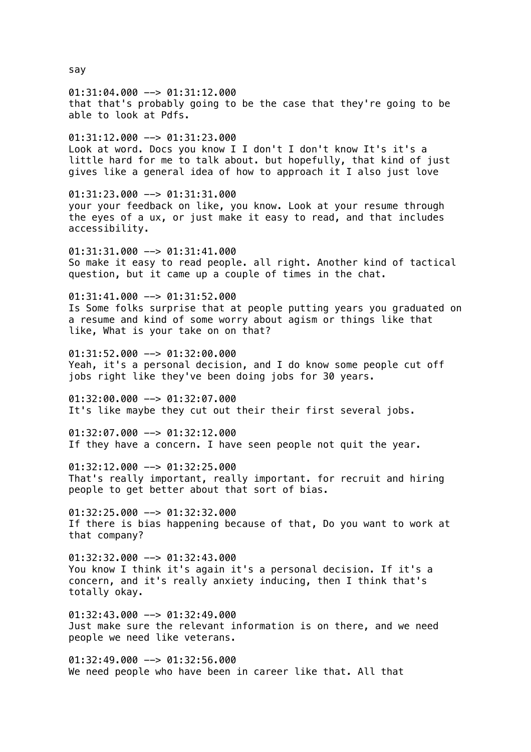say

01:31:04.000 --> 01:31:12.000
that that's probably going to be the case that they're going to be able to look at Pdfs.

01:31:12.000 --> 01:31:23.000
Look at word. Docs you know I I don't I don't know It's it's a little hard for me to talk about. but hopefully, that kind of just gives like a general idea of how to approach it I also just love

01:31:23.000 --> 01:31:31.000
your your feedback on like, you know. Look at your resume through the eyes of a ux, or just make it easy to read, and that includes accessibility.

01:31:31.000 --> 01:31:41.000
So make it easy to read people. all right. Another kind of tactical question, but it came up a couple of times in the chat.

01:31:41.000 --> 01:31:52.000
Is Some folks surprise that at people putting years you graduated on a resume and kind of some worry about agism or things like that like, What is your take on on that?

01:31:52.000 --> 01:32:00.000
Yeah, it's a personal decision, and I do know some people cut off jobs right like they've been doing jobs for 30 years.

01:32:00.000 --> 01:32:07.000
It's like maybe they cut out their their first several jobs.

01:32:07.000 --> 01:32:12.000
If they have a concern. I have seen people not quit the year.

01:32:12.000 --> 01:32:25.000
That's really important, really important. for recruit and hiring people to get better about that sort of bias.

01:32:25.000 --> 01:32:32.000
If there is bias happening because of that, Do you want to work at that company?

01:32:32.000 --> 01:32:43.000
You know I think it's again it's a personal decision. If it's a concern, and it's really anxiety inducing, then I think that's totally okay.

01:32:43.000 --> 01:32:49.000
Just make sure the relevant information is on there, and we need people we need like veterans.

01:32:49.000 --> 01:32:56.000
We need people who have been in career like that. All that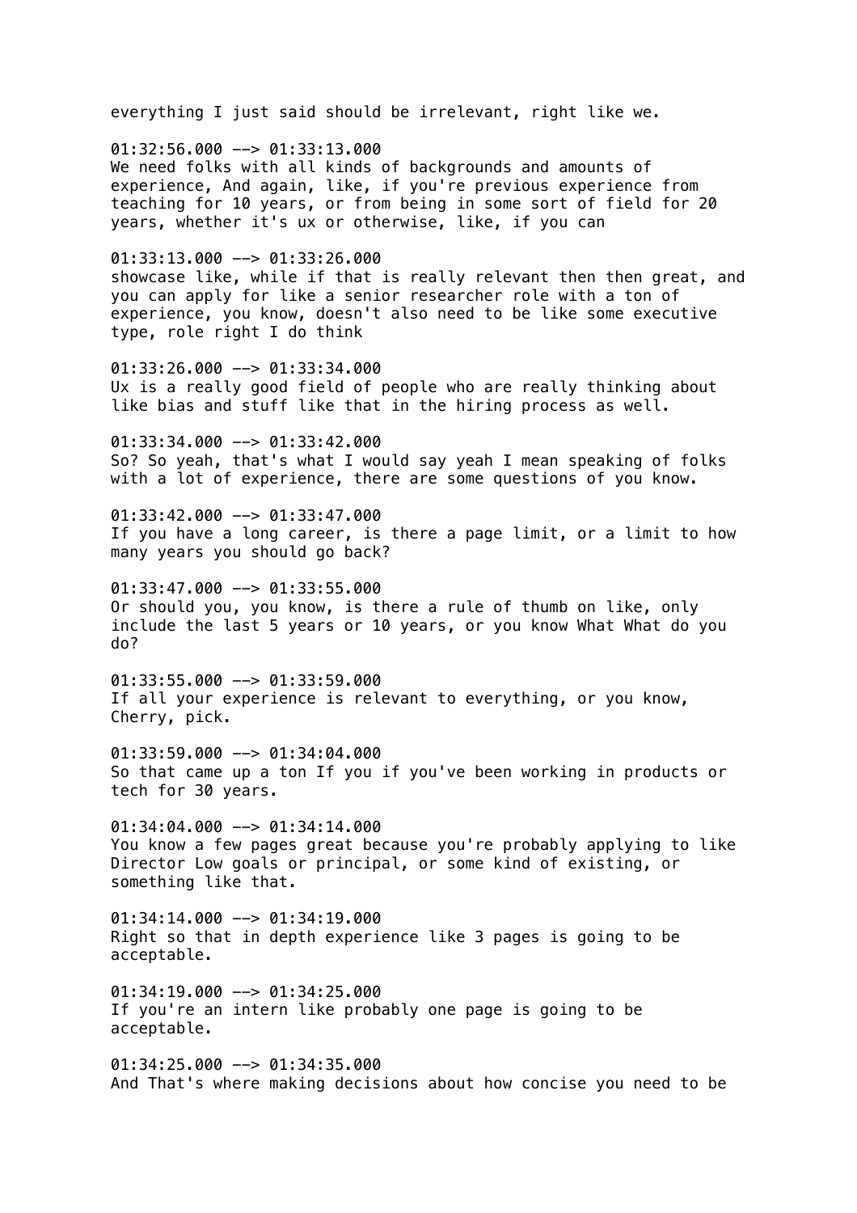everything I just said should be irrelevant, right like we.

01:32:56.000 --> 01:33:13.000
We need folks with all kinds of backgrounds and amounts of experience, And again, like, if you're previous experience from teaching for 10 years, or from being in some sort of field for 20 years, whether it's ux or otherwise, like, if you can

01:33:13.000 --> 01:33:26.000
showcase like, while if that is really relevant then then great, and you can apply for like a senior researcher role with a ton of experience, you know, doesn't also need to be like some executive type, role right I do think

01:33:26.000 --> 01:33:34.000
Ux is a really good field of people who are really thinking about like bias and stuff like that in the hiring process as well.

01:33:34.000 --> 01:33:42.000
So? So yeah, that's what I would say yeah I mean speaking of folks with a lot of experience, there are some questions of you know.

01:33:42.000 --> 01:33:47.000
If you have a long career, is there a page limit, or a limit to how many years you should go back?

01:33:47.000 --> 01:33:55.000
Or should you, you know, is there a rule of thumb on like, only include the last 5 years or 10 years, or you know What What do you do?

01:33:55.000 --> 01:33:59.000
If all your experience is relevant to everything, or you know, Cherry, pick.

01:33:59.000 --> 01:34:04.000
So that came up a ton If you if you've been working in products or tech for 30 years.

01:34:04.000 --> 01:34:14.000
You know a few pages great because you're probably applying to like Director Low goals or principal, or some kind of existing, or something like that.

01:34:14.000 --> 01:34:19.000
Right so that in depth experience like 3 pages is going to be acceptable.

01:34:19.000 --> 01:34:25.000
If you're an intern like probably one page is going to be acceptable.

01:34:25.000 --> 01:34:35.000
And That's where making decisions about how concise you need to be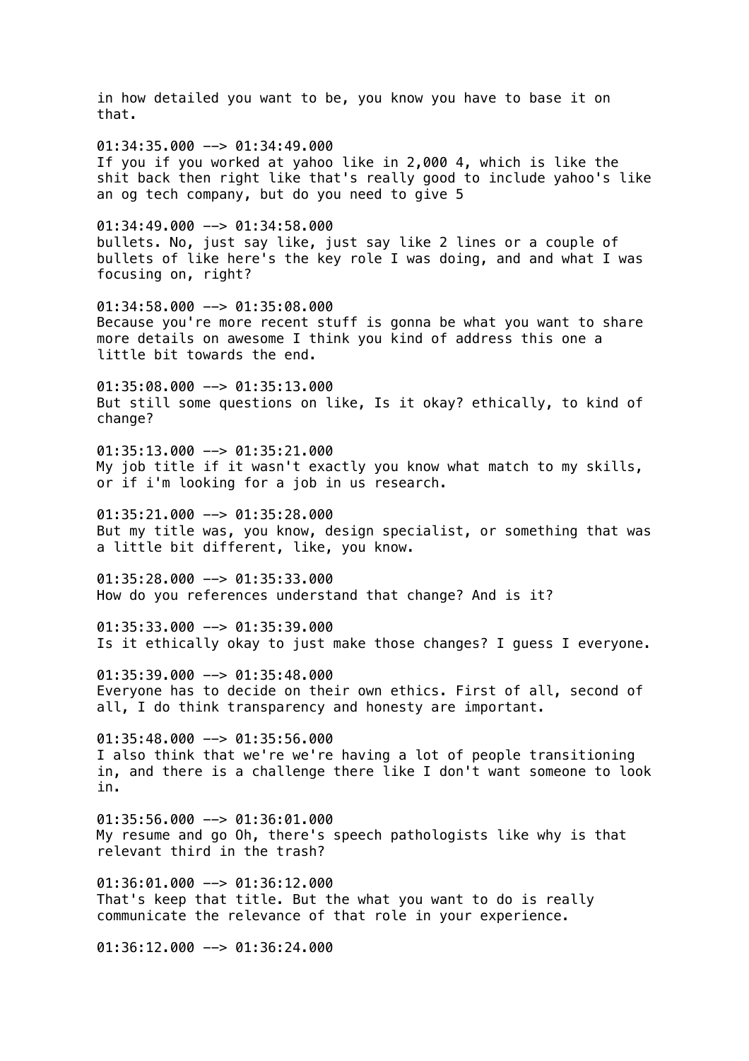in how detailed you want to be, you know you have to base it on that.

01:34:35.000 --> 01:34:49.000
If you if you worked at yahoo like in 2,000 4, which is like the shit back then right like that's really good to include yahoo's like an og tech company, but do you need to give 5

01:34:49.000 --> 01:34:58.000
bullets. No, just say like, just say like 2 lines or a couple of bullets of like here's the key role I was doing, and and what I was focusing on, right?

01:34:58.000 --> 01:35:08.000
Because you're more recent stuff is gonna be what you want to share more details on awesome I think you kind of address this one a little bit towards the end.

01:35:08.000 --> 01:35:13.000
But still some questions on like, Is it okay? ethically, to kind of change?

01:35:13.000 --> 01:35:21.000
My job title if it wasn't exactly you know what match to my skills, or if i'm looking for a job in us research.

01:35:21.000 --> 01:35:28.000
But my title was, you know, design specialist, or something that was a little bit different, like, you know.

01:35:28.000 --> 01:35:33.000
How do you references understand that change? And is it?

01:35:33.000 --> 01:35:39.000
Is it ethically okay to just make those changes? I guess I everyone.

01:35:39.000 --> 01:35:48.000
Everyone has to decide on their own ethics. First of all, second of all, I do think transparency and honesty are important.

01:35:48.000 --> 01:35:56.000
I also think that we're we're having a lot of people transitioning in, and there is a challenge there like I don't want someone to look in.

01:35:56.000 --> 01:36:01.000
My resume and go Oh, there's speech pathologists like why is that relevant third in the trash?

01:36:01.000 --> 01:36:12.000
That's keep that title. But the what you want to do is really communicate the relevance of that role in your experience.

01:36:12.000 --> 01:36:24.000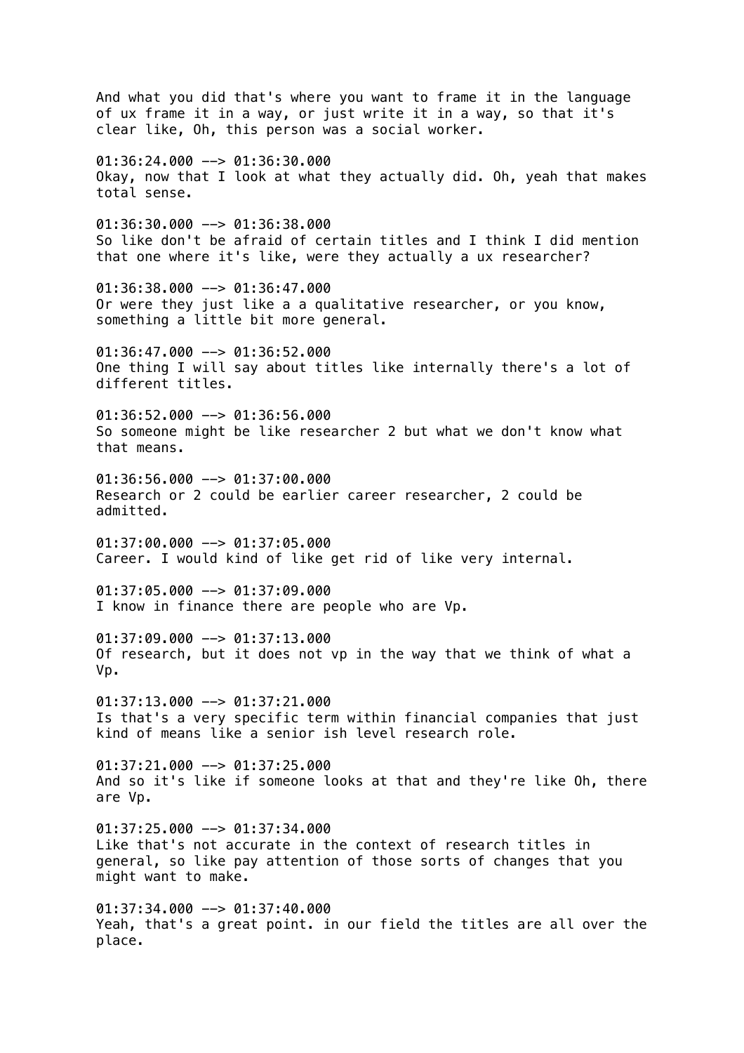And what you did that's where you want to frame it in the language of ux frame it in a way, or just write it in a way, so that it's clear like, Oh, this person was a social worker.

01:36:24.000 --> 01:36:30.000
Okay, now that I look at what they actually did. Oh, yeah that makes total sense.

01:36:30.000 --> 01:36:38.000
So like don't be afraid of certain titles and I think I did mention that one where it's like, were they actually a ux researcher?

01:36:38.000 --> 01:36:47.000
Or were they just like a a qualitative researcher, or you know, something a little bit more general.

01:36:47.000 --> 01:36:52.000
One thing I will say about titles like internally there's a lot of different titles.

01:36:52.000 --> 01:36:56.000
So someone might be like researcher 2 but what we don't know what that means.

01:36:56.000 --> 01:37:00.000
Research or 2 could be earlier career researcher, 2 could be admitted.

01:37:00.000 --> 01:37:05.000
Career. I would kind of like get rid of like very internal.

01:37:05.000 --> 01:37:09.000
I know in finance there are people who are Vp.

01:37:09.000 --> 01:37:13.000
Of research, but it does not vp in the way that we think of what a Vp.

01:37:13.000 --> 01:37:21.000
Is that's a very specific term within financial companies that just kind of means like a senior ish level research role.

01:37:21.000 --> 01:37:25.000
And so it's like if someone looks at that and they're like Oh, there are Vp.

01:37:25.000 --> 01:37:34.000
Like that's not accurate in the context of research titles in general, so like pay attention of those sorts of changes that you might want to make.

01:37:34.000 --> 01:37:40.000
Yeah, that's a great point. in our field the titles are all over the place.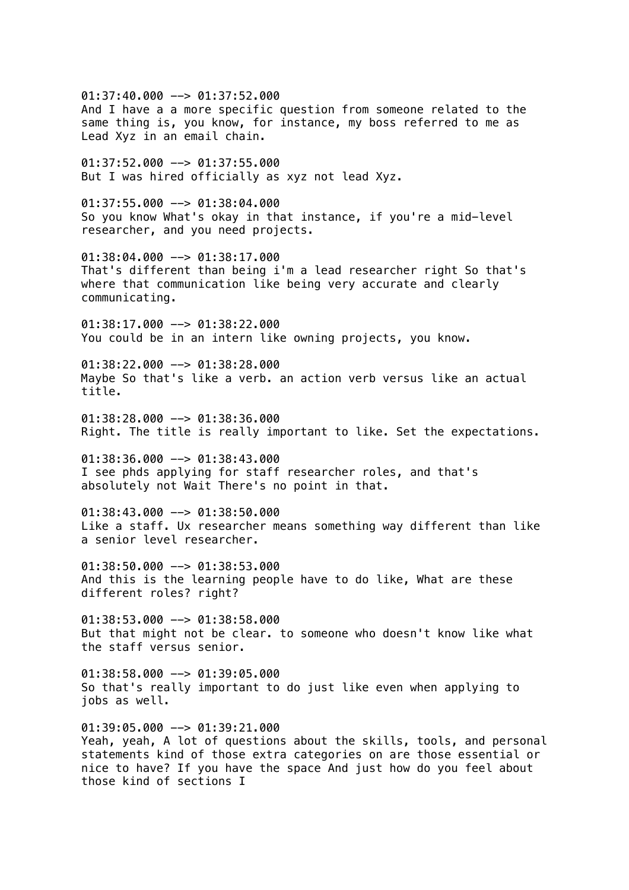01:37:40.000 --> 01:37:52.000
And I have a a more specific question from someone related to the same thing is, you know, for instance, my boss referred to me as Lead Xyz in an email chain.

01:37:52.000 --> 01:37:55.000
But I was hired officially as xyz not lead Xyz.

01:37:55.000 --> 01:38:04.000
So you know What's okay in that instance, if you're a mid-level researcher, and you need projects.

01:38:04.000 --> 01:38:17.000
That's different than being i'm a lead researcher right So that's where that communication like being very accurate and clearly communicating.

01:38:17.000 --> 01:38:22.000
You could be in an intern like owning projects, you know.

01:38:22.000 --> 01:38:28.000
Maybe So that's like a verb. an action verb versus like an actual title.

01:38:28.000 --> 01:38:36.000
Right. The title is really important to like. Set the expectations.

01:38:36.000 --> 01:38:43.000
I see phds applying for staff researcher roles, and that's absolutely not Wait There's no point in that.

01:38:43.000 --> 01:38:50.000
Like a staff. Ux researcher means something way different than like a senior level researcher.

01:38:50.000 --> 01:38:53.000
And this is the learning people have to do like, What are these different roles? right?

01:38:53.000 --> 01:38:58.000
But that might not be clear. to someone who doesn't know like what the staff versus senior.

01:38:58.000 --> 01:39:05.000
So that's really important to do just like even when applying to jobs as well.

01:39:05.000 --> 01:39:21.000
Yeah, yeah, A lot of questions about the skills, tools, and personal statements kind of those extra categories on are those essential or nice to have? If you have the space And just how do you feel about those kind of sections I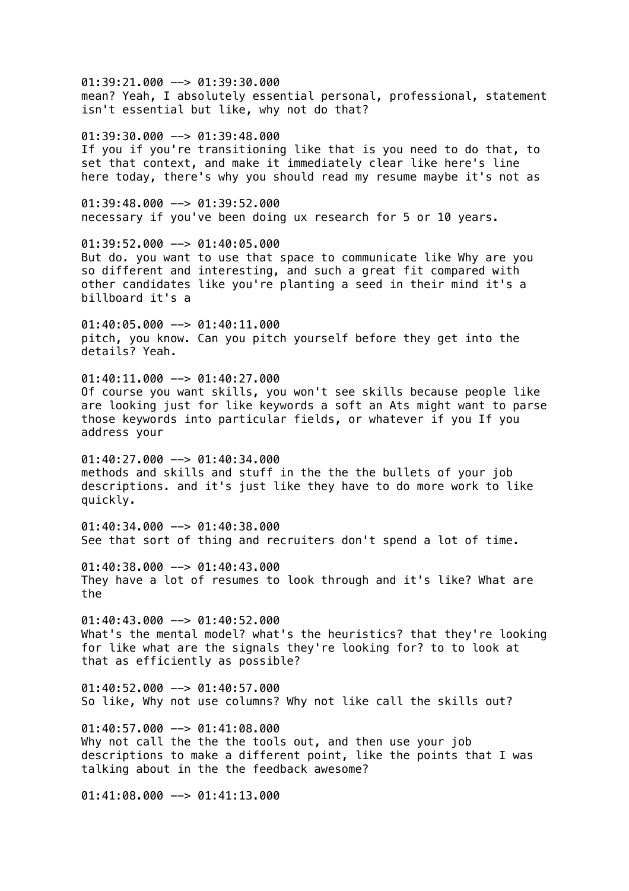01:39:21.000 --> 01:39:30.000
mean? Yeah, I absolutely essential personal, professional, statement isn't essential but like, why not do that?

01:39:30.000 --> 01:39:48.000
If you if you're transitioning like that is you need to do that, to set that context, and make it immediately clear like here's line here today, there's why you should read my resume maybe it's not as

01:39:48.000 --> 01:39:52.000
necessary if you've been doing ux research for 5 or 10 years.

01:39:52.000 --> 01:40:05.000
But do. you want to use that space to communicate like Why are you so different and interesting, and such a great fit compared with other candidates like you're planting a seed in their mind it's a billboard it's a

01:40:05.000 --> 01:40:11.000
pitch, you know. Can you pitch yourself before they get into the details? Yeah.

01:40:11.000 --> 01:40:27.000
Of course you want skills, you won't see skills because people like are looking just for like keywords a soft an Ats might want to parse those keywords into particular fields, or whatever if you If you address your

01:40:27.000 --> 01:40:34.000
methods and skills and stuff in the the the bullets of your job descriptions. and it's just like they have to do more work to like quickly.

01:40:34.000 --> 01:40:38.000
See that sort of thing and recruiters don't spend a lot of time.

01:40:38.000 --> 01:40:43.000
They have a lot of resumes to look through and it's like? What are the

01:40:43.000 --> 01:40:52.000
What's the mental model? what's the heuristics? that they're looking for like what are the signals they're looking for? to to look at that as efficiently as possible?

01:40:52.000 --> 01:40:57.000
So like, Why not use columns? Why not like call the skills out?

01:40:57.000 --> 01:41:08.000
Why not call the the the tools out, and then use your job descriptions to make a different point, like the points that I was talking about in the the feedback awesome?

01:41:08.000 --> 01:41:13.000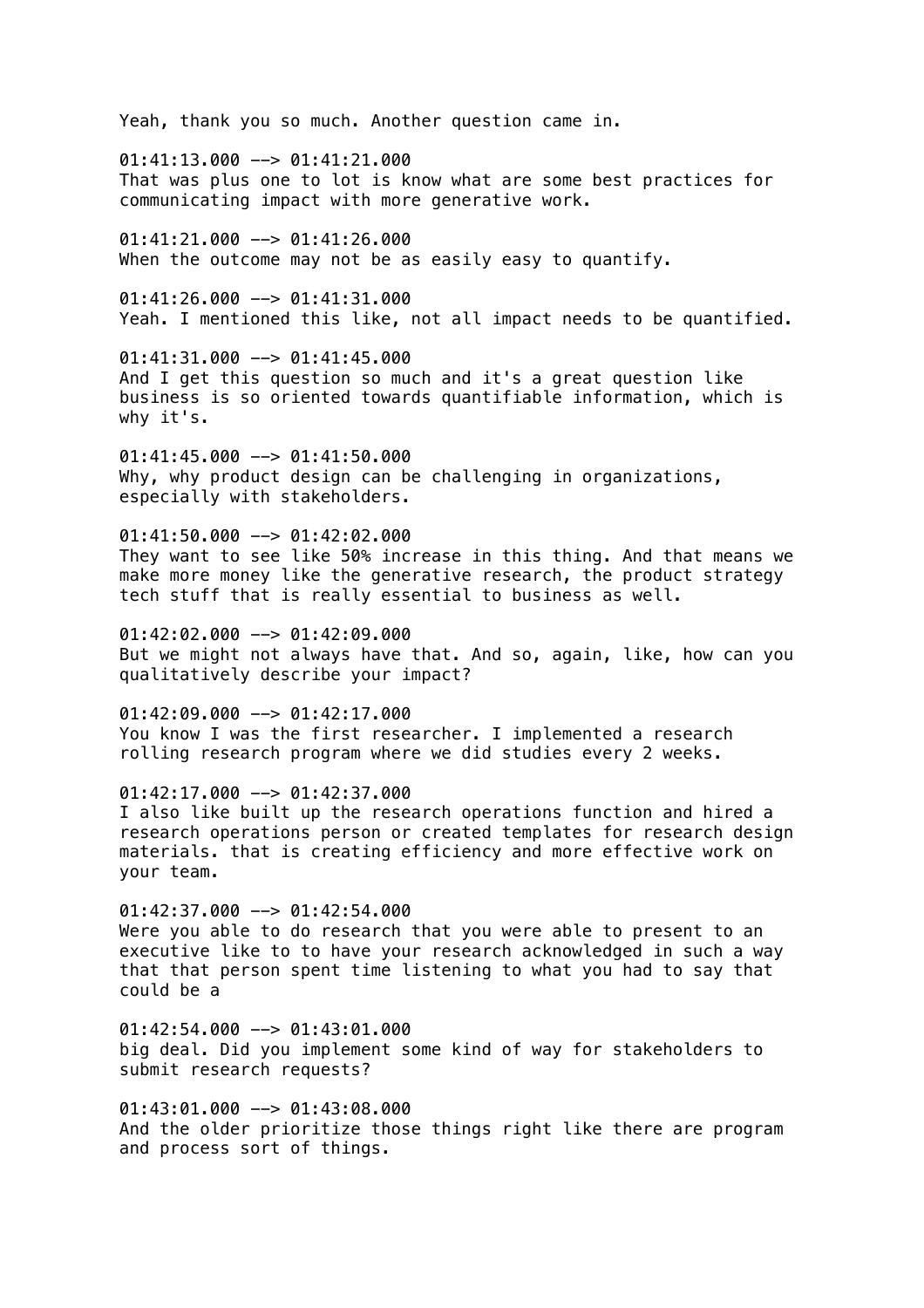Yeah, thank you so much. Another question came in.

01:41:13.000 --> 01:41:21.000
That was plus one to lot is know what are some best practices for communicating impact with more generative work.

01:41:21.000 --> 01:41:26.000
When the outcome may not be as easily easy to quantify.

01:41:26.000 --> 01:41:31.000
Yeah. I mentioned this like, not all impact needs to be quantified.

01:41:31.000 --> 01:41:45.000
And I get this question so much and it's a great question like business is so oriented towards quantifiable information, which is why it's.

01:41:45.000 --> 01:41:50.000
Why, why product design can be challenging in organizations, especially with stakeholders.

01:41:50.000 --> 01:42:02.000
They want to see like 50% increase in this thing. And that means we make more money like the generative research, the product strategy tech stuff that is really essential to business as well.

01:42:02.000 --> 01:42:09.000
But we might not always have that. And so, again, like, how can you qualitatively describe your impact?

01:42:09.000 --> 01:42:17.000
You know I was the first researcher. I implemented a research rolling research program where we did studies every 2 weeks.

01:42:17.000 --> 01:42:37.000
I also like built up the research operations function and hired a research operations person or created templates for research design materials. that is creating efficiency and more effective work on your team.

01:42:37.000 --> 01:42:54.000
Were you able to do research that you were able to present to an executive like to to have your research acknowledged in such a way that that person spent time listening to what you had to say that could be a

01:42:54.000 --> 01:43:01.000
big deal. Did you implement some kind of way for stakeholders to submit research requests?

01:43:01.000 --> 01:43:08.000
And the older prioritize those things right like there are program and process sort of things.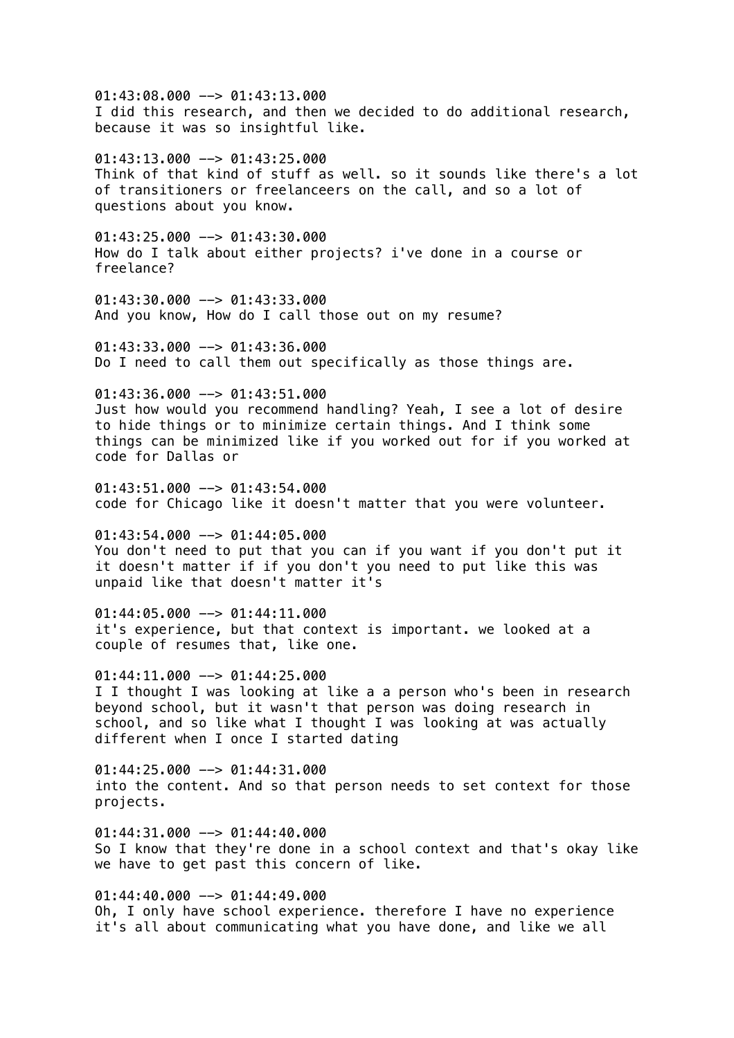01:43:08.000 --> 01:43:13.000
I did this research, and then we decided to do additional research, because it was so insightful like.

01:43:13.000 --> 01:43:25.000
Think of that kind of stuff as well. so it sounds like there's a lot of transitioners or freelanceers on the call, and so a lot of questions about you know.

01:43:25.000 --> 01:43:30.000
How do I talk about either projects? i've done in a course or freelance?

01:43:30.000 --> 01:43:33.000
And you know, How do I call those out on my resume?

01:43:33.000 --> 01:43:36.000
Do I need to call them out specifically as those things are.

01:43:36.000 --> 01:43:51.000
Just how would you recommend handling? Yeah, I see a lot of desire to hide things or to minimize certain things. And I think some things can be minimized like if you worked out for if you worked at code for Dallas or

01:43:51.000 --> 01:43:54.000
code for Chicago like it doesn't matter that you were volunteer.

01:43:54.000 --> 01:44:05.000
You don't need to put that you can if you want if you don't put it it doesn't matter if if you don't you need to put like this was unpaid like that doesn't matter it's

01:44:05.000 --> 01:44:11.000
it's experience, but that context is important. we looked at a couple of resumes that, like one.

01:44:11.000 --> 01:44:25.000
I I thought I was looking at like a a person who's been in research beyond school, but it wasn't that person was doing research in school, and so like what I thought I was looking at was actually different when I once I started dating

01:44:25.000 --> 01:44:31.000
into the content. And so that person needs to set context for those projects.

01:44:31.000 --> 01:44:40.000
So I know that they're done in a school context and that's okay like we have to get past this concern of like.

01:44:40.000 --> 01:44:49.000
Oh, I only have school experience. therefore I have no experience it's all about communicating what you have done, and like we all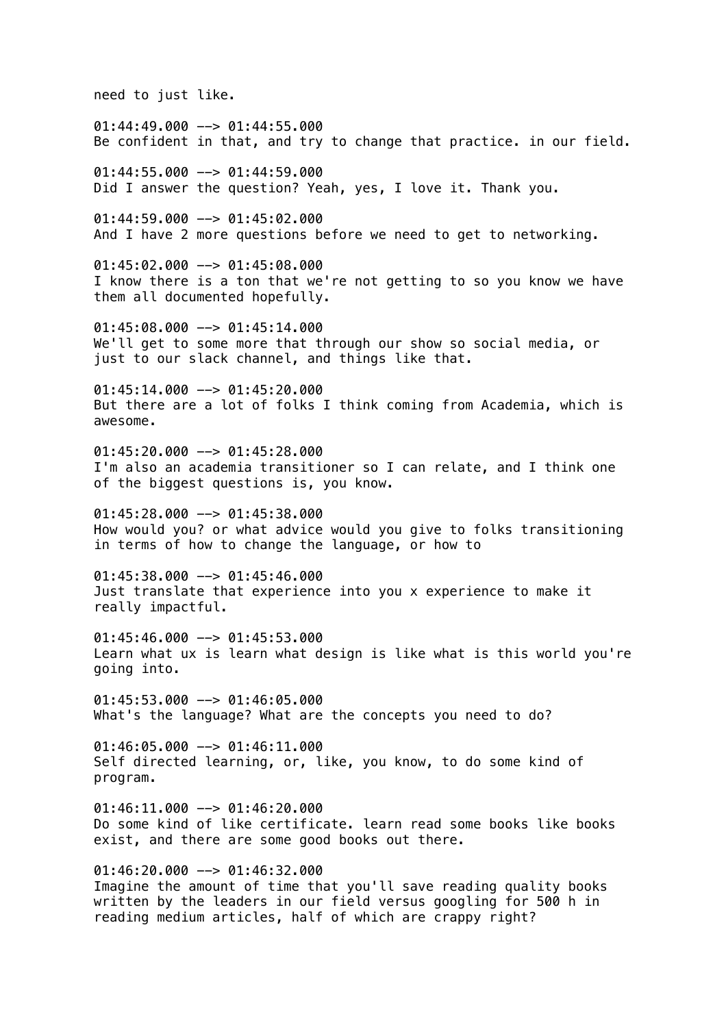need to just like.

01:44:49.000 --> 01:44:55.000
Be confident in that, and try to change that practice. in our field.

01:44:55.000 --> 01:44:59.000
Did I answer the question? Yeah, yes, I love it. Thank you.

01:44:59.000 --> 01:45:02.000
And I have 2 more questions before we need to get to networking.

01:45:02.000 --> 01:45:08.000
I know there is a ton that we're not getting to so you know we have them all documented hopefully.

01:45:08.000 --> 01:45:14.000
We'll get to some more that through our show so social media, or just to our slack channel, and things like that.

01:45:14.000 --> 01:45:20.000
But there are a lot of folks I think coming from Academia, which is awesome.

01:45:20.000 --> 01:45:28.000
I'm also an academia transitioner so I can relate, and I think one of the biggest questions is, you know.

01:45:28.000 --> 01:45:38.000
How would you? or what advice would you give to folks transitioning in terms of how to change the language, or how to

01:45:38.000 --> 01:45:46.000
Just translate that experience into you x experience to make it really impactful.

01:45:46.000 --> 01:45:53.000
Learn what ux is learn what design is like what is this world you're going into.

01:45:53.000 --> 01:46:05.000
What's the language? What are the concepts you need to do?

01:46:05.000 --> 01:46:11.000
Self directed learning, or, like, you know, to do some kind of program.

01:46:11.000 --> 01:46:20.000
Do some kind of like certificate. learn read some books like books exist, and there are some good books out there.

01:46:20.000 --> 01:46:32.000
Imagine the amount of time that you'll save reading quality books written by the leaders in our field versus googling for 500 h in reading medium articles, half of which are crappy right?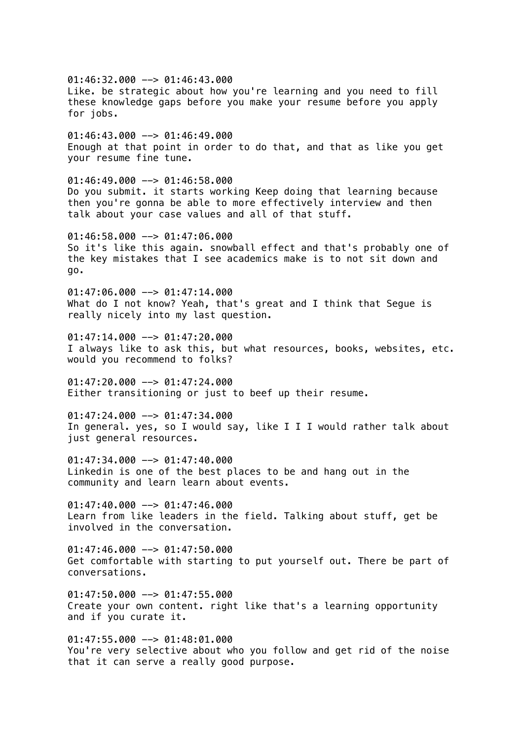01:46:32.000 --> 01:46:43.000
Like. be strategic about how you're learning and you need to fill these knowledge gaps before you make your resume before you apply for jobs.

01:46:43.000 --> 01:46:49.000
Enough at that point in order to do that, and that as like you get your resume fine tune.

01:46:49.000 --> 01:46:58.000
Do you submit. it starts working Keep doing that learning because then you're gonna be able to more effectively interview and then talk about your case values and all of that stuff.

01:46:58.000 --> 01:47:06.000
So it's like this again. snowball effect and that's probably one of the key mistakes that I see academics make is to not sit down and go.

01:47:06.000 --> 01:47:14.000
What do I not know? Yeah, that's great and I think that Segue is really nicely into my last question.

01:47:14.000 --> 01:47:20.000
I always like to ask this, but what resources, books, websites, etc. would you recommend to folks?

01:47:20.000 --> 01:47:24.000
Either transitioning or just to beef up their resume.

01:47:24.000 --> 01:47:34.000
In general. yes, so I would say, like I I I would rather talk about just general resources.

01:47:34.000 --> 01:47:40.000
Linkedin is one of the best places to be and hang out in the community and learn learn about events.

01:47:40.000 --> 01:47:46.000
Learn from like leaders in the field. Talking about stuff, get be involved in the conversation.

01:47:46.000 --> 01:47:50.000
Get comfortable with starting to put yourself out. There be part of conversations.

01:47:50.000 --> 01:47:55.000
Create your own content. right like that's a learning opportunity and if you curate it.

01:47:55.000 --> 01:48:01.000
You're very selective about who you follow and get rid of the noise that it can serve a really good purpose.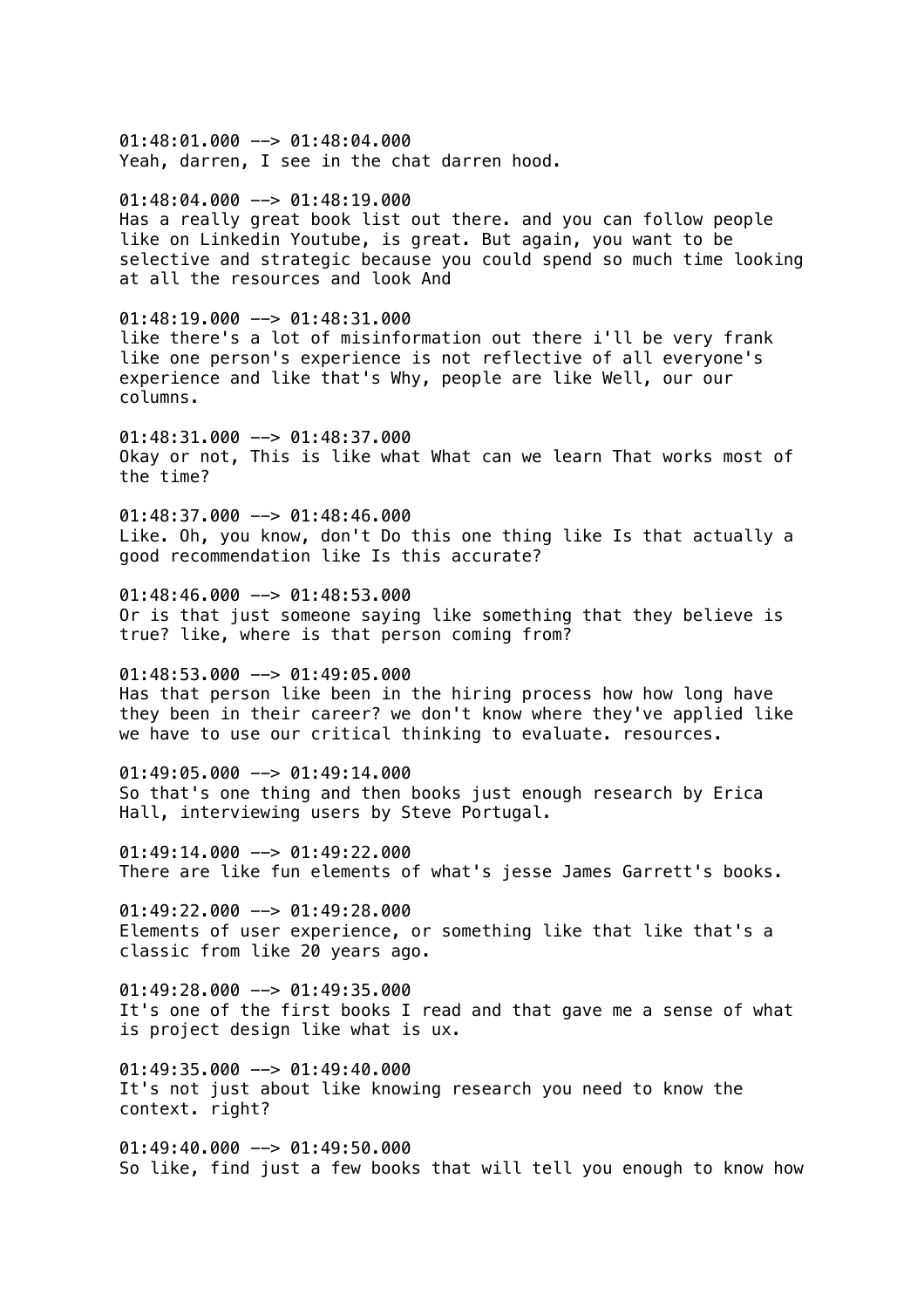01:48:01.000 --> 01:48:04.000
Yeah, darren, I see in the chat darren hood.

01:48:04.000 --> 01:48:19.000
Has a really great book list out there. and you can follow people like on Linkedin Youtube, is great. But again, you want to be selective and strategic because you could spend so much time looking at all the resources and look And

01:48:19.000 --> 01:48:31.000
like there's a lot of misinformation out there i'll be very frank like one person's experience is not reflective of all everyone's experience and like that's Why, people are like Well, our our columns.

01:48:31.000 --> 01:48:37.000
Okay or not, This is like what What can we learn That works most of the time?

01:48:37.000 --> 01:48:46.000
Like. Oh, you know, don't Do this one thing like Is that actually a good recommendation like Is this accurate?

01:48:46.000 --> 01:48:53.000
Or is that just someone saying like something that they believe is true? like, where is that person coming from?

01:48:53.000 --> 01:49:05.000
Has that person like been in the hiring process how how long have they been in their career? we don't know where they've applied like we have to use our critical thinking to evaluate. resources.

01:49:05.000 --> 01:49:14.000
So that's one thing and then books just enough research by Erica Hall, interviewing users by Steve Portugal.

01:49:14.000 --> 01:49:22.000
There are like fun elements of what's jesse James Garrett's books.

01:49:22.000 --> 01:49:28.000
Elements of user experience, or something like that like that's a classic from like 20 years ago.

01:49:28.000 --> 01:49:35.000
It's one of the first books I read and that gave me a sense of what is project design like what is ux.

01:49:35.000 --> 01:49:40.000
It's not just about like knowing research you need to know the context. right?

01:49:40.000 --> 01:49:50.000
So like, find just a few books that will tell you enough to know how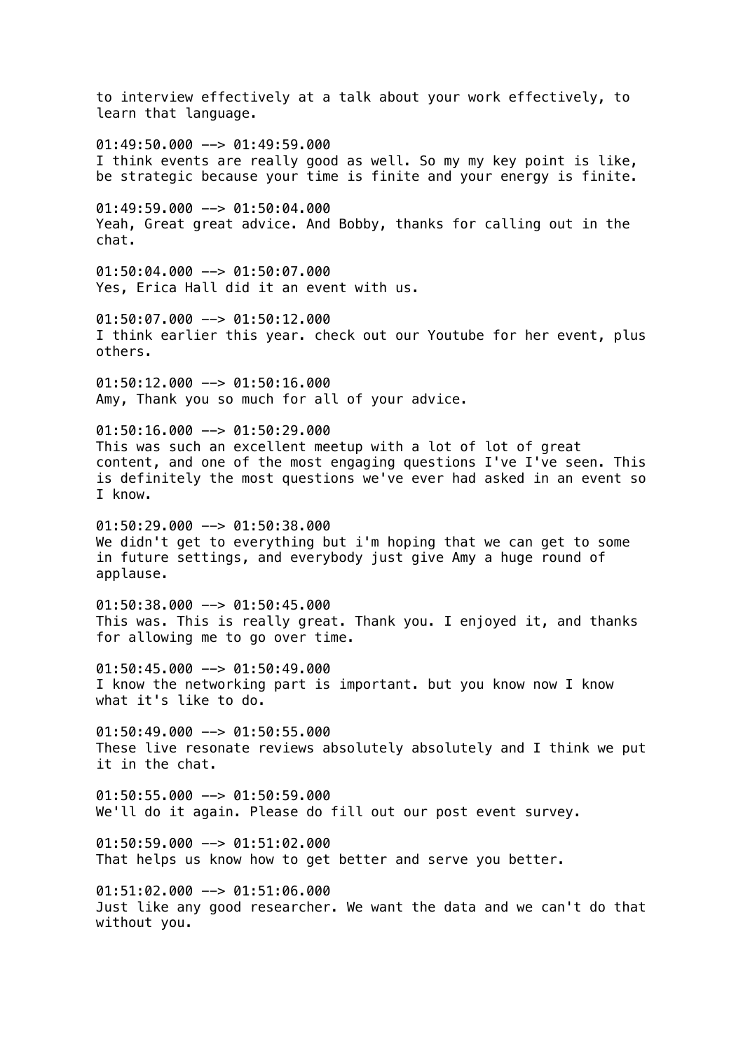to interview effectively at a talk about your work effectively, to learn that language.

01:49:50.000 --> 01:49:59.000
I think events are really good as well. So my my key point is like, be strategic because your time is finite and your energy is finite.

01:49:59.000 --> 01:50:04.000
Yeah, Great great advice. And Bobby, thanks for calling out in the chat.

01:50:04.000 --> 01:50:07.000
Yes, Erica Hall did it an event with us.

01:50:07.000 --> 01:50:12.000
I think earlier this year. check out our Youtube for her event, plus others.

01:50:12.000 --> 01:50:16.000
Amy, Thank you so much for all of your advice.

01:50:16.000 --> 01:50:29.000
This was such an excellent meetup with a lot of lot of great content, and one of the most engaging questions I've I've seen. This is definitely the most questions we've ever had asked in an event so I know.

01:50:29.000 --> 01:50:38.000
We didn't get to everything but i'm hoping that we can get to some in future settings, and everybody just give Amy a huge round of applause.

01:50:38.000 --> 01:50:45.000
This was. This is really great. Thank you. I enjoyed it, and thanks for allowing me to go over time.

01:50:45.000 --> 01:50:49.000
I know the networking part is important. but you know now I know what it's like to do.

01:50:49.000 --> 01:50:55.000
These live resonate reviews absolutely absolutely and I think we put it in the chat.

01:50:55.000 --> 01:50:59.000
We'll do it again. Please do fill out our post event survey.

01:50:59.000 --> 01:51:02.000
That helps us know how to get better and serve you better.

01:51:02.000 --> 01:51:06.000
Just like any good researcher. We want the data and we can't do that without you.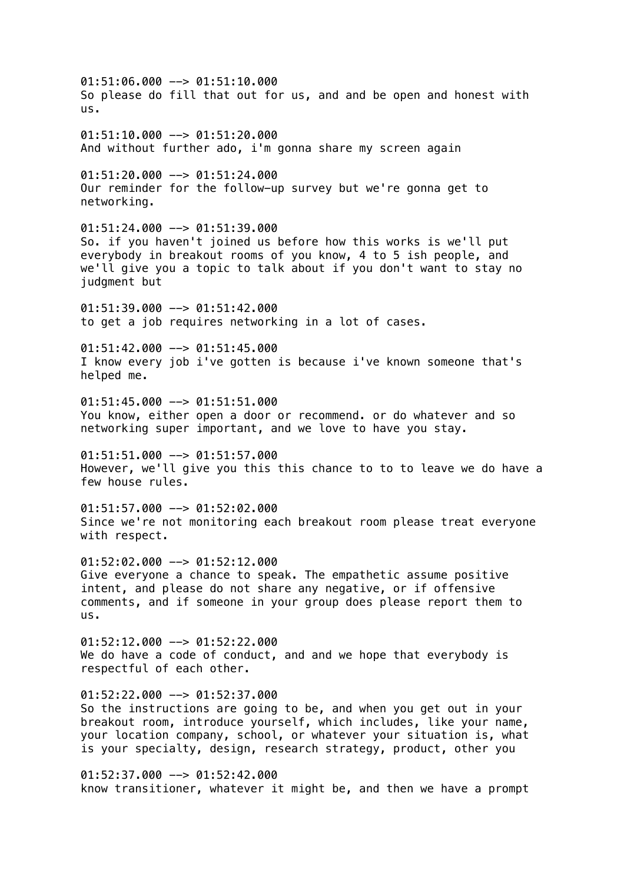01:51:06.000 --> 01:51:10.000
So please do fill that out for us, and and be open and honest with us.

01:51:10.000 --> 01:51:20.000
And without further ado, i'm gonna share my screen again

01:51:20.000 --> 01:51:24.000
Our reminder for the follow-up survey but we're gonna get to networking.

01:51:24.000 --> 01:51:39.000
So. if you haven't joined us before how this works is we'll put everybody in breakout rooms of you know, 4 to 5 ish people, and we'll give you a topic to talk about if you don't want to stay no judgment but

01:51:39.000 --> 01:51:42.000
to get a job requires networking in a lot of cases.

01:51:42.000 --> 01:51:45.000
I know every job i've gotten is because i've known someone that's helped me.

01:51:45.000 --> 01:51:51.000
You know, either open a door or recommend. or do whatever and so networking super important, and we love to have you stay.

01:51:51.000 --> 01:51:57.000
However, we'll give you this this chance to to to leave we do have a few house rules.

01:51:57.000 --> 01:52:02.000
Since we're not monitoring each breakout room please treat everyone with respect.

01:52:02.000 --> 01:52:12.000
Give everyone a chance to speak. The empathetic assume positive intent, and please do not share any negative, or if offensive comments, and if someone in your group does please report them to us.

01:52:12.000 --> 01:52:22.000
We do have a code of conduct, and and we hope that everybody is respectful of each other.

01:52:22.000 --> 01:52:37.000
So the instructions are going to be, and when you get out in your breakout room, introduce yourself, which includes, like your name, your location company, school, or whatever your situation is, what is your specialty, design, research strategy, product, other you

01:52:37.000 --> 01:52:42.000
know transitioner, whatever it might be, and then we have a prompt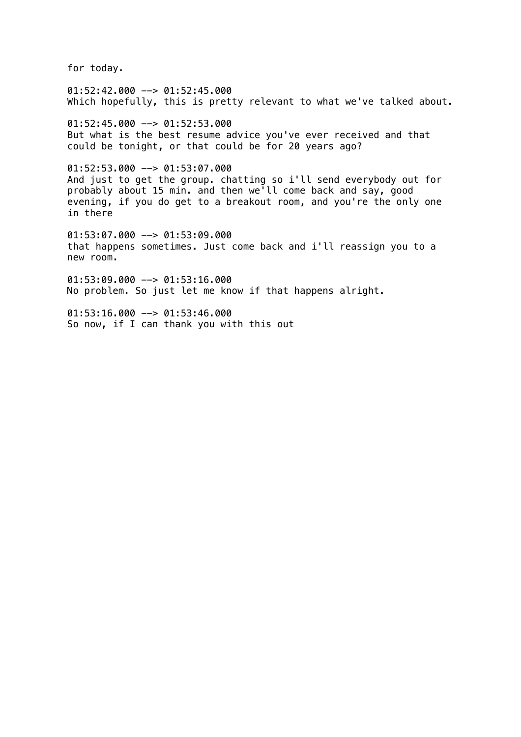for today.

01:52:42.000 --> 01:52:45.000
Which hopefully, this is pretty relevant to what we've talked about.

01:52:45.000 --> 01:52:53.000
But what is the best resume advice you've ever received and that could be tonight, or that could be for 20 years ago?

01:52:53.000 --> 01:53:07.000
And just to get the group. chatting so i'll send everybody out for probably about 15 min. and then we'll come back and say, good evening, if you do get to a breakout room, and you're the only one in there

01:53:07.000 --> 01:53:09.000
that happens sometimes. Just come back and i'll reassign you to a new room.

01:53:09.000 --> 01:53:16.000
No problem. So just let me know if that happens alright.

01:53:16.000 --> 01:53:46.000
So now, if I can thank you with this out